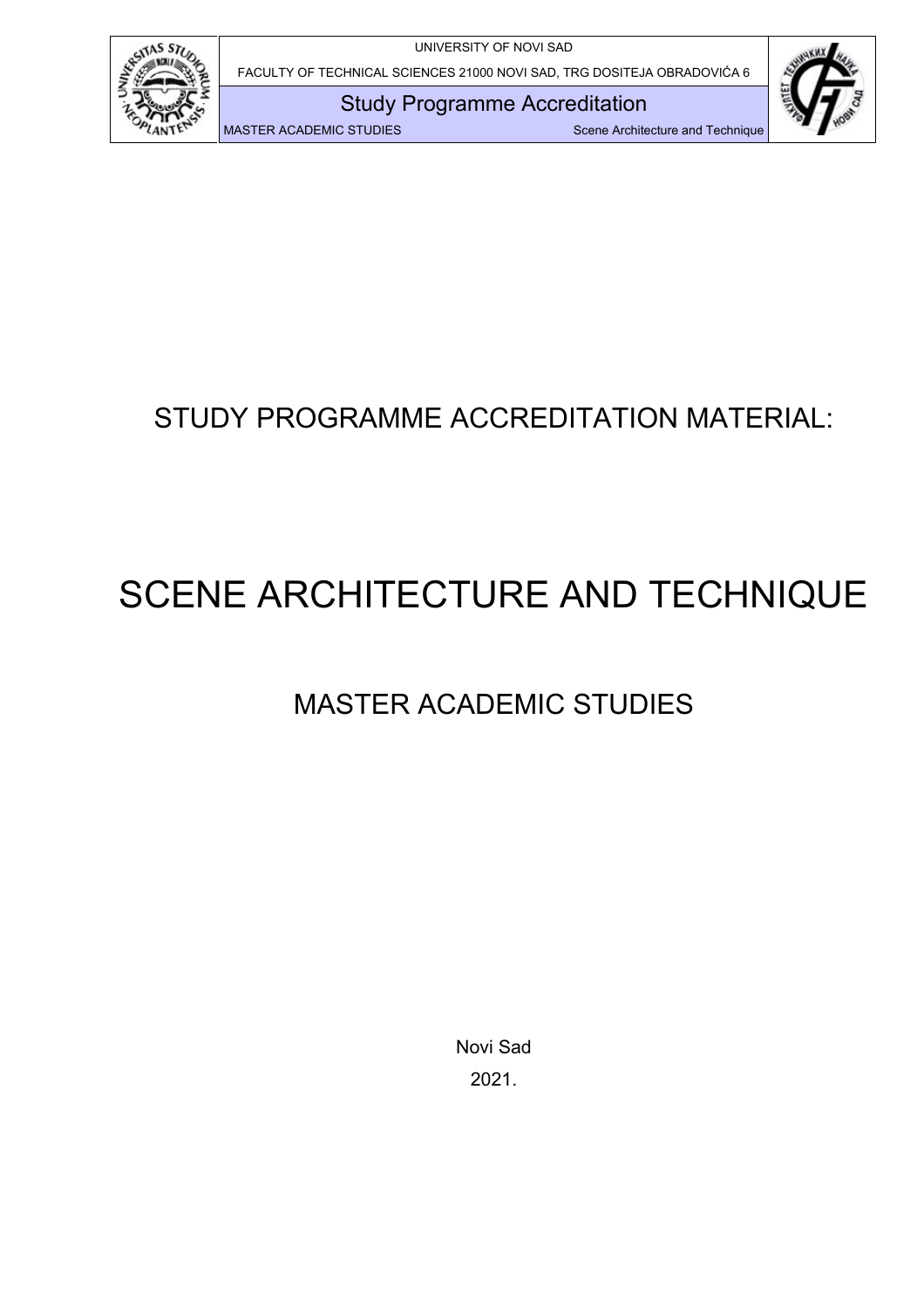# STUDY PROGRAMME ACCREDITATION MATERIAL:

# SCENE ARCHITECTURE AND TECHNIQUE

## MASTER ACADEMIC STUDIES

Novi Sad

2021.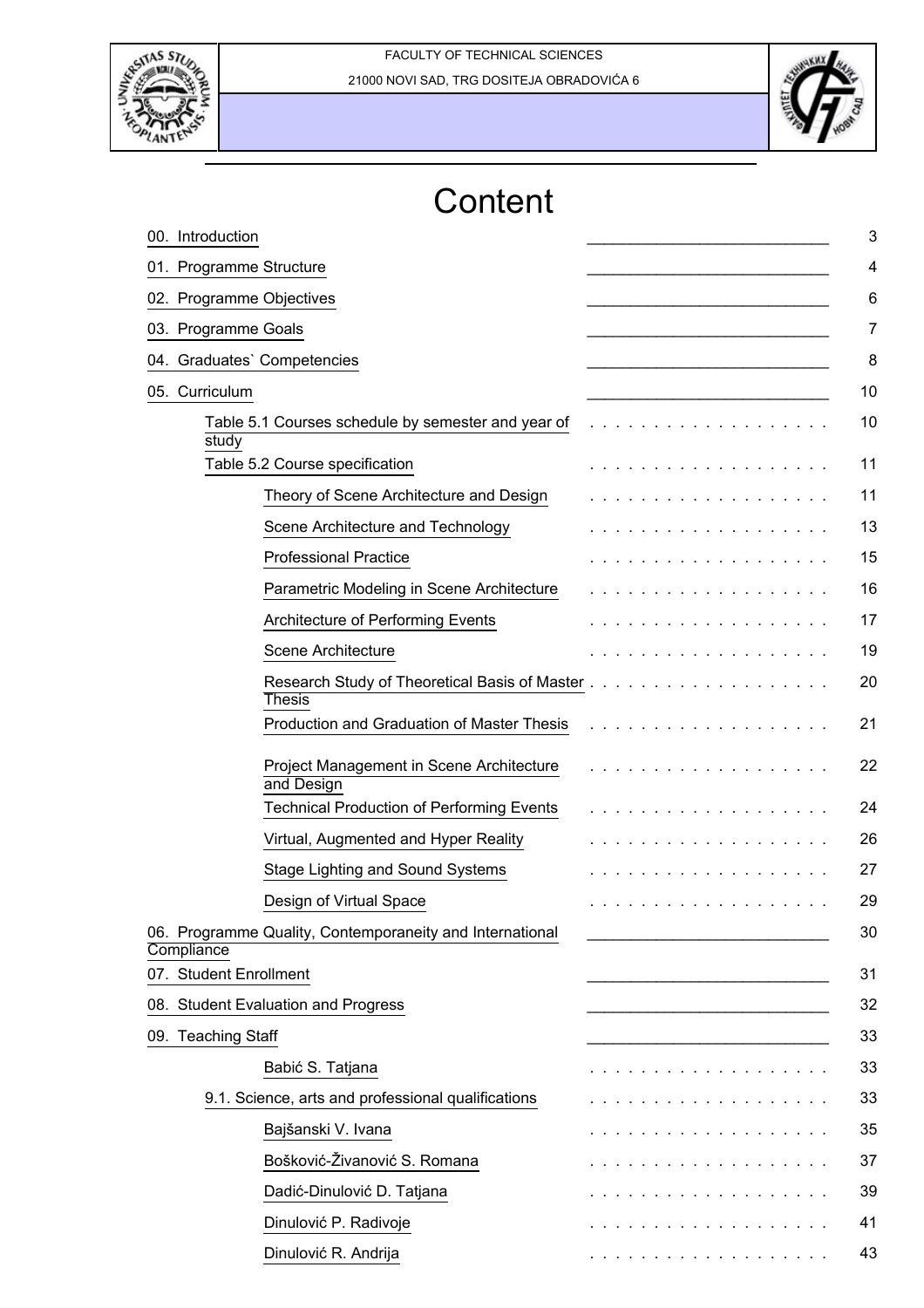# Content

| | |
|---|---|
| 00. Introduction | 3 |
| 01. Programme Structure | 4 |
| 02. Programme Objectives | 6 |
| 03. Programme Goals | 7 |
| 04. Graduates` Competencies | 8 |
| 05. Curriculum | 10 |
| Table 5.1 Courses schedule by semester and year of study | 10 |
| Table 5.2 Course specification | 11 |
| Theory of Scene Architecture and Design | 11 |
| Scene Architecture and Technology | 13 |
| Professional Practice | 15 |
| Parametric Modeling in Scene Architecture | 16 |
| Architecture of Performing Events | 17 |
| Scene Architecture | 19 |
| Research Study of Theoretical Basis of Master Thesis | 20 |
| Production and Graduation of Master Thesis | 21 |
| Project Management in Scene Architecture and Design | 22 |
| Technical Production of Performing Events | 24 |
| Virtual, Augmented and Hyper Reality | 26 |
| Stage Lighting and Sound Systems | 27 |
| Design of Virtual Space | 29 |
| 06. Programme Quality, Contemporaneity and International Compliance | 30 |
| 07. Student Enrollment | 31 |
| 08. Student Evaluation and Progress | 32 |
| 09. Teaching Staff | 33 |
| Babić S. Tatjana | 33 |
| 9.1. Science, arts and professional qualifications | 33 |
| Bajšanski V. Ivana | 35 |
| Bošković-Živanović S. Romana | 37 |
| Dadić-Dinulović D. Tatjana | 39 |
| Dinulović P. Radivoje | 41 |
| Dinulović R. Andrija | 43 |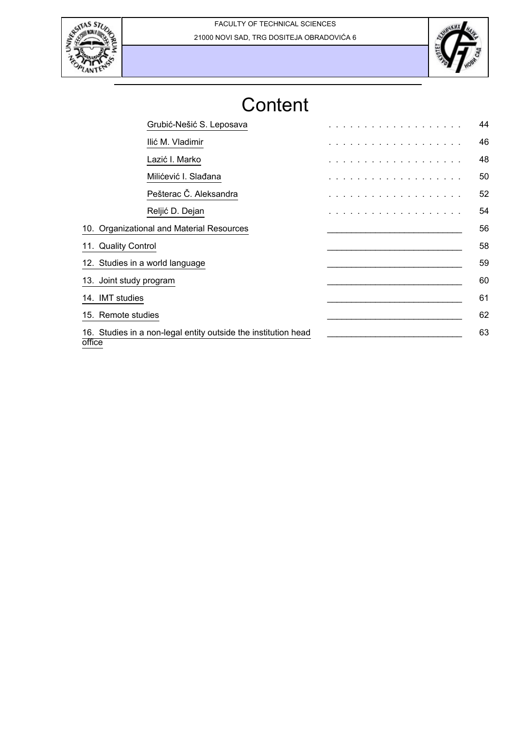# Content

| | |
|---|---|
| Grubić-Nešić S. Leposava | 44 |
| Ilić M. Vladimir | 46 |
| Lazić I. Marko | 48 |
| Milićević I. Slađana | 50 |
| Pešterac Č. Aleksandra | 52 |
| Reljić D. Dejan | 54 |
| 10. Organizational and Material Resources | 56 |
| 11. Quality Control | 58 |
| 12. Studies in a world language | 59 |
| 13. Joint study program | 60 |
| 14. IMT studies | 61 |
| 15. Remote studies | 62 |
| 16. Studies in a non-legal entity outside the institution head office | 63 |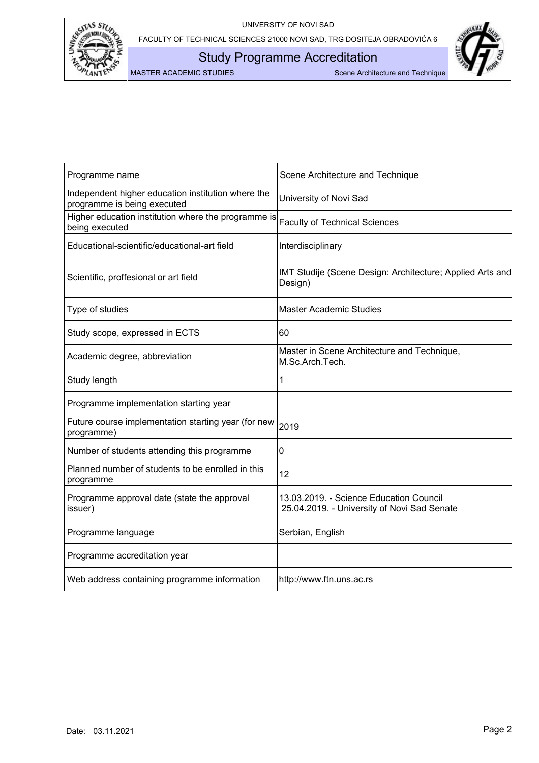| Programme name | Scene Architecture and Technique |
| --- | --- |
| Independent higher education institution where the programme is being executed | University of Novi Sad |
| Higher education institution where the programme is being executed | Faculty of Technical Sciences |
| Educational-scientific/educational-art field | Interdisciplinary |
| Scientific, proffesional or art field | IMT Studije (Scene Design: Architecture; Applied Arts and Design) |
| Type of studies | Master Academic Studies |
| Study scope, expressed in ECTS | 60 |
| Academic degree, abbreviation | Master in Scene Architecture and Technique, M.Sc.Arch.Tech. |
| Study length | 1 |
| Programme implementation starting year | |
| Future course implementation starting year (for new programme) | 2019 |
| Number of students attending this programme | 0 |
| Planned number of students to be enrolled in this programme | 12 |
| Programme approval date (state the approval issuer) | 13.03.2019. - Science Education Council<br>25.04.2019. - University of Novi Sad Senate |
| Programme language | Serbian, English |
| Programme accreditation year | |
| Web address containing programme information | http://www.ftn.uns.ac.rs |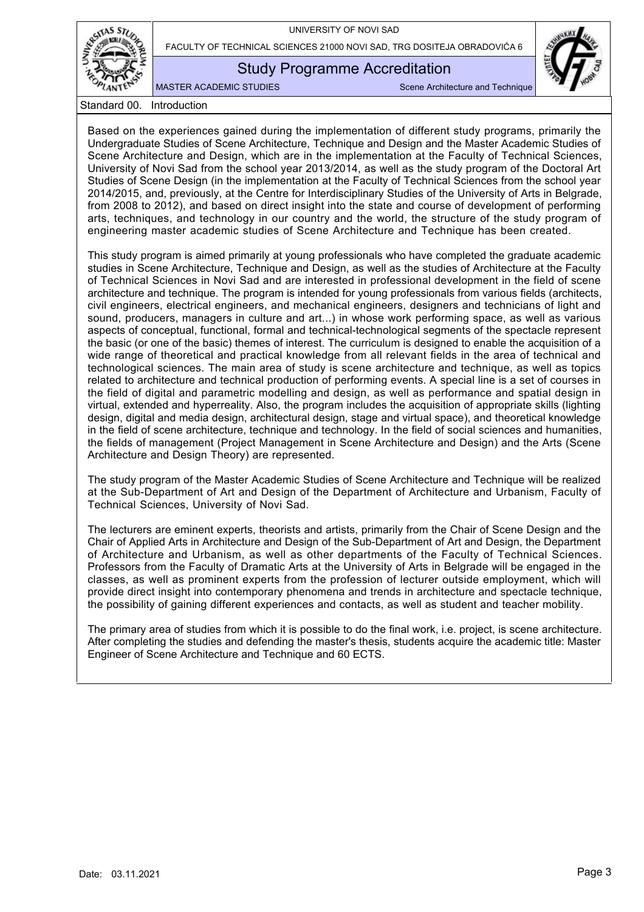## Standard 00. Introduction

Based on the experiences gained during the implementation of different study programs, primarily the Undergraduate Studies of Scene Architecture, Technique and Design and the Master Academic Studies of Scene Architecture and Design, which are in the implementation at the Faculty of Technical Sciences, University of Novi Sad from the school year 2013/2014, as well as the study program of the Doctoral Art Studies of Scene Design (in the implementation at the Faculty of Technical Sciences from the school year 2014/2015, and, previously, at the Centre for Interdisciplinary Studies of the University of Arts in Belgrade, from 2008 to 2012), and based on direct insight into the state and course of development of performing arts, techniques, and technology in our country and the world, the structure of the study program of engineering master academic studies of Scene Architecture and Technique has been created.

This study program is aimed primarily at young professionals who have completed the graduate academic studies in Scene Architecture, Technique and Design, as well as the studies of Architecture at the Faculty of Technical Sciences in Novi Sad and are interested in professional development in the field of scene architecture and technique. The program is intended for young professionals from various fields (architects, civil engineers, electrical engineers, and mechanical engineers, designers and technicians of light and sound, producers, managers in culture and art...) in whose work performing space, as well as various aspects of conceptual, functional, formal and technical-technological segments of the spectacle represent the basic (or one of the basic) themes of interest. The curriculum is designed to enable the acquisition of a wide range of theoretical and practical knowledge from all relevant fields in the area of technical and technological sciences. The main area of study is scene architecture and technique, as well as topics related to architecture and technical production of performing events. A special line is a set of courses in the field of digital and parametric modelling and design, as well as performance and spatial design in virtual, extended and hyperreality. Also, the program includes the acquisition of appropriate skills (lighting design, digital and media design, architectural design, stage and virtual space), and theoretical knowledge in the field of scene architecture, technique and technology. In the field of social sciences and humanities, the fields of management (Project Management in Scene Architecture and Design) and the Arts (Scene Architecture and Design Theory) are represented.

The study program of the Master Academic Studies of Scene Architecture and Technique will be realized at the Sub-Department of Art and Design of the Department of Architecture and Urbanism, Faculty of Technical Sciences, University of Novi Sad.

The lecturers are eminent experts, theorists and artists, primarily from the Chair of Scene Design and the Chair of Applied Arts in Architecture and Design of the Sub-Department of Art and Design, the Department of Architecture and Urbanism, as well as other departments of the Faculty of Technical Sciences. Professors from the Faculty of Dramatic Arts at the University of Arts in Belgrade will be engaged in the classes, as well as prominent experts from the profession of lecturer outside employment, which will provide direct insight into contemporary phenomena and trends in architecture and spectacle technique, the possibility of gaining different experiences and contacts, as well as student and teacher mobility.

The primary area of studies from which it is possible to do the final work, i.e. project, is scene architecture. After completing the studies and defending the master's thesis, students acquire the academic title: Master Engineer of Scene Architecture and Technique and 60 ECTS.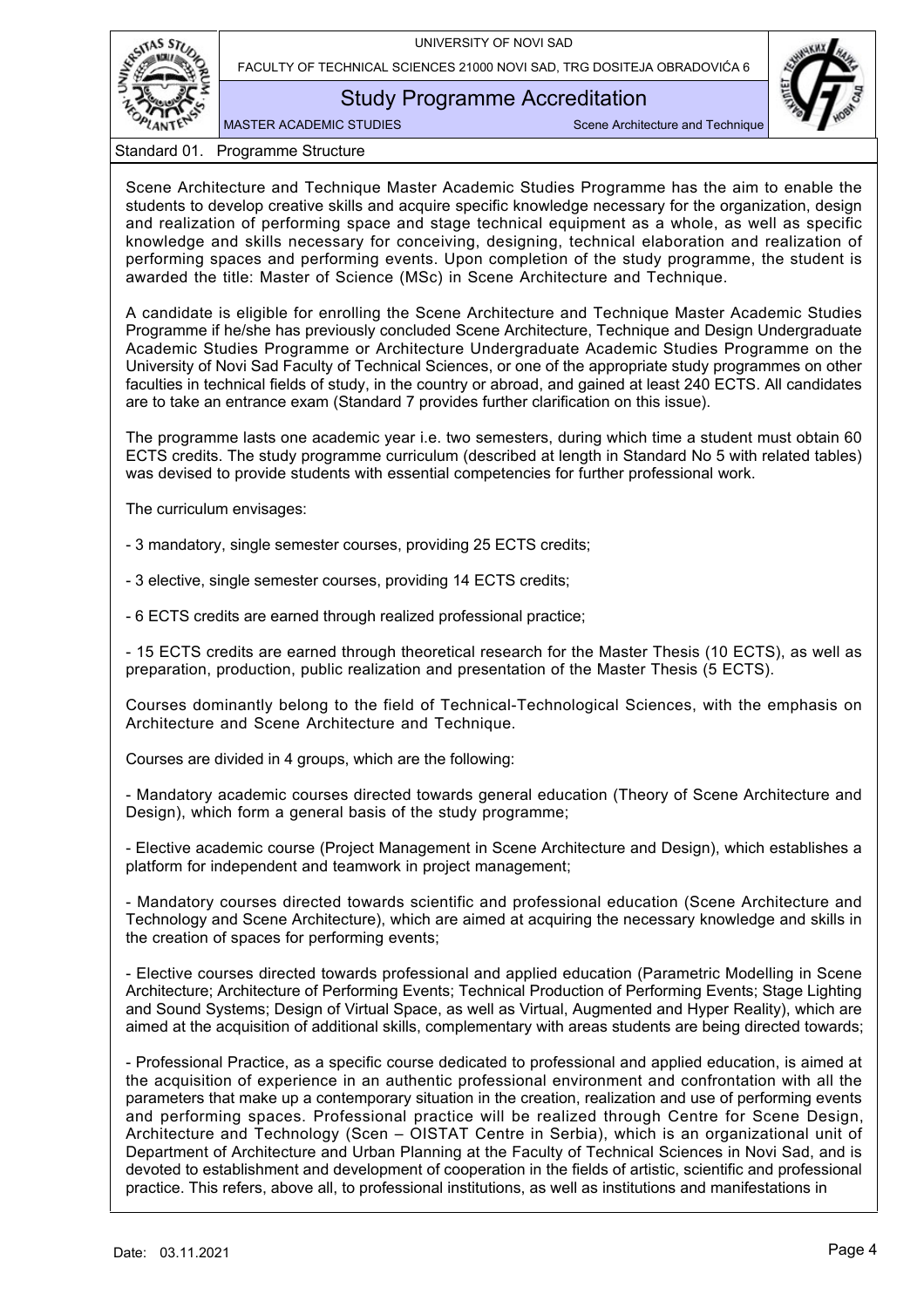Standard 01. Programme Structure

Scene Architecture and Technique Master Academic Studies Programme has the aim to enable the students to develop creative skills and acquire specific knowledge necessary for the organization, design and realization of performing space and stage technical equipment as a whole, as well as specific knowledge and skills necessary for conceiving, designing, technical elaboration and realization of performing spaces and performing events. Upon completion of the study programme, the student is awarded the title: Master of Science (MSc) in Scene Architecture and Technique.

A candidate is eligible for enrolling the Scene Architecture and Technique Master Academic Studies Programme if he/she has previously concluded Scene Architecture, Technique and Design Undergraduate Academic Studies Programme or Architecture Undergraduate Academic Studies Programme on the University of Novi Sad Faculty of Technical Sciences, or one of the appropriate study programmes on other faculties in technical fields of study, in the country or abroad, and gained at least 240 ECTS. All candidates are to take an entrance exam (Standard 7 provides further clarification on this issue).

The programme lasts one academic year i.e. two semesters, during which time a student must obtain 60 ECTS credits. The study programme curriculum (described at length in Standard No 5 with related tables) was devised to provide students with essential competencies for further professional work.

The curriculum envisages:

- 3 mandatory, single semester courses, providing 25 ECTS credits;

- 3 elective, single semester courses, providing 14 ECTS credits;

- 6 ECTS credits are earned through realized professional practice;

- 15 ECTS credits are earned through theoretical research for the Master Thesis (10 ECTS), as well as preparation, production, public realization and presentation of the Master Thesis (5 ECTS).

Courses dominantly belong to the field of Technical-Technological Sciences, with the emphasis on Architecture and Scene Architecture and Technique.

Courses are divided in 4 groups, which are the following:

- Mandatory academic courses directed towards general education (Theory of Scene Architecture and Design), which form a general basis of the study programme;

- Elective academic course (Project Management in Scene Architecture and Design), which establishes a platform for independent and teamwork in project management;

- Mandatory courses directed towards scientific and professional education (Scene Architecture and Technology and Scene Architecture), which are aimed at acquiring the necessary knowledge and skills in the creation of spaces for performing events;

- Elective courses directed towards professional and applied education (Parametric Modelling in Scene Architecture; Architecture of Performing Events; Technical Production of Performing Events; Stage Lighting and Sound Systems; Design of Virtual Space, as well as Virtual, Augmented and Hyper Reality), which are aimed at the acquisition of additional skills, complementary with areas students are being directed towards;

- Professional Practice, as a specific course dedicated to professional and applied education, is aimed at the acquisition of experience in an authentic professional environment and confrontation with all the parameters that make up a contemporary situation in the creation, realization and use of performing events and performing spaces. Professional practice will be realized through Centre for Scene Design, Architecture and Technology (Scen – OISTAT Centre in Serbia), which is an organizational unit of Department of Architecture and Urban Planning at the Faculty of Technical Sciences in Novi Sad, and is devoted to establishment and development of cooperation in the fields of artistic, scientific and professional practice. This refers, above all, to professional institutions, as well as institutions and manifestations in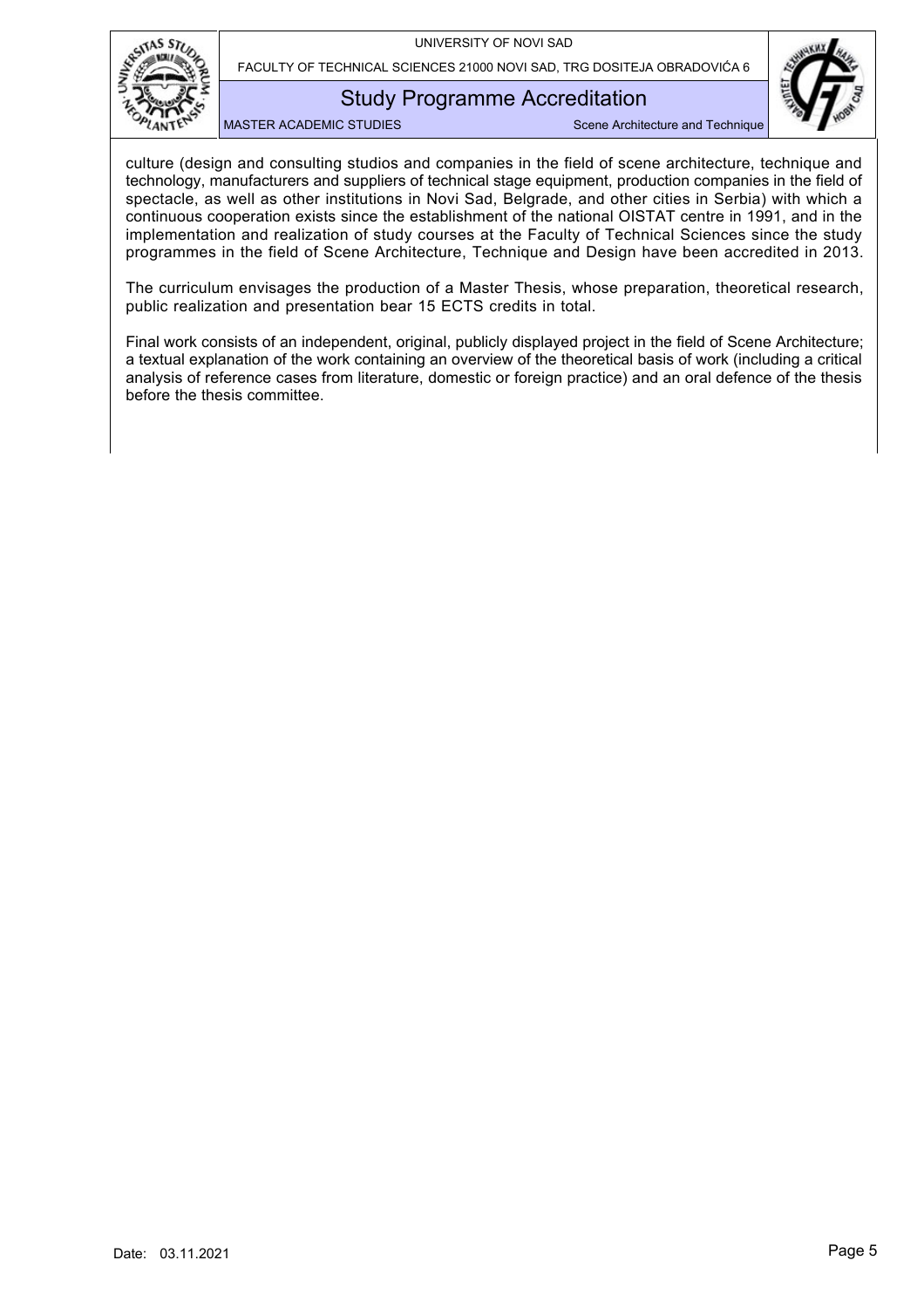culture (design and consulting studios and companies in the field of scene architecture, technique and technology, manufacturers and suppliers of technical stage equipment, production companies in the field of spectacle, as well as other institutions in Novi Sad, Belgrade, and other cities in Serbia) with which a continuous cooperation exists since the establishment of the national OISTAT centre in 1991, and in the implementation and realization of study courses at the Faculty of Technical Sciences since the study programmes in the field of Scene Architecture, Technique and Design have been accredited in 2013.

The curriculum envisages the production of a Master Thesis, whose preparation, theoretical research, public realization and presentation bear 15 ECTS credits in total.

Final work consists of an independent, original, publicly displayed project in the field of Scene Architecture; a textual explanation of the work containing an overview of the theoretical basis of work (including a critical analysis of reference cases from literature, domestic or foreign practice) and an oral defence of the thesis before the thesis committee.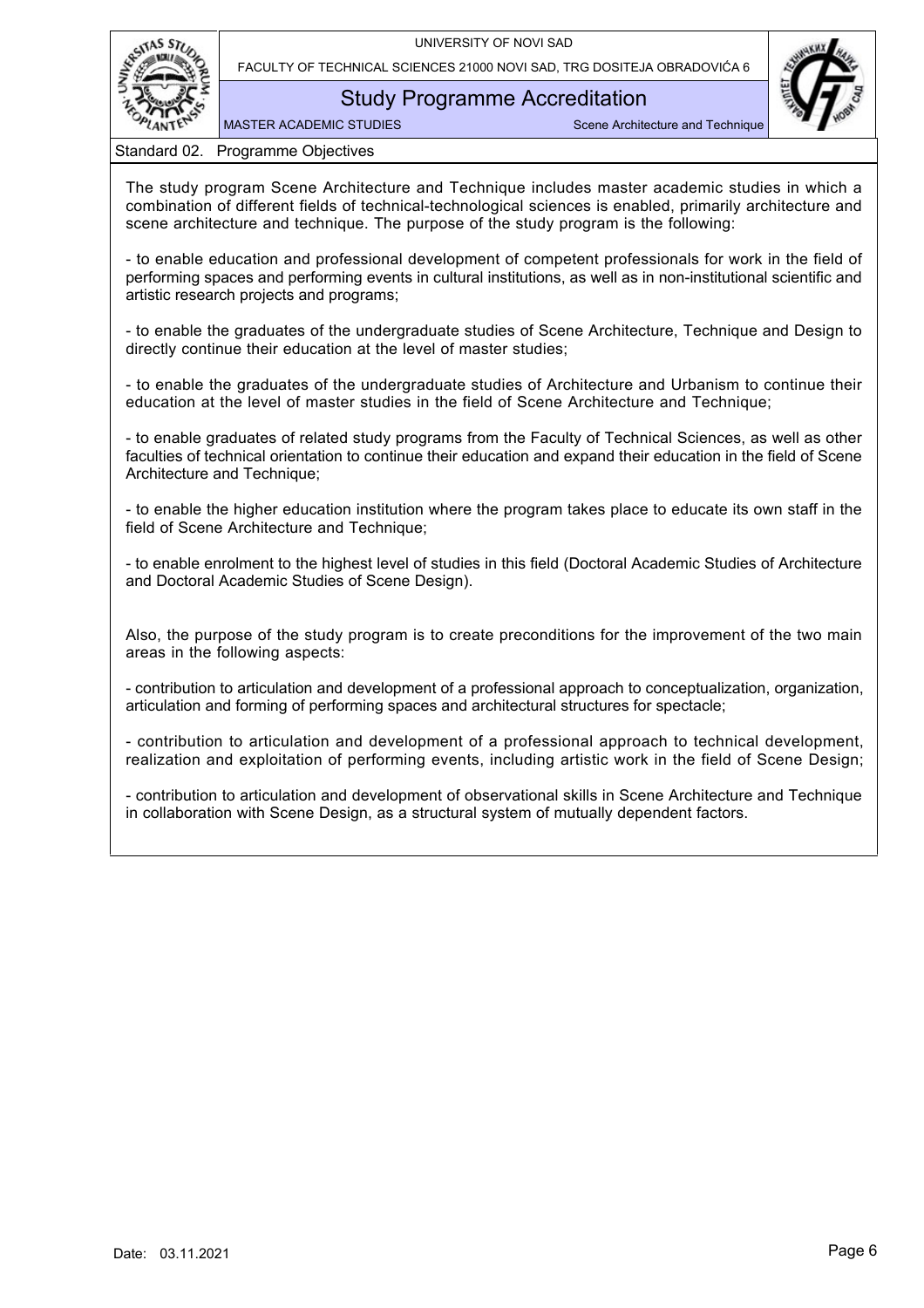## Standard 02. Programme Objectives

The study program Scene Architecture and Technique includes master academic studies in which a combination of different fields of technical-technological sciences is enabled, primarily architecture and scene architecture and technique. The purpose of the study program is the following:

- to enable education and professional development of competent professionals for work in the field of performing spaces and performing events in cultural institutions, as well as in non-institutional scientific and artistic research projects and programs;

- to enable the graduates of the undergraduate studies of Scene Architecture, Technique and Design to directly continue their education at the level of master studies;

- to enable the graduates of the undergraduate studies of Architecture and Urbanism to continue their education at the level of master studies in the field of Scene Architecture and Technique;

- to enable graduates of related study programs from the Faculty of Technical Sciences, as well as other faculties of technical orientation to continue their education and expand their education in the field of Scene Architecture and Technique;

- to enable the higher education institution where the program takes place to educate its own staff in the field of Scene Architecture and Technique;

- to enable enrolment to the highest level of studies in this field (Doctoral Academic Studies of Architecture and Doctoral Academic Studies of Scene Design).

Also, the purpose of the study program is to create preconditions for the improvement of the two main areas in the following aspects:

- contribution to articulation and development of a professional approach to conceptualization, organization, articulation and forming of performing spaces and architectural structures for spectacle;

- contribution to articulation and development of a professional approach to technical development, realization and exploitation of performing events, including artistic work in the field of Scene Design;

- contribution to articulation and development of observational skills in Scene Architecture and Technique in collaboration with Scene Design, as a structural system of mutually dependent factors.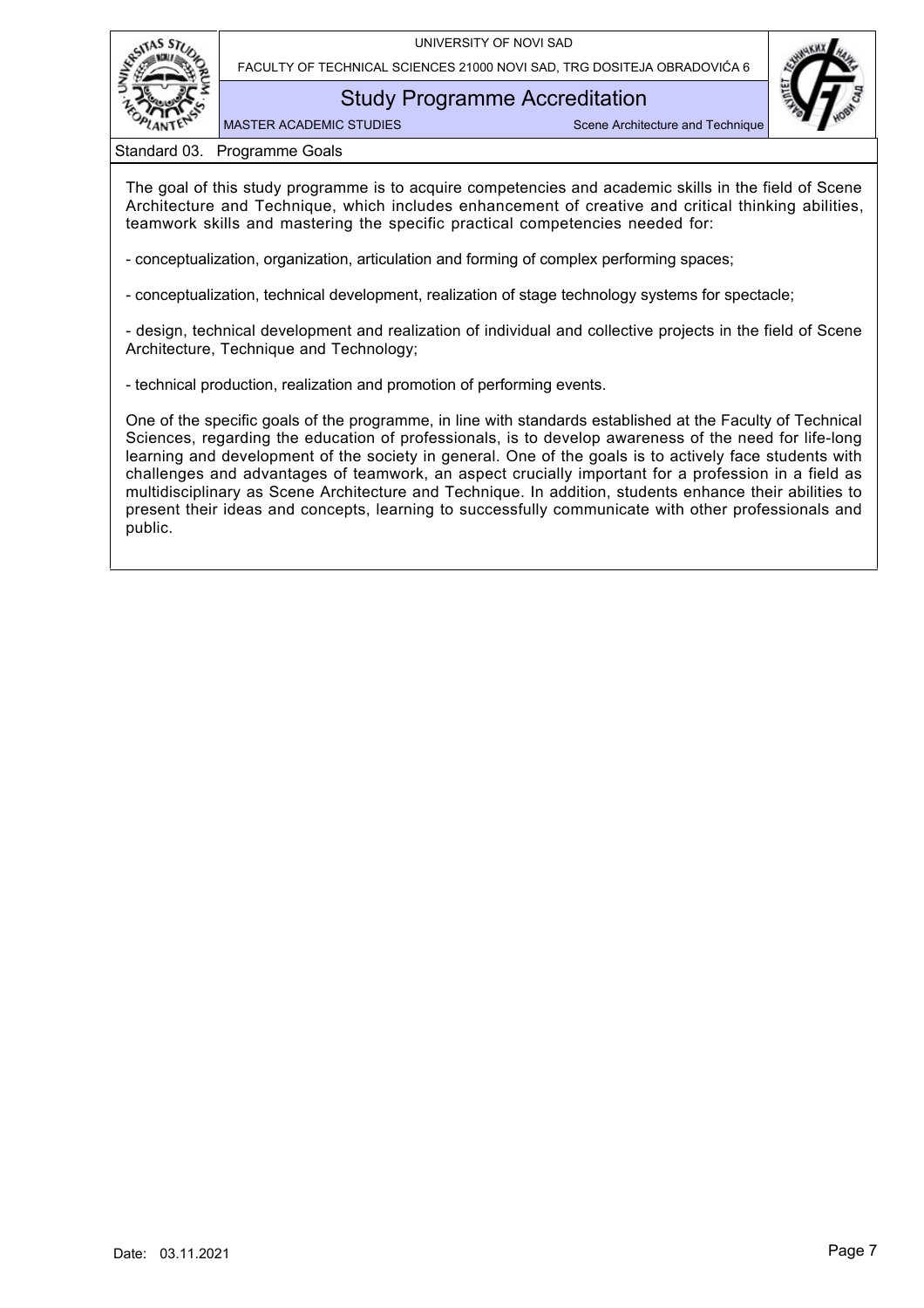## Standard 03. Programme Goals

The goal of this study programme is to acquire competencies and academic skills in the field of Scene Architecture and Technique, which includes enhancement of creative and critical thinking abilities, teamwork skills and mastering the specific practical competencies needed for:

- conceptualization, organization, articulation and forming of complex performing spaces;

- conceptualization, technical development, realization of stage technology systems for spectacle;

- design, technical development and realization of individual and collective projects in the field of Scene Architecture, Technique and Technology;

- technical production, realization and promotion of performing events.

One of the specific goals of the programme, in line with standards established at the Faculty of Technical Sciences, regarding the education of professionals, is to develop awareness of the need for life-long learning and development of the society in general. One of the goals is to actively face students with challenges and advantages of teamwork, an aspect crucially important for a profession in a field as multidisciplinary as Scene Architecture and Technique. In addition, students enhance their abilities to present their ideas and concepts, learning to successfully communicate with other professionals and public.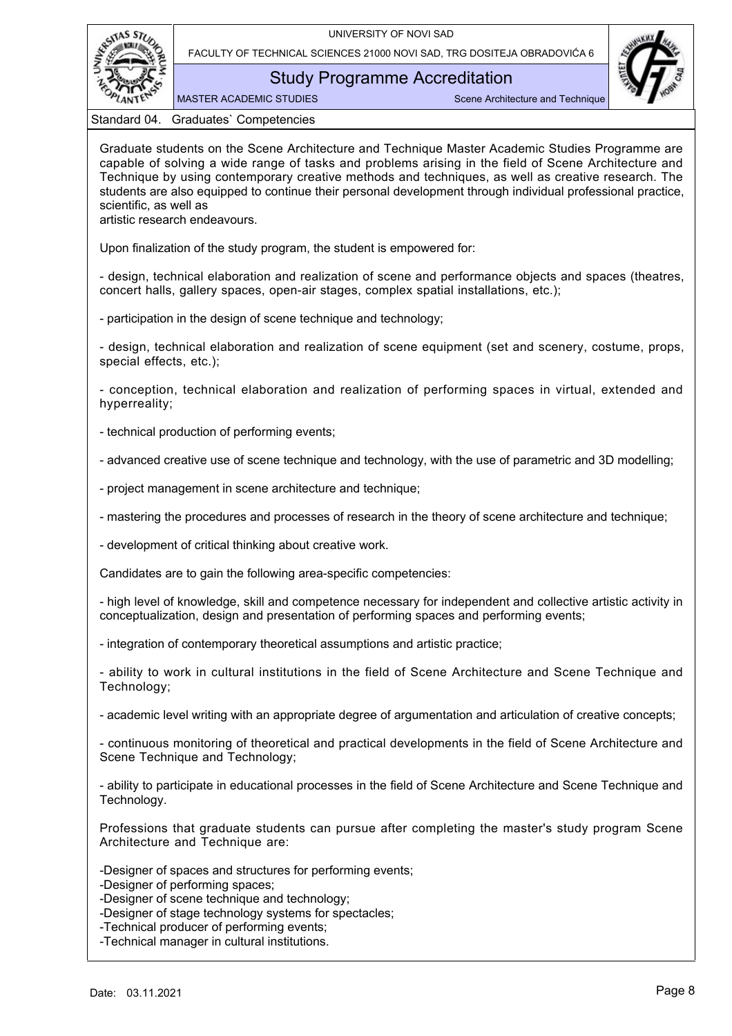## Standard 04. Graduates` Competencies

Graduate students on the Scene Architecture and Technique Master Academic Studies Programme are capable of solving a wide range of tasks and problems arising in the field of Scene Architecture and Technique by using contemporary creative methods and techniques, as well as creative research. The students are also equipped to continue their personal development through individual professional practice, scientific, as well as artistic research endeavours.

Upon finalization of the study program, the student is empowered for:

- design, technical elaboration and realization of scene and performance objects and spaces (theatres, concert halls, gallery spaces, open-air stages, complex spatial installations, etc.);
- participation in the design of scene technique and technology;
- design, technical elaboration and realization of scene equipment (set and scenery, costume, props, special effects, etc.);
- conception, technical elaboration and realization of performing spaces in virtual, extended and hyperreality;
- technical production of performing events;
- advanced creative use of scene technique and technology, with the use of parametric and 3D modelling;
- project management in scene architecture and technique;
- mastering the procedures and processes of research in the theory of scene architecture and technique;
- development of critical thinking about creative work.

Candidates are to gain the following area-specific competencies:

- high level of knowledge, skill and competence necessary for independent and collective artistic activity in conceptualization, design and presentation of performing spaces and performing events;
- integration of contemporary theoretical assumptions and artistic practice;
- ability to work in cultural institutions in the field of Scene Architecture and Scene Technique and Technology;
- academic level writing with an appropriate degree of argumentation and articulation of creative concepts;
- continuous monitoring of theoretical and practical developments in the field of Scene Architecture and Scene Technique and Technology;
- ability to participate in educational processes in the field of Scene Architecture and Scene Technique and Technology.

Professions that graduate students can pursue after completing the master's study program Scene Architecture and Technique are:

- Designer of spaces and structures for performing events;
- Designer of performing spaces;
- Designer of scene technique and technology;
- Designer of stage technology systems for spectacles;
- Technical producer of performing events;
- Technical manager in cultural institutions.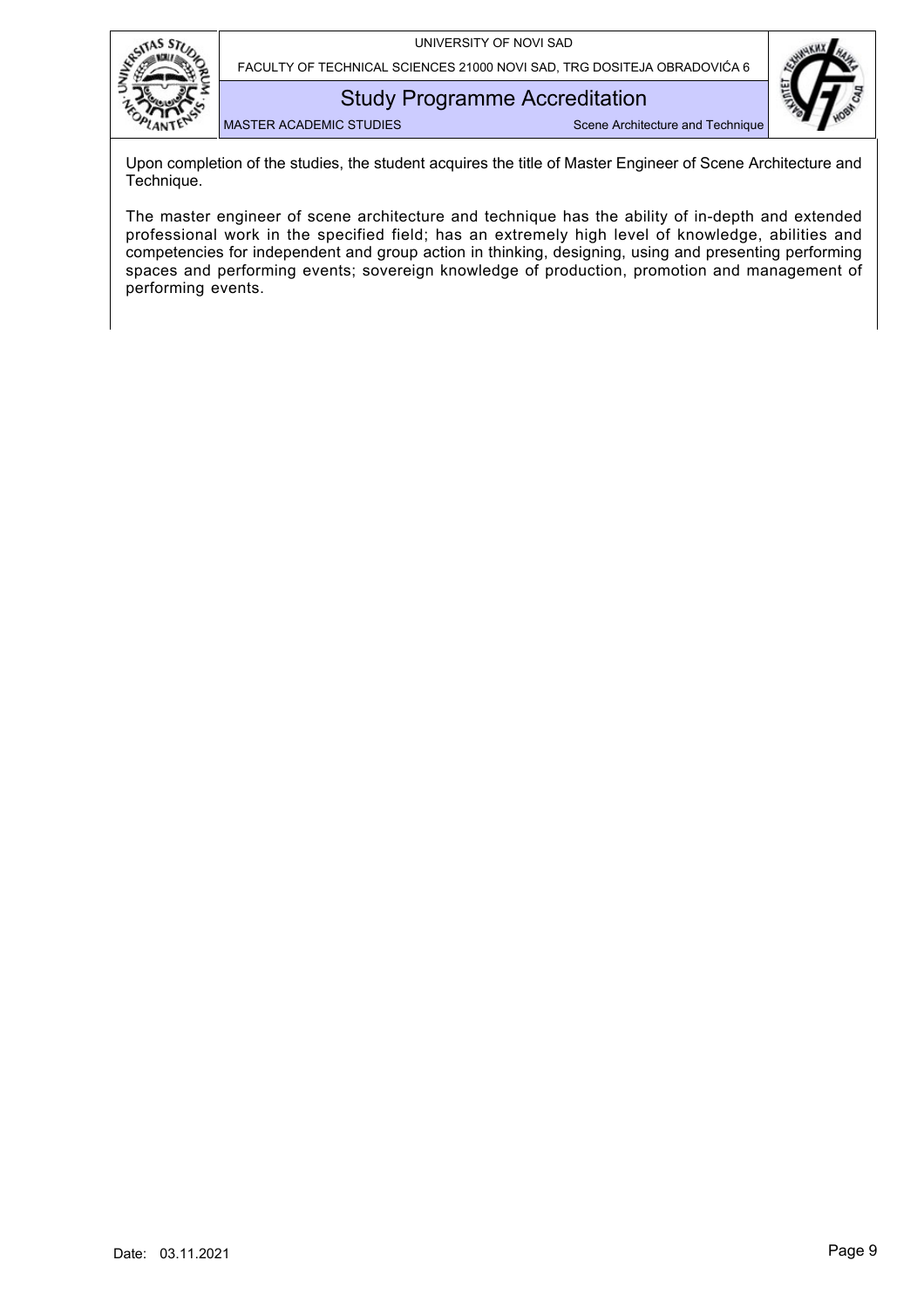Upon completion of the studies, the student acquires the title of Master Engineer of Scene Architecture and Technique.

The master engineer of scene architecture and technique has the ability of in-depth and extended professional work in the specified field; has an extremely high level of knowledge, abilities and competencies for independent and group action in thinking, designing, using and presenting performing spaces and performing events; sovereign knowledge of production, promotion and management of performing events.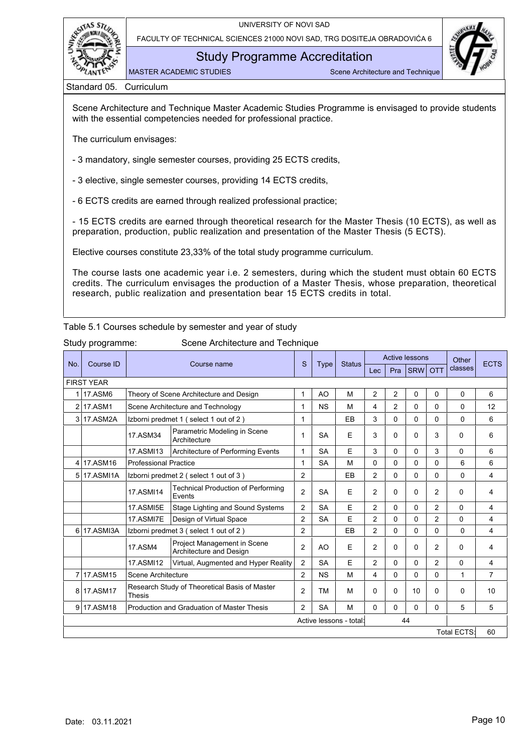## Standard 05. Curriculum

Scene Architecture and Technique Master Academic Studies Programme is envisaged to provide students with the essential competencies needed for professional practice.

The curriculum envisages:

- 3 mandatory, single semester courses, providing 25 ECTS credits,

- 3 elective, single semester courses, providing 14 ECTS credits,

- 6 ECTS credits are earned through realized professional practice;

- 15 ECTS credits are earned through theoretical research for the Master Thesis (10 ECTS), as well as preparation, production, public realization and presentation of the Master Thesis (5 ECTS).

Elective courses constitute 23,33% of the total study programme curriculum.

The course lasts one academic year i.e. 2 semesters, during which the student must obtain 60 ECTS credits. The curriculum envisages the production of a Master Thesis, whose preparation, theoretical research, public realization and presentation bear 15 ECTS credits in total.

Table 5.1 Courses schedule by semester and year of study

Study programme: Scene Architecture and Technique

| No. | Course ID | Course name | | S | Type | Status | Active lessons | | | | Other classes | ECTS |
|---|---|---|---|---|---|---|---|---|---|---|---|---|
| | | | | | | | Lec | Pra | SRW | OTT | | |
| FIRST YEAR | | | | | | | | | | | | |
| 1 | 17.ASM6 | Theory of Scene Architecture and Design | | 1 | AO | M | 2 | 2 | 0 | 0 | 0 | 6 |
| 2 | 17.ASM1 | Scene Architecture and Technology | | 1 | NS | M | 4 | 2 | 0 | 0 | 0 | 12 |
| 3 | 17.ASM2A | Izborni predmet 1 ( select 1 out of 2 ) | | 1 | | EB | 3 | 0 | 0 | 0 | 0 | 6 |
| | | 17.ASM34 | Parametric Modeling in Scene Architecture | 1 | SA | E | 3 | 0 | 0 | 3 | 0 | 6 |
| | | 17.ASMI13 | Architecture of Performing Events | 1 | SA | E | 3 | 0 | 0 | 3 | 0 | 6 |
| 4 | 17.ASM16 | Professional Practice | | 1 | SA | M | 0 | 0 | 0 | 0 | 6 | 6 |
| 5 | 17.ASMI1A | Izborni predmet 2 ( select 1 out of 3 ) | | 2 | | EB | 2 | 0 | 0 | 0 | 0 | 4 |
| | | 17.ASMI14 | Technical Production of Performing Events | 2 | SA | E | 2 | 0 | 0 | 2 | 0 | 4 |
| | | 17.ASMI5E | Stage Lighting and Sound Systems | 2 | SA | E | 2 | 0 | 0 | 2 | 0 | 4 |
| | | 17.ASMI7E | Design of Virtual Space | 2 | SA | E | 2 | 0 | 0 | 2 | 0 | 4 |
| 6 | 17.ASMI3A | Izborni predmet 3 ( select 1 out of 2 ) | | 2 | | EB | 2 | 0 | 0 | 0 | 0 | 4 |
| | | 17.ASM4 | Project Management in Scene Architecture and Design | 2 | AO | E | 2 | 0 | 0 | 2 | 0 | 4 |
| | | 17.ASMI12 | Virtual, Augmented and Hyper Reality | 2 | SA | E | 2 | 0 | 0 | 2 | 0 | 4 |
| 7 | 17.ASM15 | Scene Architecture | | 2 | NS | M | 4 | 0 | 0 | 0 | 1 | 7 |
| 8 | 17.ASM17 | Research Study of Theoretical Basis of Master Thesis | | 2 | TM | M | 0 | 0 | 10 | 0 | 0 | 10 |
| 9 | 17.ASM18 | Production and Graduation of Master Thesis | | 2 | SA | M | 0 | 0 | 0 | 0 | 5 | 5 |
| | | | | | Active lessons - total: | | | | 44 | | | |
| | | | | | | | | | | | Total ECTS: | 60 |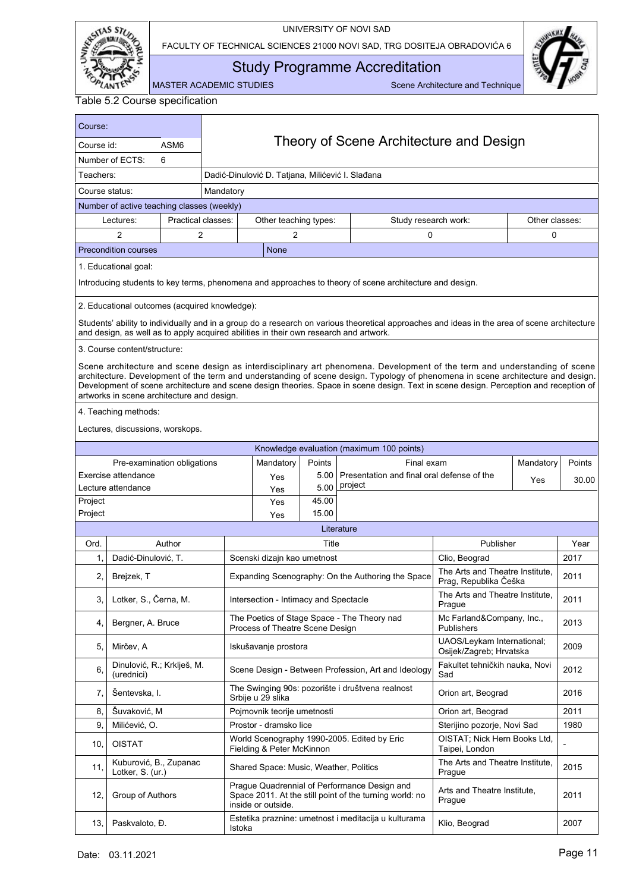Table 5.2 Course specification

| Course: | | |
|---|---|---|
| Course id: | ASM6 | **Theory of Scene Architecture and Design** |
| Number of ECTS: | 6 | |
| Teachers: | | Dadić-Dinulović D. Tatjana, Milićević I. Slađana |
| Course status: | | Mandatory |

**Number of active teaching classes (weekly)**

| Lectures: | Practical classes: | Other teaching types: | Study research work: | Other classes: |
|---|---|---|---|---|
| 2 | 2 | 2 | 0 | 0 |

**Precondition courses:** None

1. Educational goal:

Introducing students to key terms, phenomena and approaches to theory of scene architecture and design.

2. Educational outcomes (acquired knowledge):

Students' ability to individually and in a group do a research on various theoretical approaches and ideas in the area of scene architecture and design, as well as to apply acquired abilities in their own research and artwork.

3. Course content/structure:

Scene architecture and scene design as interdisciplinary art phenomena. Development of the term and understanding of scene architecture. Development of the term and understanding of scene design. Typology of phenomena in scene architecture and design. Development of scene architecture and scene design theories. Space in scene design. Text in scene design. Perception and reception of artworks in scene architecture and design.

4. Teaching methods:

Lectures, discussions, worskops.

**Knowledge evaluation (maximum 100 points)**

| Pre-examination obligations | Mandatory | Points | Final exam | Mandatory | Points |
|---|---|---|---|---|---|
| Exercise attendance | Yes | 5.00 | Presentation and final oral defense of the project | Yes | 30.00 |
| Lecture attendance | Yes | 5.00 | | | |
| Project | Yes | 45.00 | | | |
| Project | Yes | 15.00 | | | |

**Literature**

| Ord. | Author | Title | Publisher | Year |
|---|---|---|---|---|
| 1, | Dadić-Dinulović, T. | Scenski dizajn kao umetnost | Clio, Beograd | 2017 |
| 2, | Brejzek, T | Expanding Scenography: On the Authoring the Space | The Arts and Theatre Institute, Prag, Republika Češka | 2011 |
| 3, | Lotker, S., Černa, M. | Intersection - Intimacy and Spectacle | The Arts and Theatre Institute, Prague | 2011 |
| 4, | Bergner, A. Bruce | The Poetics of Stage Space - The Theory nad Process of Theatre Scene Design | Mc Farland&Company, Inc., Publishers | 2013 |
| 5, | Mirčev, A | Iskušavanje prostora | UAOS/Leykam International; Osijek/Zagreb; Hrvatska | 2009 |
| 6, | Dinulović, R.; Krklješ, M. (urednici) | Scene Design - Between Profession, Art and Ideology | Fakultet tehničkih nauka, Novi Sad | 2012 |
| 7, | Šentevska, I. | The Swinging 90s: pozorište i društvena realnost Srbije u 29 slika | Orion art, Beograd | 2016 |
| 8, | Šuvaković, M | Pojmovnik teorije umetnosti | Orion art, Beograd | 2011 |
| 9, | Milićević, O. | Prostor - dramsko lice | Sterijino pozorje, Novi Sad | 1980 |
| 10, | OISTAT | World Scenography 1990-2005. Edited by Eric Fielding & Peter McKinnon | OISTAT; Nick Hern Books Ltd, Taipei, London | - |
| 11, | Kuburović, B., Zupanac Lotker, S. (ur.) | Shared Space: Music, Weather, Politics | The Arts and Theatre Institute, Prague | 2015 |
| 12, | Group of Authors | Prague Quadrennial of Performance Design and Space 2011. At the still point of the turning world: no inside or outside. | Arts and Theatre Institute, Prague | 2011 |
| 13, | Paskvaloto, Đ. | Estetika praznine: umetnost i meditacija u kulturama Istoka | Klio, Beograd | 2007 |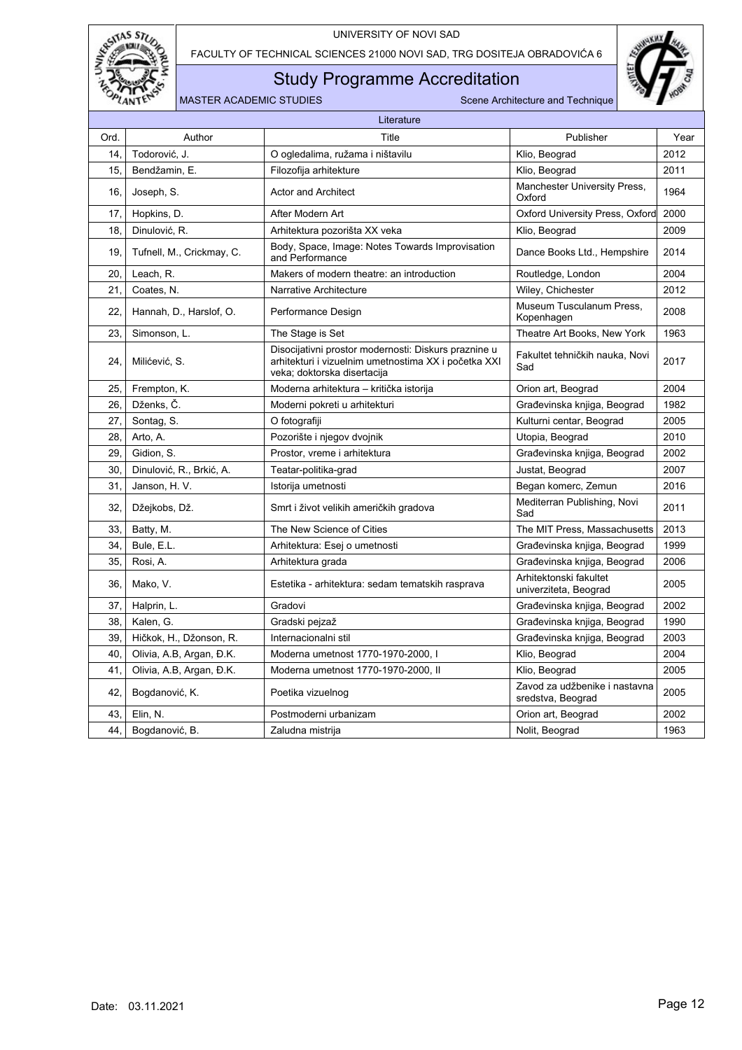| Literature | | | | |
|---|---|---|---|---|
| Ord. | Author | Title | Publisher | Year |
| 14, | Todorović, J. | O ogledalima, ružama i ništavilu | Klio, Beograd | 2012 |
| 15, | Bendžamin, E. | Filozofija arhitekture | Klio, Beograd | 2011 |
| 16, | Joseph, S. | Actor and Architect | Manchester University Press, Oxford | 1964 |
| 17, | Hopkins, D. | After Modern Art | Oxford University Press, Oxford | 2000 |
| 18, | Dinulović, R. | Arhitektura pozorišta XX veka | Klio, Beograd | 2009 |
| 19, | Tufnell, M., Crickmay, C. | Body, Space, Image: Notes Towards Improvisation and Performance | Dance Books Ltd., Hempshire | 2014 |
| 20, | Leach, R. | Makers of modern theatre: an introduction | Routledge, London | 2004 |
| 21, | Coates, N. | Narrative Architecture | Wiley, Chichester | 2012 |
| 22, | Hannah, D., Harslof, O. | Performance Design | Museum Tusculanum Press, Kopenhagen | 2008 |
| 23, | Simonson, L. | The Stage is Set | Theatre Art Books, New York | 1963 |
| 24, | Milićević, S. | Disocijativni prostor modernosti: Diskurs praznine u arhitekturi i vizuelnim umetnostima XX i početka XXI veka; doktorska disertacija | Fakultet tehničkih nauka, Novi Sad | 2017 |
| 25, | Frempton, K. | Moderna arhitektura – kritička istorija | Orion art, Beograd | 2004 |
| 26, | Dženks, Č. | Moderni pokreti u arhitekturi | Građevinska knjiga, Beograd | 1982 |
| 27, | Sontag, S. | O fotografiji | Kulturni centar, Beograd | 2005 |
| 28, | Arto, A. | Pozorište i njegov dvojnik | Utopia, Beograd | 2010 |
| 29, | Gidion, S. | Prostor, vreme i arhitektura | Građevinska knjiga, Beograd | 2002 |
| 30, | Dinulović, R., Brkić, A. | Teatar-politika-grad | Justat, Beograd | 2007 |
| 31, | Janson, H. V. | Istorija umetnosti | Began komerc, Zemun | 2016 |
| 32, | Džejkobs, Dž. | Smrt i život velikih američkih gradova | Mediterran Publishing, Novi Sad | 2011 |
| 33, | Batty, M. | The New Science of Cities | The MIT Press, Massachusetts | 2013 |
| 34, | Bule, E.L. | Arhitektura: Esej o umetnosti | Građevinska knjiga, Beograd | 1999 |
| 35, | Rosi, A. | Arhitektura grada | Građevinska knjiga, Beograd | 2006 |
| 36, | Mako, V. | Estetika - arhitektura: sedam tematskih rasprava | Arhitektonski fakultet univerziteta, Beograd | 2005 |
| 37, | Halprin, L. | Gradovi | Građevinska knjiga, Beograd | 2002 |
| 38, | Kalen, G. | Gradski pejzaž | Građevinska knjiga, Beograd | 1990 |
| 39, | Hičkok, H., Džonson, R. | Internacionalni stil | Građevinska knjiga, Beograd | 2003 |
| 40, | Olivia, A.B, Argan, Đ.K. | Moderna umetnost 1770-1970-2000, I | Klio, Beograd | 2004 |
| 41, | Olivia, A.B, Argan, Đ.K. | Moderna umetnost 1770-1970-2000, II | Klio, Beograd | 2005 |
| 42, | Bogdanović, K. | Poetika vizuelnog | Zavod za udžbenike i nastavna sredstva, Beograd | 2005 |
| 43, | Elin, N. | Postmoderni urbanizam | Orion art, Beograd | 2002 |
| 44, | Bogdanović, B. | Zaludna mistrija | Nolit, Beograd | 1963 |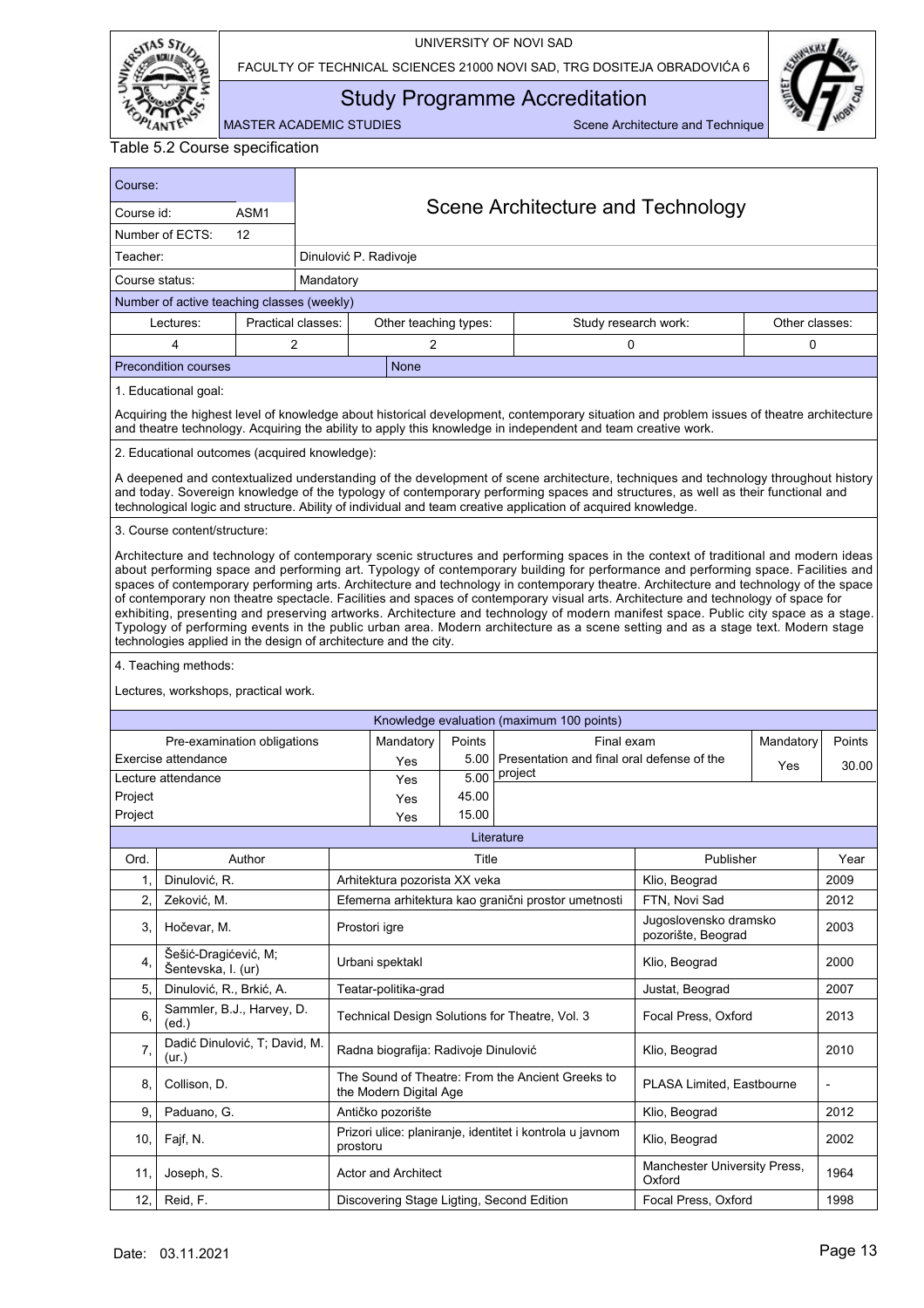Table 5.2 Course specification

| Course: | | Scene Architecture and Technology |
|---|---|---|
| Course id: | ASM1 | |
| Number of ECTS: | 12 | |
| Teacher: | | Dinulović P. Radivoje |
| Course status: | | Mandatory |

**Number of active teaching classes (weekly)**

| Lectures: | Practical classes: | Other teaching types: | Study research work: | Other classes: |
|---|---|---|---|---|
| 4 | 2 | 2 | 0 | 0 |

**Precondition courses:** None

1. Educational goal:

Acquiring the highest level of knowledge about historical development, contemporary situation and problem issues of theatre architecture and theatre technology. Acquiring the ability to apply this knowledge in independent and team creative work.

2. Educational outcomes (acquired knowledge):

A deepened and contextualized understanding of the development of scene architecture, techniques and technology throughout history and today. Sovereign knowledge of the typology of contemporary performing spaces and structures, as well as their functional and technological logic and structure. Ability of individual and team creative application of acquired knowledge.

3. Course content/structure:

Architecture and technology of contemporary scenic structures and performing spaces in the context of traditional and modern ideas about performing space and performing art. Typology of contemporary building for performance and performing space. Facilities and spaces of contemporary performing arts. Architecture and technology in contemporary theatre. Architecture and technology of the space of contemporary non theatre spectacle. Facilities and spaces of contemporary visual arts. Architecture and technology of space for exhibiting, presenting and preserving artworks. Architecture and technology of modern manifest space. Public city space as a stage. Typology of performing events in the public urban area. Modern architecture as a scene setting and as a stage text. Modern stage technologies applied in the design of architecture and the city.

4. Teaching methods:

Lectures, workshops, practical work.

**Knowledge evaluation (maximum 100 points)**

| Pre-examination obligations | Mandatory | Points | Final exam | Mandatory | Points |
|---|---|---|---|---|---|
| Exercise attendance | Yes | 5.00 | Presentation and final oral defense of the project | Yes | 30.00 |
| Lecture attendance | Yes | 5.00 | | | |
| Project | Yes | 45.00 | | | |
| Project | Yes | 15.00 | | | |

**Literature**

| Ord. | Author | Title | Publisher | Year |
|---|---|---|---|---|
| 1, | Dinulović, R. | Arhitektura pozorista XX veka | Klio, Beograd | 2009 |
| 2, | Zeković, M. | Efemerna arhitektura kao granični prostor umetnosti | FTN, Novi Sad | 2012 |
| 3, | Hočevar, M. | Prostori igre | Jugoslovensko dramsko pozorište, Beograd | 2003 |
| 4, | Šešić-Dragićević, M; Šentevska, I. (ur) | Urbani spektakl | Klio, Beograd | 2000 |
| 5, | Dinulović, R., Brkić, A. | Teatar-politika-grad | Justat, Beograd | 2007 |
| 6, | Sammler, B.J., Harvey, D. (ed.) | Technical Design Solutions for Theatre, Vol. 3 | Focal Press, Oxford | 2013 |
| 7, | Dadić Dinulović, T; David, M. (ur.) | Radna biografija: Radivoje Dinulović | Klio, Beograd | 2010 |
| 8, | Collison, D. | The Sound of Theatre: From the Ancient Greeks to the Modern Digital Age | PLASA Limited, Eastbourne | - |
| 9, | Paduano, G. | Antičko pozorište | Klio, Beograd | 2012 |
| 10, | Fajf, N. | Prizori ulice: planiranje, identitet i kontrola u javnom prostoru | Klio, Beograd | 2002 |
| 11, | Joseph, S. | Actor and Architect | Manchester University Press, Oxford | 1964 |
| 12, | Reid, F. | Discovering Stage Ligting, Second Edition | Focal Press, Oxford | 1998 |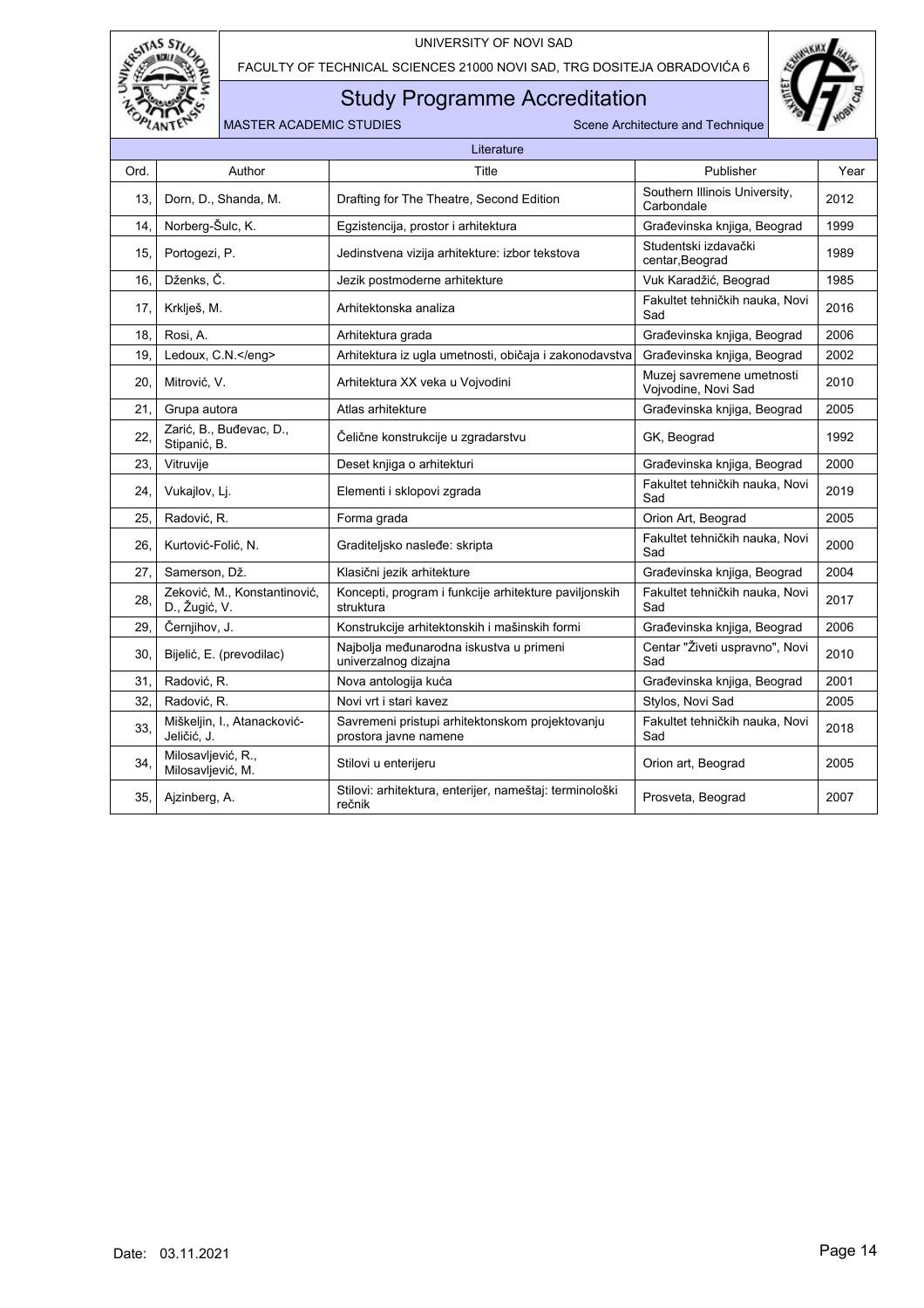| Literature | | | | |
|---|---|---|---|---|
| Ord. | Author | Title | Publisher | Year |
| 13, | Dorn, D., Shanda, M. | Drafting for The Theatre, Second Edition | Southern Illinois University, Carbondale | 2012 |
| 14, | Norberg-Šulc, K. | Egzistencija, prostor i arhitektura | Građevinska knjiga, Beograd | 1999 |
| 15, | Portogezi, P. | Jedinstvena vizija arhitekture: izbor tekstova | Studentski izdavački centar,Beograd | 1989 |
| 16, | Dženks, Č. | Jezik postmoderne arhitekture | Vuk Karadžić, Beograd | 1985 |
| 17, | Krklješ, M. | Arhitektonska analiza | Fakultet tehničkih nauka, Novi Sad | 2016 |
| 18, | Rosi, A. | Arhitektura grada | Građevinska knjiga, Beograd | 2006 |
| 19, | Ledoux, C.N.</eng> | Arhitektura iz ugla umetnosti, običaja i zakonodavstva | Građevinska knjiga, Beograd | 2002 |
| 20, | Mitrović, V. | Arhitektura XX veka u Vojvodini | Muzej savremene umetnosti Vojvodine, Novi Sad | 2010 |
| 21, | Grupa autora | Atlas arhitekture | Građevinska knjiga, Beograd | 2005 |
| 22, | Zarić, B., Buđevac, D., Stipanić, B. | Čelične konstrukcije u zgradarstvu | GK, Beograd | 1992 |
| 23, | Vitruvije | Deset knjiga o arhitekturi | Građevinska knjiga, Beograd | 2000 |
| 24, | Vukajlov, Lj. | Elementi i sklopovi zgrada | Fakultet tehničkih nauka, Novi Sad | 2019 |
| 25, | Radović, R. | Forma grada | Orion Art, Beograd | 2005 |
| 26, | Kurtović-Folić, N. | Graditeljsko nasleđe: skripta | Fakultet tehničkih nauka, Novi Sad | 2000 |
| 27, | Samerson, Dž. | Klasični jezik arhitekture | Građevinska knjiga, Beograd | 2004 |
| 28, | Zeković, M., Konstantinović, D., Žugić, V. | Koncepti, program i funkcije arhitekture paviljonskih struktura | Fakultet tehničkih nauka, Novi Sad | 2017 |
| 29, | Černjihov, J. | Konstrukcije arhitektonskih i mašinskih formi | Građevinska knjiga, Beograd | 2006 |
| 30, | Bijelić, E. (prevodilac) | Najbolja međunarodna iskustva u primeni univerzalnog dizajna | Centar "Živeti uspravno", Novi Sad | 2010 |
| 31, | Radović, R. | Nova antologija kuća | Građevinska knjiga, Beograd | 2001 |
| 32, | Radović, R. | Novi vrt i stari kavez | Stylos, Novi Sad | 2005 |
| 33, | Miškeljin, I., Atanacković-Jeličić, J. | Savremeni pristupi arhitektonskom projektovanju prostora javne namene | Fakultet tehničkih nauka, Novi Sad | 2018 |
| 34, | Milosavljević, R., Milosavljević, M. | Stilovi u enterijeru | Orion art, Beograd | 2005 |
| 35, | Ajzinberg, A. | Stilovi: arhitektura, enterijer, nameštaj: terminološki rečnik | Prosveta, Beograd | 2007 |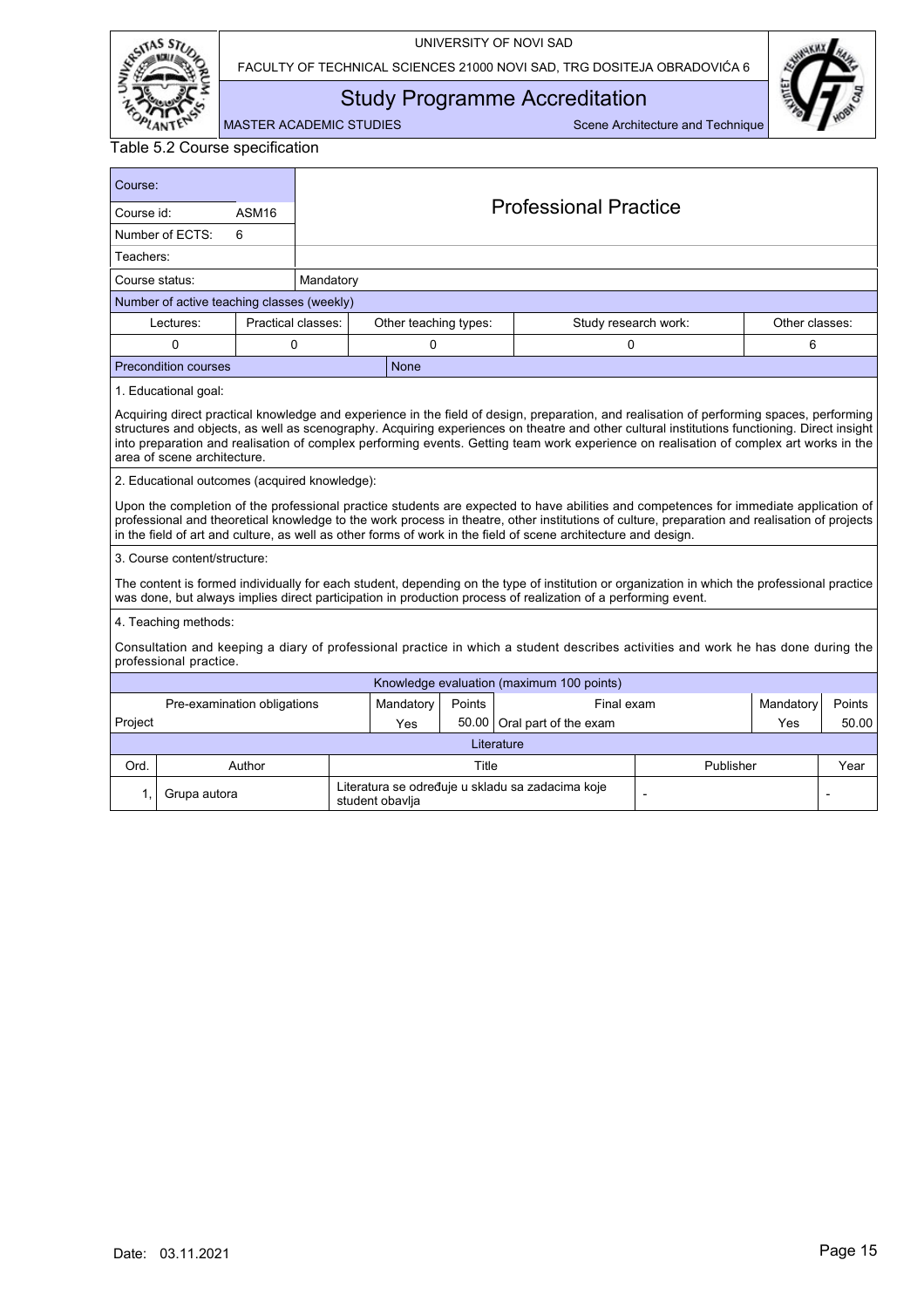Table 5.2 Course specification

| Course: | Professional Practice | | | |
|---|---|---|---|---|
| Course id: ASM16 | | | | |
| Number of ECTS: 6 | | | | |
| Teachers: | | | | |
| Course status: | Mandatory | | | |

| Number of active teaching classes (weekly) | | | | |
|---|---|---|---|---|
| Lectures: | Practical classes: | Other teaching types: | Study research work: | Other classes: |
| 0 | 0 | 0 | 0 | 6 |

| Precondition courses | None |
|---|---|

1. Educational goal:

Acquiring direct practical knowledge and experience in the field of design, preparation, and realisation of performing spaces, performing structures and objects, as well as scenography. Acquiring experiences on theatre and other cultural institutions functioning. Direct insight into preparation and realisation of complex performing events. Getting team work experience on realisation of complex art works in the area of scene architecture.

2. Educational outcomes (acquired knowledge):

Upon the completion of the professional practice students are expected to have abilities and competences for immediate application of professional and theoretical knowledge to the work process in theatre, other institutions of culture, preparation and realisation of projects in the field of art and culture, as well as other forms of work in the field of scene architecture and design.

3. Course content/structure:

The content is formed individually for each student, depending on the type of institution or organization in which the professional practice was done, but always implies direct participation in production process of realization of a performing event.

4. Teaching methods:

Consultation and keeping a diary of professional practice in which a student describes activities and work he has done during the professional practice.

| Knowledge evaluation (maximum 100 points) | | | | | |
|---|---|---|---|---|---|
| Pre-examination obligations | Mandatory | Points | Final exam | Mandatory | Points |
| Project | Yes | 50.00 | Oral part of the exam | Yes | 50.00 |

| Literature | | | | |
|---|---|---|---|---|
| Ord. | Author | Title | Publisher | Year |
| 1, | Grupa autora | Literatura se određuje u skladu sa zadacima koje student obavlja | - | - |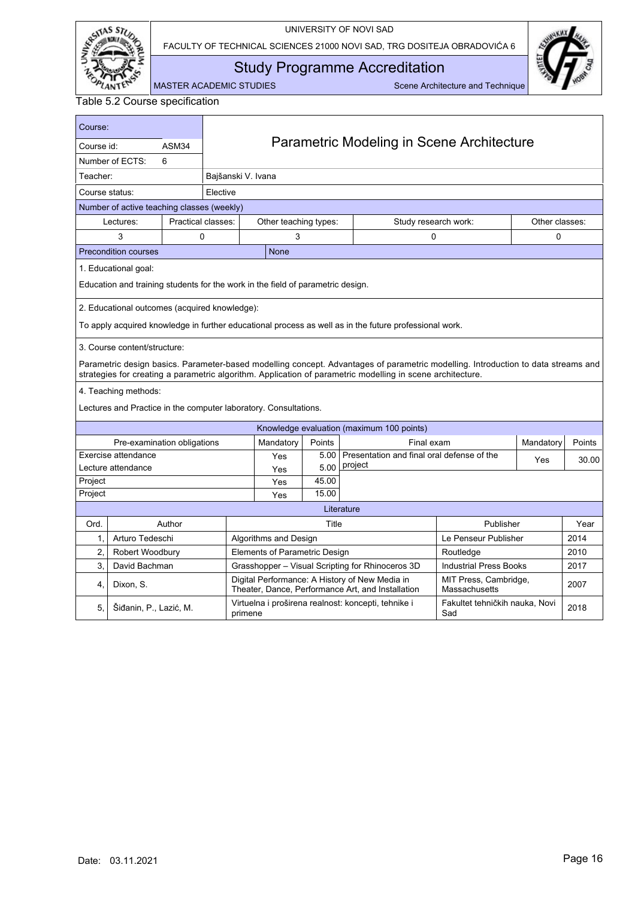Table 5.2 Course specification

| Course: | Parametric Modeling in Scene Architecture |
|---|---|
| Course id: ASM34 | |
| Number of ECTS: 6 | |
| Teacher: | Bajšanski V. Ivana |
| Course status: | Elective |

Number of active teaching classes (weekly)

| Lectures: | Practical classes: | Other teaching types: | Study research work: | Other classes: |
|---|---|---|---|---|
| 3 | 0 | 3 | 0 | 0 |

Precondition courses: None

1. Educational goal:

Education and training students for the work in the field of parametric design.

2. Educational outcomes (acquired knowledge):

To apply acquired knowledge in further educational process as well as in the future professional work.

3. Course content/structure:

Parametric design basics. Parameter-based modelling concept. Advantages of parametric modelling. Introduction to data streams and strategies for creating a parametric algorithm. Application of parametric modelling in scene architecture.

4. Teaching methods:

Lectures and Practice in the computer laboratory. Consultations.

Knowledge evaluation (maximum 100 points)

| Pre-examination obligations | Mandatory | Points | Final exam | Mandatory | Points |
|---|---|---|---|---|---|
| Exercise attendance | Yes | 5.00 | Presentation and final oral defense of the project | Yes | 30.00 |
| Lecture attendance | Yes | 5.00 | | | |
| Project | Yes | 45.00 | | | |
| Project | Yes | 15.00 | | | |

Literature

| Ord. | Author | Title | Publisher | Year |
|---|---|---|---|---|
| 1, | Arturo Tedeschi | Algorithms and Design | Le Penseur Publisher | 2014 |
| 2, | Robert Woodbury | Elements of Parametric Design | Routledge | 2010 |
| 3, | David Bachman | Grasshopper – Visual Scripting for Rhinoceros 3D | Industrial Press Books | 2017 |
| 4, | Dixon, S. | Digital Performance: A History of New Media in Theater, Dance, Performance Art, and Installation | MIT Press, Cambridge, Massachusetts | 2007 |
| 5, | Šiđanin, P., Lazić, M. | Virtuelna i proširena realnost: koncepti, tehnike i primene | Fakultet tehničkih nauka, Novi Sad | 2018 |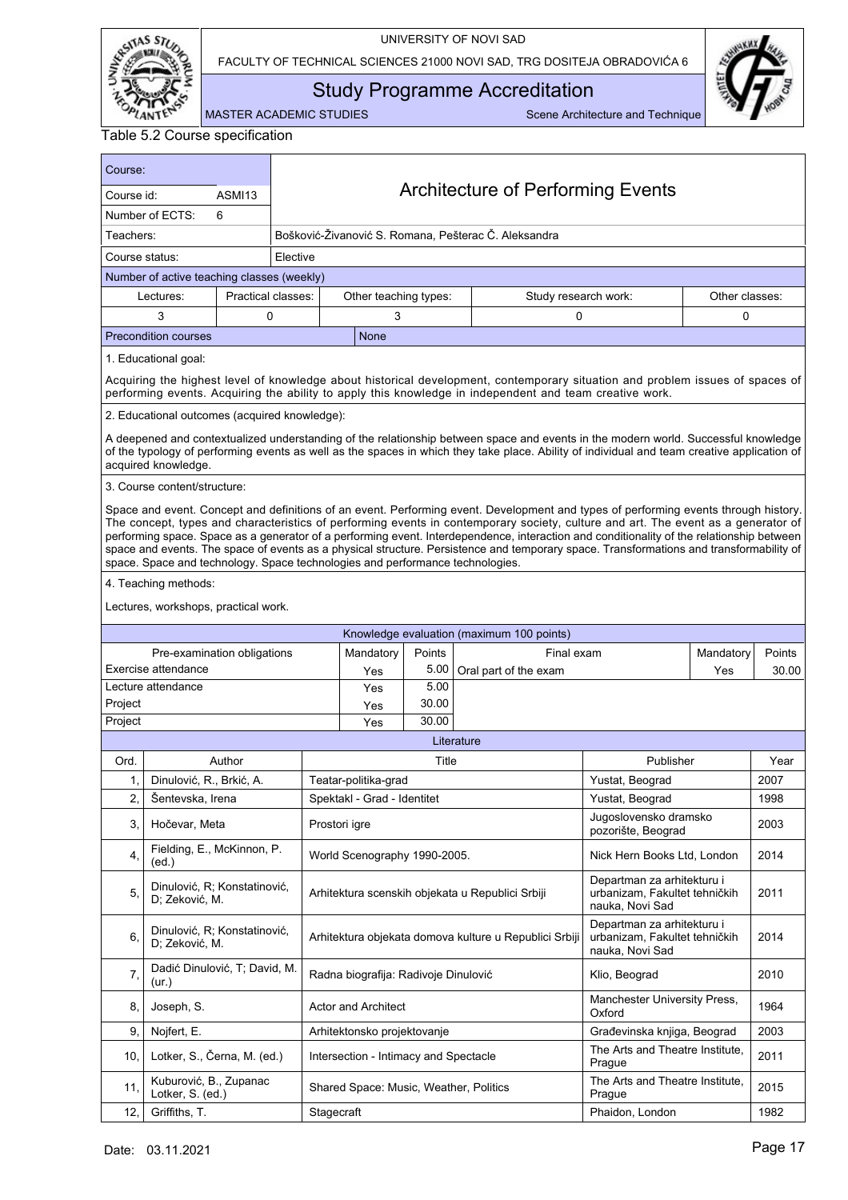Table 5.2 Course specification

| Course: | | Architecture of Performing Events |
|---|---|---|
| Course id: | ASMI13 | |
| Number of ECTS: | 6 | |
| Teachers: | | Bošković-Živanović S. Romana, Pešterac Č. Aleksandra |
| Course status: | | Elective |

**Number of active teaching classes (weekly)**

| Lectures: | Practical classes: | Other teaching types: | Study research work: | Other classes: |
|---|---|---|---|---|
| 3 | 0 | 3 | 0 | 0 |

**Precondition courses:** None

**1. Educational goal:**

Acquiring the highest level of knowledge about historical development, contemporary situation and problem issues of spaces of performing events. Acquiring the ability to apply this knowledge in independent and team creative work.

**2. Educational outcomes (acquired knowledge):**

A deepened and contextualized understanding of the relationship between space and events in the modern world. Successful knowledge of the typology of performing events as well as the spaces in which they take place. Ability of individual and team creative application of acquired knowledge.

**3. Course content/structure:**

Space and event. Concept and definitions of an event. Performing event. Development and types of performing events through history. The concept, types and characteristics of performing events in contemporary society, culture and art. The event as a generator of performing space. Space as a generator of a performing event. Interdependence, interaction and conditionality of the relationship between space and events. The space of events as a physical structure. Persistence and temporary space. Transformations and transformability of space. Space and technology. Space technologies and performance technologies.

**4. Teaching methods:**

Lectures, workshops, practical work.

**Knowledge evaluation (maximum 100 points)**

| Pre-examination obligations | Mandatory | Points | Final exam | Mandatory | Points |
|---|---|---|---|---|---|
| Exercise attendance | Yes | 5.00 | Oral part of the exam | Yes | 30.00 |
| Lecture attendance | Yes | 5.00 | | | |
| Project | Yes | 30.00 | | | |
| Project | Yes | 30.00 | | | |

**Literature**

| Ord. | Author | Title | Publisher | Year |
|---|---|---|---|---|
| 1, | Dinulović, R., Brkić, A. | Teatar-politika-grad | Yustat, Beograd | 2007 |
| 2, | Šentevska, Irena | Spektakl - Grad - Identitet | Yustat, Beograd | 1998 |
| 3, | Hočevar, Meta | Prostori igre | Jugoslovensko dramsko pozorište, Beograd | 2003 |
| 4, | Fielding, E., McKinnon, P. (ed.) | World Scenography 1990-2005. | Nick Hern Books Ltd, London | 2014 |
| 5, | Dinulović, R; Konstatinović, D; Zeković, M. | Arhitektura scenskih objekata u Republici Srbiji | Departman za arhitekturu i urbanizam, Fakultet tehničkih nauka, Novi Sad | 2011 |
| 6, | Dinulović, R; Konstatinović, D; Zeković, M. | Arhitektura objekata domova kulture u Republici Srbiji | Departman za arhitekturu i urbanizam, Fakultet tehničkih nauka, Novi Sad | 2014 |
| 7, | Dadić Dinulović, T; David, M. (ur.) | Radna biografija: Radivoje Dinulović | Klio, Beograd | 2010 |
| 8, | Joseph, S. | Actor and Architect | Manchester University Press, Oxford | 1964 |
| 9, | Nojfert, E. | Arhitektonsko projektovanje | Građevinska knjiga, Beograd | 2003 |
| 10, | Lotker, S., Černa, M. (ed.) | Intersection - Intimacy and Spectacle | The Arts and Theatre Institute, Prague | 2011 |
| 11, | Kuburović, B., Zupanac Lotker, S. (ed.) | Shared Space: Music, Weather, Politics | The Arts and Theatre Institute, Prague | 2015 |
| 12, | Griffiths, T. | Stagecraft | Phaidon, London | 1982 |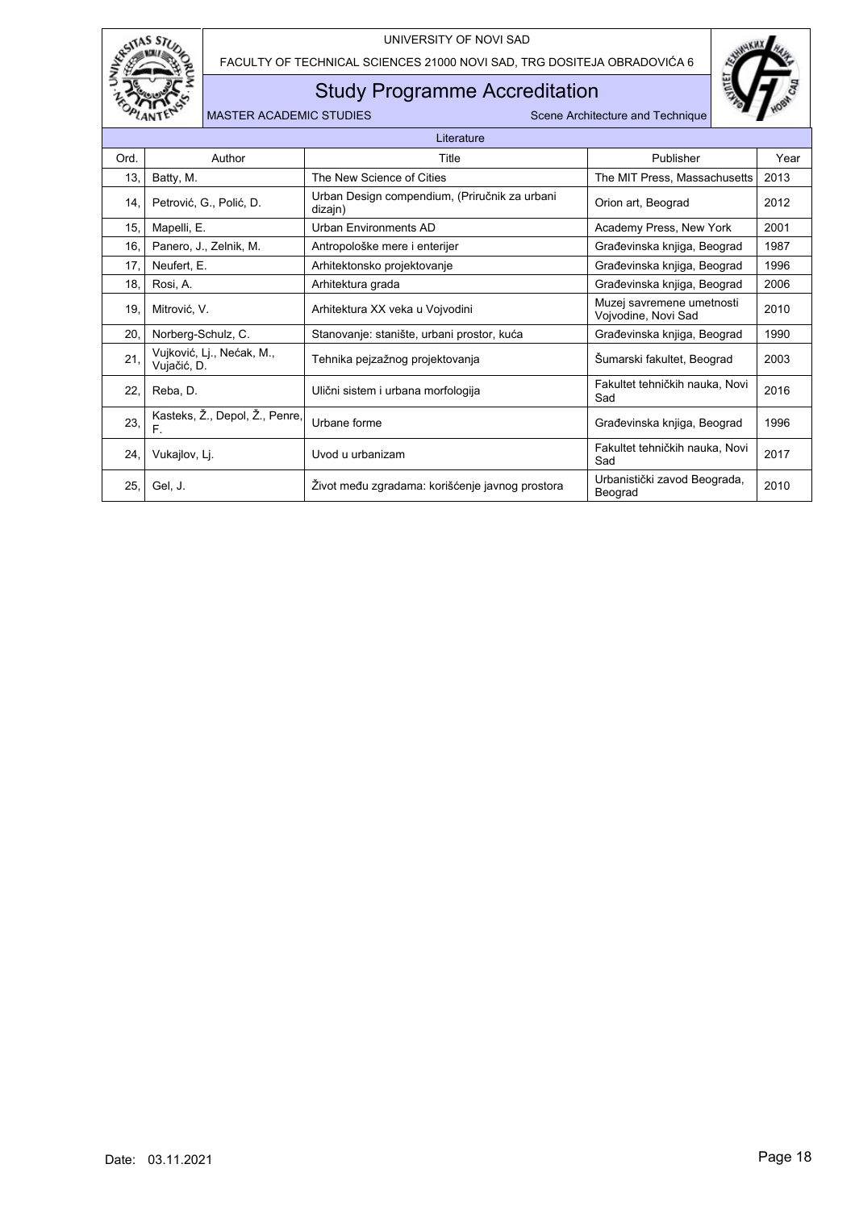| Literature | | | | |
|---|---|---|---|---|
| Ord. | Author | Title | Publisher | Year |
| 13, | Batty, M. | The New Science of Cities | The MIT Press, Massachusetts | 2013 |
| 14, | Petrović, G., Polić, D. | Urban Design compendium, (Priručnik za urbani dizajn) | Orion art, Beograd | 2012 |
| 15, | Mapelli, E. | Urban Environments AD | Academy Press, New York | 2001 |
| 16, | Panero, J., Zelnik, M. | Antropološke mere i enterijer | Građevinska knjiga, Beograd | 1987 |
| 17, | Neufert, E. | Arhitektonsko projektovanje | Građevinska knjiga, Beograd | 1996 |
| 18, | Rosi, A. | Arhitektura grada | Građevinska knjiga, Beograd | 2006 |
| 19, | Mitrović, V. | Arhitektura XX veka u Vojvodini | Muzej savremene umetnosti Vojvodine, Novi Sad | 2010 |
| 20, | Norberg-Schulz, C. | Stanovanje: stanište, urbani prostor, kuća | Građevinska knjiga, Beograd | 1990 |
| 21, | Vujković, Lj., Nećak, M., Vujačić, D. | Tehnika pejzažnog projektovanja | Šumarski fakultet, Beograd | 2003 |
| 22, | Reba, D. | Ulični sistem i urbana morfologija | Fakultet tehničkih nauka, Novi Sad | 2016 |
| 23, | Kasteks, Ž., Depol, Ž., Penre, F. | Urbane forme | Građevinska knjiga, Beograd | 1996 |
| 24, | Vukajlov, Lj. | Uvod u urbanizam | Fakultet tehničkih nauka, Novi Sad | 2017 |
| 25, | Gel, J. | Život među zgradama: korišćenje javnog prostora | Urbanistički zavod Beograda, Beograd | 2010 |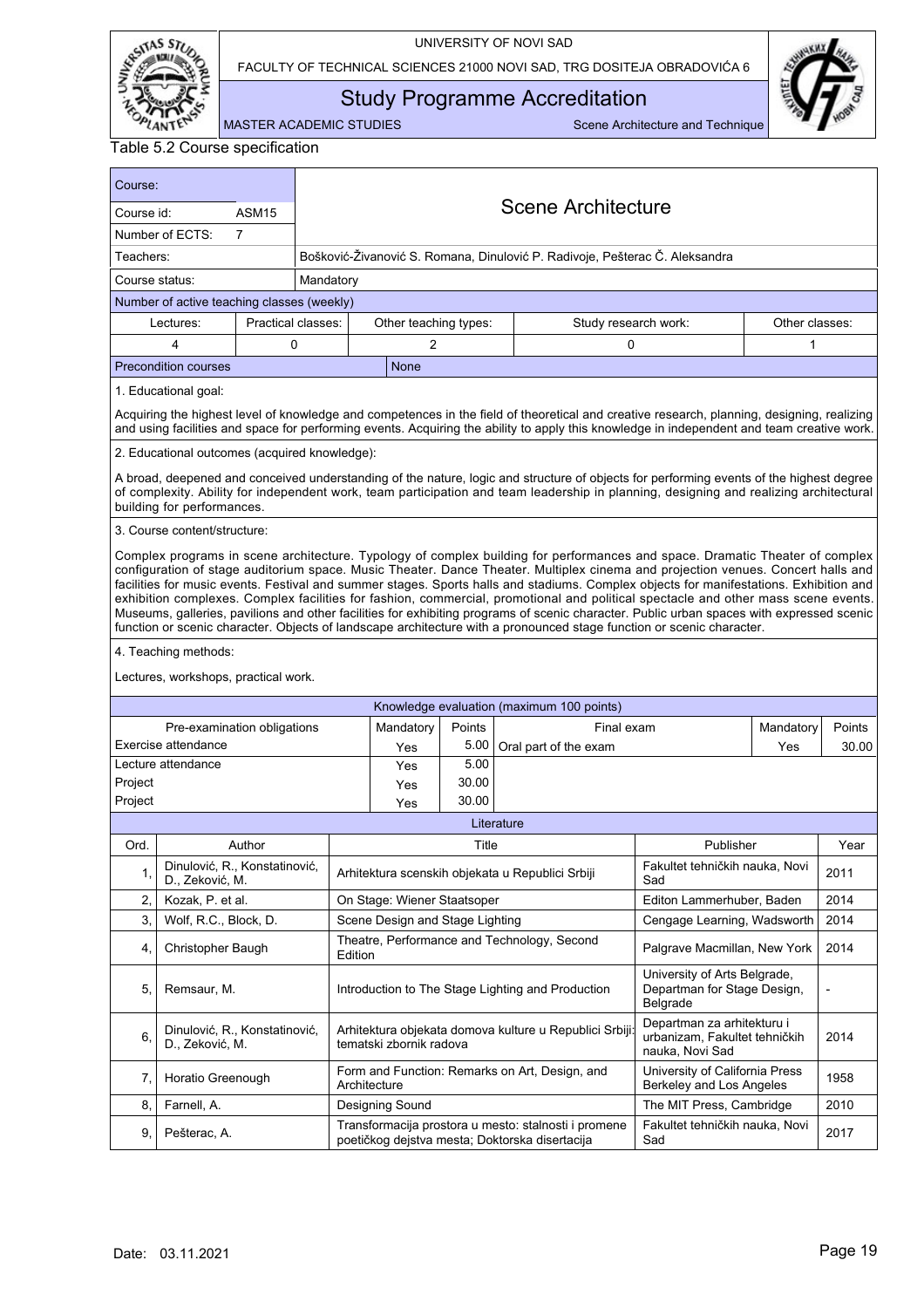Table 5.2 Course specification

| Course: | | |
|---|---|---|
| Course id: | ASM15 | **Scene Architecture** |
| Number of ECTS: | 7 | |
| Teachers: | | Bošković-Živanović S. Romana, Dinulović P. Radivoje, Pešterac Č. Aleksandra |
| Course status: | | Mandatory |

Number of active teaching classes (weekly)

| Lectures: | Practical classes: | Other teaching types: | Study research work: | Other classes: |
|---|---|---|---|---|
| 4 | 0 | 2 | 0 | 1 |

Precondition courses: None

1. Educational goal:

Acquiring the highest level of knowledge and competences in the field of theoretical and creative research, planning, designing, realizing and using facilities and space for performing events. Acquiring the ability to apply this knowledge in independent and team creative work.

2. Educational outcomes (acquired knowledge):

A broad, deepened and conceived understanding of the nature, logic and structure of objects for performing events of the highest degree of complexity. Ability for independent work, team participation and team leadership in planning, designing and realizing architectural building for performances.

3. Course content/structure:

Complex programs in scene architecture. Typology of complex building for performances and space. Dramatic Theater of complex configuration of stage auditorium space. Music Theater. Dance Theater. Multiplex cinema and projection venues. Concert halls and facilities for music events. Festival and summer stages. Sports halls and stadiums. Complex objects for manifestations. Exhibition and exhibition complexes. Complex facilities for fashion, commercial, promotional and political spectacle and other mass scene events. Museums, galleries, pavilions and other facilities for exhibiting programs of scenic character. Public urban spaces with expressed scenic function or scenic character. Objects of landscape architecture with a pronounced stage function or scenic character.

4. Teaching methods:

Lectures, workshops, practical work.

Knowledge evaluation (maximum 100 points)

| Pre-examination obligations | Mandatory | Points | Final exam | Mandatory | Points |
|---|---|---|---|---|---|
| Exercise attendance | Yes | 5.00 | Oral part of the exam | Yes | 30.00 |
| Lecture attendance | Yes | 5.00 | | | |
| Project | Yes | 30.00 | | | |
| Project | Yes | 30.00 | | | |

Literature

| Ord. | Author | Title | Publisher | Year |
|---|---|---|---|---|
| 1, | Dinulović, R., Konstatinović, D., Zeković, M. | Arhitektura scenskih objekata u Republici Srbiji | Fakultet tehničkih nauka, Novi Sad | 2011 |
| 2, | Kozak, P. et al. | On Stage: Wiener Staatsoper | Editon Lammerhuber, Baden | 2014 |
| 3, | Wolf, R.C., Block, D. | Scene Design and Stage Lighting | Cengage Learning, Wadsworth | 2014 |
| 4, | Christopher Baugh | Theatre, Performance and Technology, Second Edition | Palgrave Macmillan, New York | 2014 |
| 5, | Remsaur, M. | Introduction to The Stage Lighting and Production | University of Arts Belgrade, Departman for Stage Design, Belgrade | - |
| 6, | Dinulović, R., Konstatinović, D., Zeković, M. | Arhitektura objekata domova kulture u Republici Srbiji: tematski zbornik radova | Departman za arhitekturu i urbanizam, Fakultet tehničkih nauka, Novi Sad | 2014 |
| 7, | Horatio Greenough | Form and Function: Remarks on Art, Design, and Architecture | University of California Press Berkeley and Los Angeles | 1958 |
| 8, | Farnell, A. | Designing Sound | The MIT Press, Cambridge | 2010 |
| 9, | Pešterac, A. | Transformacija prostora u mesto: stalnosti i promene poetičkog dejstva mesta; Doktorska disertacija | Fakultet tehničkih nauka, Novi Sad | 2017 |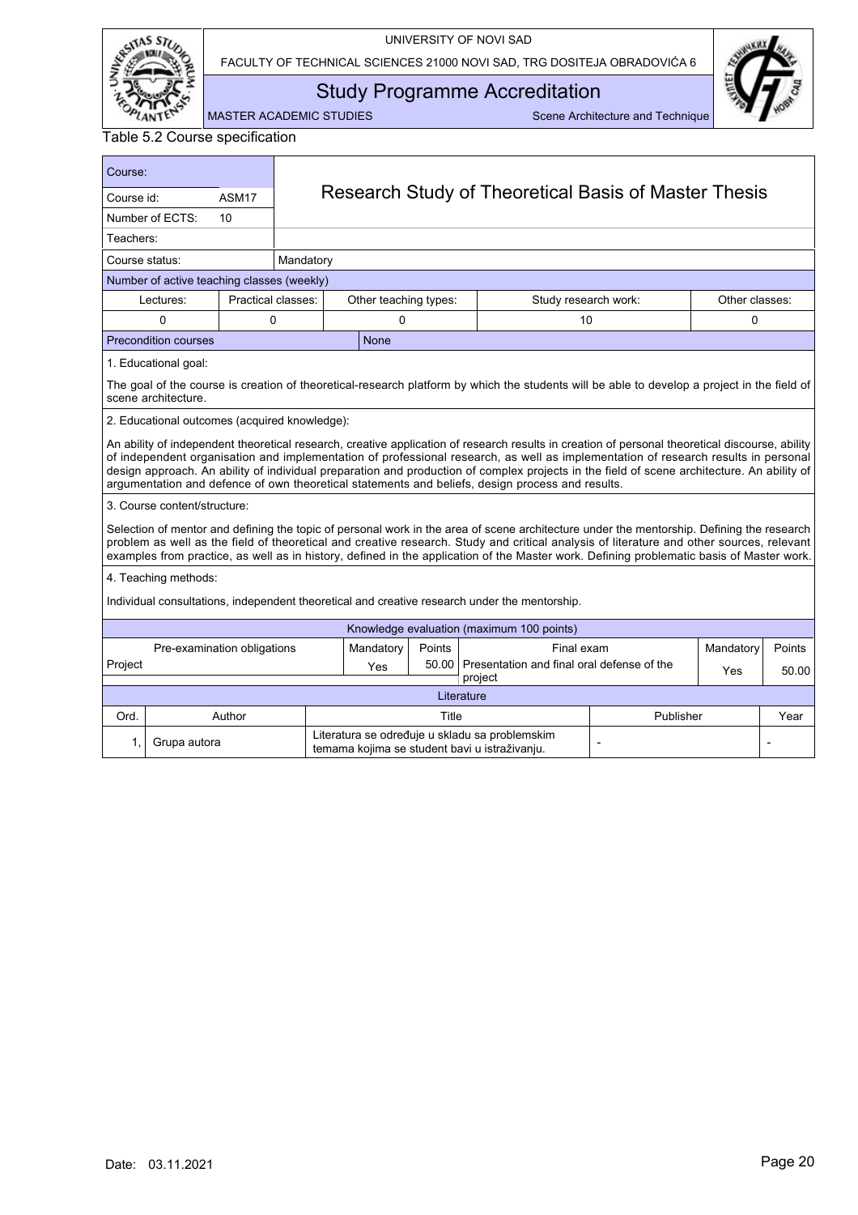Table 5.2 Course specification

| Course: | | Research Study of Theoretical Basis of Master Thesis |
|---|---|---|
| Course id: | ASM17 | |
| Number of ECTS: | 10 | |
| Teachers: | | |
| Course status: | | Mandatory |

**Number of active teaching classes (weekly)**

| Lectures: | Practical classes: | Other teaching types: | Study research work: | Other classes: |
|---|---|---|---|---|
| 0 | 0 | 0 | 10 | 0 |

**Precondition courses:** None

1. Educational goal:

The goal of the course is creation of theoretical-research platform by which the students will be able to develop a project in the field of scene architecture.

2. Educational outcomes (acquired knowledge):

An ability of independent theoretical research, creative application of research results in creation of personal theoretical discourse, ability of independent organisation and implementation of professional research, as well as implementation of research results in personal design approach. An ability of individual preparation and production of complex projects in the field of scene architecture. An ability of argumentation and defence of own theoretical statements and beliefs, design process and results.

3. Course content/structure:

Selection of mentor and defining the topic of personal work in the area of scene architecture under the mentorship. Defining the research problem as well as the field of theoretical and creative research. Study and critical analysis of literature and other sources, relevant examples from practice, as well as in history, defined in the application of the Master work. Defining problematic basis of Master work.

4. Teaching methods:

Individual consultations, independent theoretical and creative research under the mentorship.

**Knowledge evaluation (maximum 100 points)**

| Pre-examination obligations | Mandatory | Points | Final exam | Mandatory | Points |
|---|---|---|---|---|---|
| Project | Yes | 50.00 | Presentation and final oral defense of the project | Yes | 50.00 |

**Literature**

| Ord. | Author | Title | Publisher | Year |
|---|---|---|---|---|
| 1, | Grupa autora | Literatura se određuje u skladu sa problemskim temama kojima se student bavi u istraživanju. | - | - |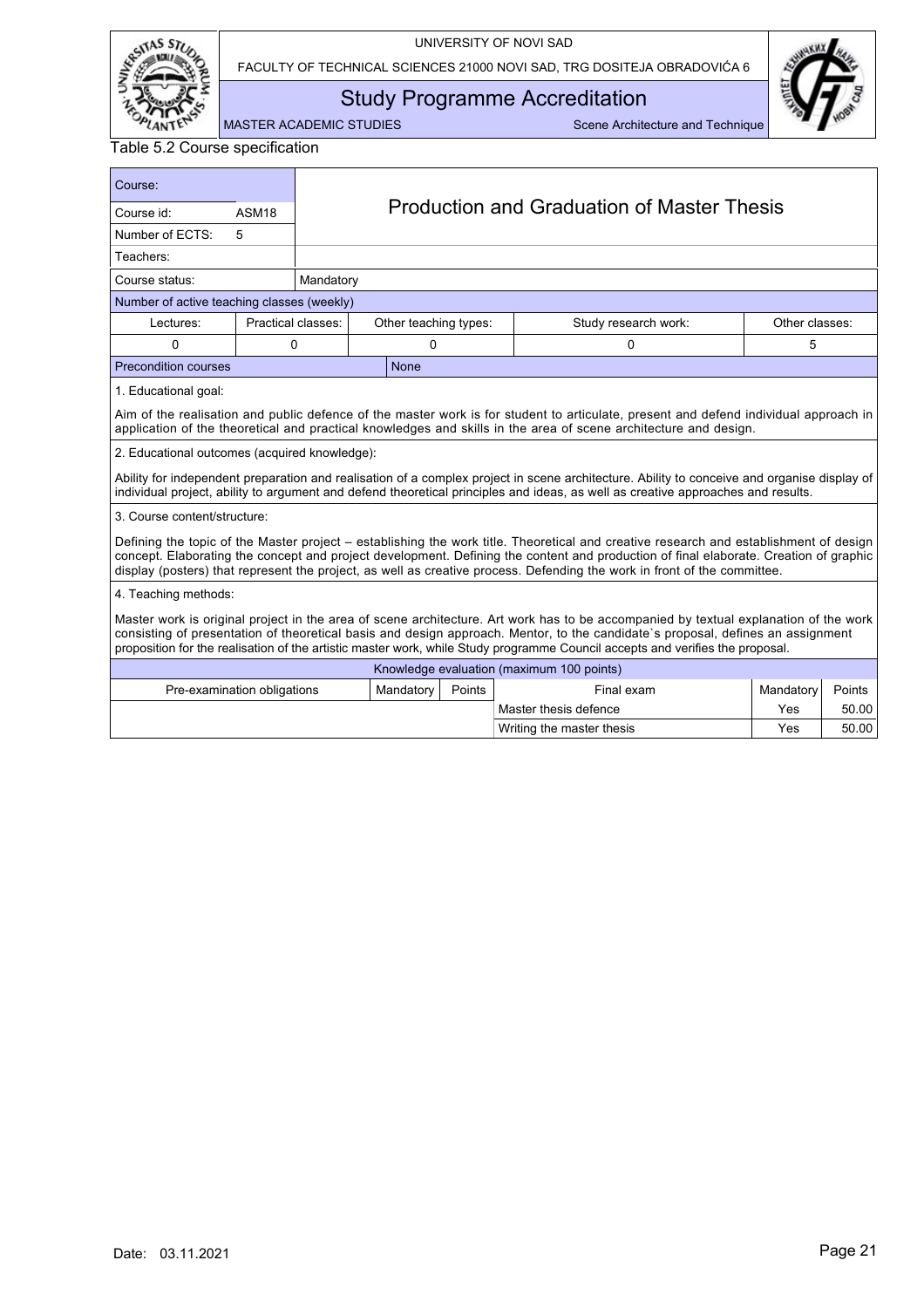Table 5.2 Course specification

| Course: | | |
|---|---|---|
| Course id: | ASM18 | Production and Graduation of Master Thesis |
| Number of ECTS: | 5 | |
| Teachers: | | |
| Course status: | Mandatory | |

**Number of active teaching classes (weekly)**

| Lectures: | Practical classes: | Other teaching types: | Study research work: | Other classes: |
|---|---|---|---|---|
| 0 | 0 | 0 | 0 | 5 |

| Precondition courses | None |
|---|---|

1. Educational goal:

Aim of the realisation and public defence of the master work is for student to articulate, present and defend individual approach in application of the theoretical and practical knowledges and skills in the area of scene architecture and design.

2. Educational outcomes (acquired knowledge):

Ability for independent preparation and realisation of a complex project in scene architecture. Ability to conceive and organise display of individual project, ability to argument and defend theoretical principles and ideas, as well as creative approaches and results.

3. Course content/structure:

Defining the topic of the Master project – establishing the work title. Theoretical and creative research and establishment of design concept. Elaborating the concept and project development. Defining the content and production of final elaborate. Creation of graphic display (posters) that represent the project, as well as creative process. Defending the work in front of the committee.

4. Teaching methods:

Master work is original project in the area of scene architecture. Art work has to be accompanied by textual explanation of the work consisting of presentation of theoretical basis and design approach. Mentor, to the candidate`s proposal, defines an assignment proposition for the realisation of the artistic master work, while Study programme Council accepts and verifies the proposal.

**Knowledge evaluation (maximum 100 points)**

| Pre-examination obligations | Mandatory | Points | Final exam | Mandatory | Points |
|---|---|---|---|---|---|
| | | | Master thesis defence | Yes | 50.00 |
| | | | Writing the master thesis | Yes | 50.00 |

Date: 03.11.2021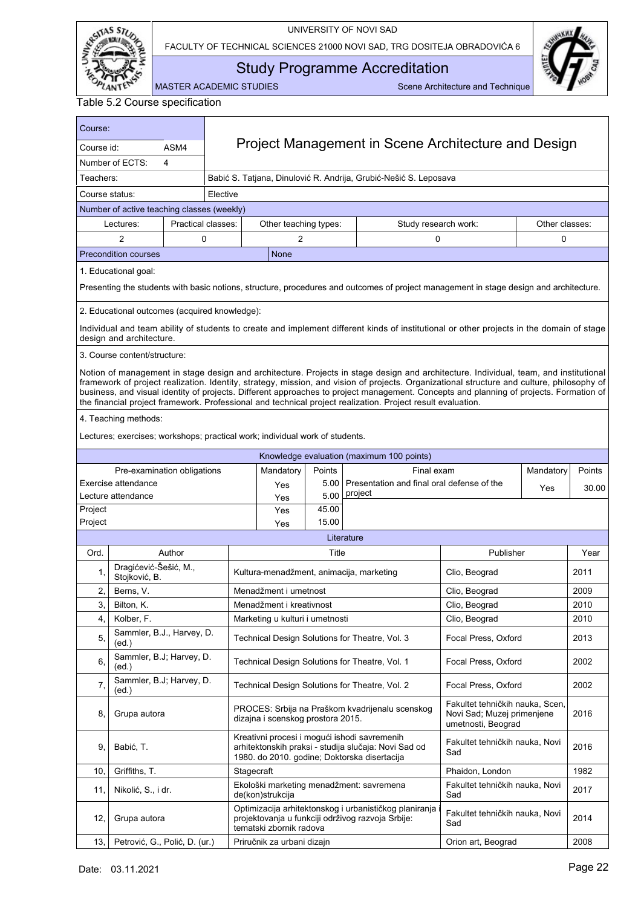Table 5.2 Course specification

| Course: | | Project Management in Scene Architecture and Design |
|---|---|---|
| Course id: | ASM4 | |
| Number of ECTS: | 4 | |
| Teachers: | | Babić S. Tatjana, Dinulović R. Andrija, Grubić-Nešić S. Leposava |
| Course status: | | Elective |

Number of active teaching classes (weekly)

| Lectures: | Practical classes: | Other teaching types: | Study research work: | Other classes: |
|---|---|---|---|---|
| 2 | 0 | 2 | 0 | 0 |

Precondition courses: None

1. Educational goal:

Presenting the students with basic notions, structure, procedures and outcomes of project management in stage design and architecture.

2. Educational outcomes (acquired knowledge):

Individual and team ability of students to create and implement different kinds of institutional or other projects in the domain of stage design and architecture.

3. Course content/structure:

Notion of management in stage design and architecture. Projects in stage design and architecture. Individual, team, and institutional framework of project realization. Identity, strategy, mission, and vision of projects. Organizational structure and culture, philosophy of business, and visual identity of projects. Different approaches to project management. Concepts and planning of projects. Formation of the financial project framework. Professional and technical project realization. Project result evaluation.

4. Teaching methods:

Lectures; exercises; workshops; practical work; individual work of students.

Knowledge evaluation (maximum 100 points)

| Pre-examination obligations | Mandatory | Points | Final exam | Mandatory | Points |
|---|---|---|---|---|---|
| Exercise attendance | Yes | 5.00 | Presentation and final oral defense of the project | Yes | 30.00 |
| Lecture attendance | Yes | 5.00 | | | |
| Project | Yes | 45.00 | | | |
| Project | Yes | 15.00 | | | |

Literature

| Ord. | Author | Title | Publisher | Year |
|---|---|---|---|---|
| 1, | Dragićević-Šešić, M., Stojković, B. | Kultura-menadžment, animacija, marketing | Clio, Beograd | 2011 |
| 2, | Berns, V. | Menadžment i umetnost | Clio, Beograd | 2009 |
| 3, | Bilton, K. | Menadžment i kreativnost | Clio, Beograd | 2010 |
| 4, | Kolber, F. | Marketing u kulturi i umetnosti | Clio, Beograd | 2010 |
| 5, | Sammler, B.J., Harvey, D. (ed.) | Technical Design Solutions for Theatre, Vol. 3 | Focal Press, Oxford | 2013 |
| 6, | Sammler, B.J; Harvey, D. (ed.) | Technical Design Solutions for Theatre, Vol. 1 | Focal Press, Oxford | 2002 |
| 7, | Sammler, B.J; Harvey, D. (ed.) | Technical Design Solutions for Theatre, Vol. 2 | Focal Press, Oxford | 2002 |
| 8, | Grupa autora | PROCES: Srbija na Praškom kvadrijenalu scenskog dizajna i scenskog prostora 2015. | Fakultet tehničkih nauka, Scen, Novi Sad; Muzej primenjene umetnosti, Beograd | 2016 |
| 9, | Babić, T. | Kreativni procesi i mogući ishodi savremenih arhitektonskih praksi - studija slučaja: Novi Sad od 1980. do 2010. godine; Doktorska disertacija | Fakultet tehničkih nauka, Novi Sad | 2016 |
| 10, | Griffiths, T. | Stagecraft | Phaidon, London | 1982 |
| 11, | Nikolić, S., i dr. | Ekološki marketing menadžment: savremena de(kon)strukcija | Fakultet tehničkih nauka, Novi Sad | 2017 |
| 12, | Grupa autora | Optimizacija arhitektonskog i urbanističkog planiranja i projektovanja u funkciji održivog razvoja Srbije: tematski zbornik radova | Fakultet tehničkih nauka, Novi Sad | 2014 |
| 13, | Petrović, G., Polić, D. (ur.) | Priručnik za urbani dizajn | Orion art, Beograd | 2008 |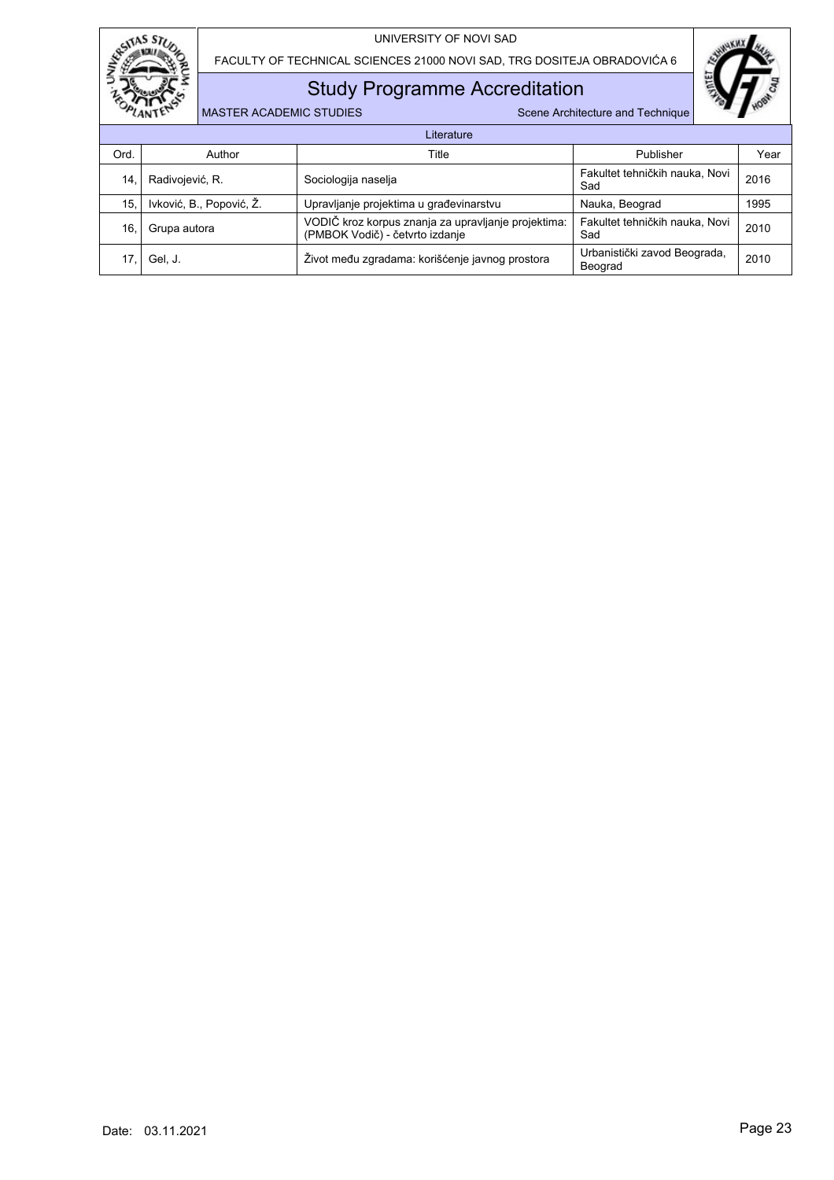| Literature | | | | |
|---|---|---|---|---|
| Ord. | Author | Title | Publisher | Year |
| 14. | Radivojević, R. | Sociologija naselja | Fakultet tehničkih nauka, Novi Sad | 2016 |
| 15. | Ivković, B., Popović, Ž. | Upravljanje projektima u građevinarstvu | Nauka, Beograd | 1995 |
| 16. | Grupa autora | VODIČ kroz korpus znanja za upravljanje projektima: (PMBOK Vodič) - četvrto izdanje | Fakultet tehničkih nauka, Novi Sad | 2010 |
| 17. | Gel, J. | Život među zgradama: korišćenje javnog prostora | Urbanistički zavod Beograda, Beograd | 2010 |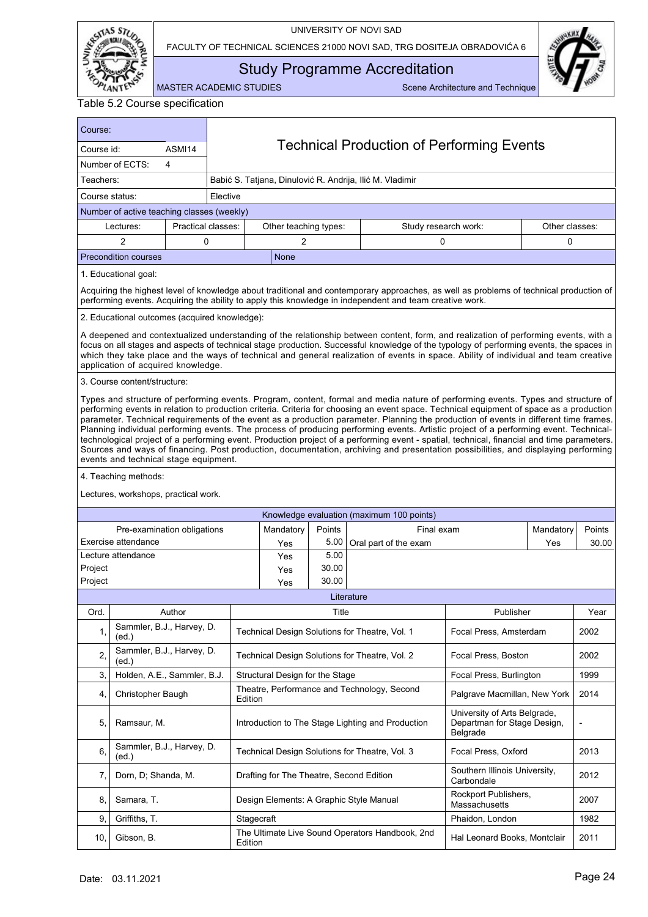Table 5.2 Course specification

| Course: | | |
|---|---|---|
| Course id: | ASMI14 | **Technical Production of Performing Events** |
| Number of ECTS: | 4 | |
| Teachers: | | Babić S. Tatjana, Dinulović R. Andrija, Ilić M. Vladimir |
| Course status: | | Elective |

Number of active teaching classes (weekly)

| Lectures: | Practical classes: | Other teaching types: | Study research work: | Other classes: |
|---|---|---|---|---|
| 2 | 0 | 2 | 0 | 0 |

| Precondition courses | None |
|---|---|

1. Educational goal:

Acquiring the highest level of knowledge about traditional and contemporary approaches, as well as problems of technical production of performing events. Acquiring the ability to apply this knowledge in independent and team creative work.

2. Educational outcomes (acquired knowledge):

A deepened and contextualized understanding of the relationship between content, form, and realization of performing events, with a focus on all stages and aspects of technical stage production. Successful knowledge of the typology of performing events, the spaces in which they take place and the ways of technical and general realization of events in space. Ability of individual and team creative application of acquired knowledge.

3. Course content/structure:

Types and structure of performing events. Program, content, formal and media nature of performing events. Types and structure of performing events in relation to production criteria. Criteria for choosing an event space. Technical equipment of space as a production parameter. Technical requirements of the event as a production parameter. Planning the production of events in different time frames. Planning individual performing events. The process of producing performing events. Artistic project of a performing event. Technical-technological project of a performing event. Production project of a performing event - spatial, technical, financial and time parameters. Sources and ways of financing. Post production, documentation, archiving and presentation possibilities, and displaying performing events and technical stage equipment.

4. Teaching methods:

Lectures, workshops, practical work.

Knowledge evaluation (maximum 100 points)

| Pre-examination obligations | Mandatory | Points | Final exam | Mandatory | Points |
|---|---|---|---|---|---|
| Exercise attendance | Yes | 5.00 | Oral part of the exam | Yes | 30.00 |
| Lecture attendance | Yes | 5.00 | | | |
| Project | Yes | 30.00 | | | |
| Project | Yes | 30.00 | | | |

Literature

| Ord. | Author | Title | Publisher | Year |
|---|---|---|---|---|
| 1, | Sammler, B.J., Harvey, D. (ed.) | Technical Design Solutions for Theatre, Vol. 1 | Focal Press, Amsterdam | 2002 |
| 2, | Sammler, B.J., Harvey, D. (ed.) | Technical Design Solutions for Theatre, Vol. 2 | Focal Press, Boston | 2002 |
| 3, | Holden, A.E., Sammler, B.J. | Structural Design for the Stage | Focal Press, Burlington | 1999 |
| 4, | Christopher Baugh | Theatre, Performance and Technology, Second Edition | Palgrave Macmillan, New York | 2014 |
| 5, | Ramsaur, M. | Introduction to The Stage Lighting and Production | University of Arts Belgrade, Departman for Stage Design, Belgrade | - |
| 6, | Sammler, B.J., Harvey, D. (ed.) | Technical Design Solutions for Theatre, Vol. 3 | Focal Press, Oxford | 2013 |
| 7, | Dorn, D; Shanda, M. | Drafting for The Theatre, Second Edition | Southern Illinois University, Carbondale | 2012 |
| 8, | Samara, T. | Design Elements: A Graphic Style Manual | Rockport Publishers, Massachusetts | 2007 |
| 9, | Griffiths, T. | Stagecraft | Phaidon, London | 1982 |
| 10, | Gibson, B. | The Ultimate Live Sound Operators Handbook, 2nd Edition | Hal Leonard Books, Montclair | 2011 |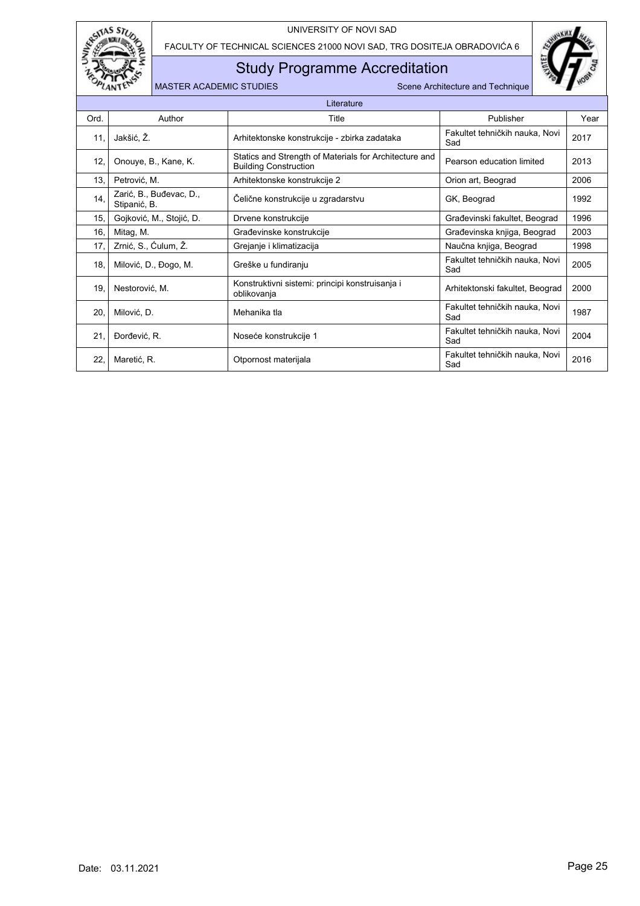| Literature | | | | |
|---|---|---|---|---|
| Ord. | Author | Title | Publisher | Year |
| 11, | Jakšić, Ž. | Arhitektonske konstrukcije - zbirka zadataka | Fakultet tehničkih nauka, Novi Sad | 2017 |
| 12, | Onouye, B., Kane, K. | Statics and Strength of Materials for Architecture and Building Construction | Pearson education limited | 2013 |
| 13, | Petrović, M. | Arhitektonske konstrukcije 2 | Orion art, Beograd | 2006 |
| 14, | Zarić, B., Buđevac, D., Stipanić, B. | Čelične konstrukcije u zgradarstvu | GK, Beograd | 1992 |
| 15, | Gojković, M., Stojić, D. | Drvene konstrukcije | Građevinski fakultet, Beograd | 1996 |
| 16, | Mitag, M. | Građevinske konstrukcije | Građevinska knjiga, Beograd | 2003 |
| 17, | Zrnić, S., Ćulum, Ž. | Grejanje i klimatizacija | Naučna knjiga, Beograd | 1998 |
| 18, | Milović, D., Đogo, M. | Greške u fundiranju | Fakultet tehničkih nauka, Novi Sad | 2005 |
| 19, | Nestorović, M. | Konstruktivni sistemi: principi konstruisanja i oblikovanja | Arhitektonski fakultet, Beograd | 2000 |
| 20, | Milović, D. | Mehanika tla | Fakultet tehničkih nauka, Novi Sad | 1987 |
| 21, | Đorđević, R. | Noseće konstrukcije 1 | Fakultet tehničkih nauka, Novi Sad | 2004 |
| 22, | Maretić, R. | Otpornost materijala | Fakultet tehničkih nauka, Novi Sad | 2016 |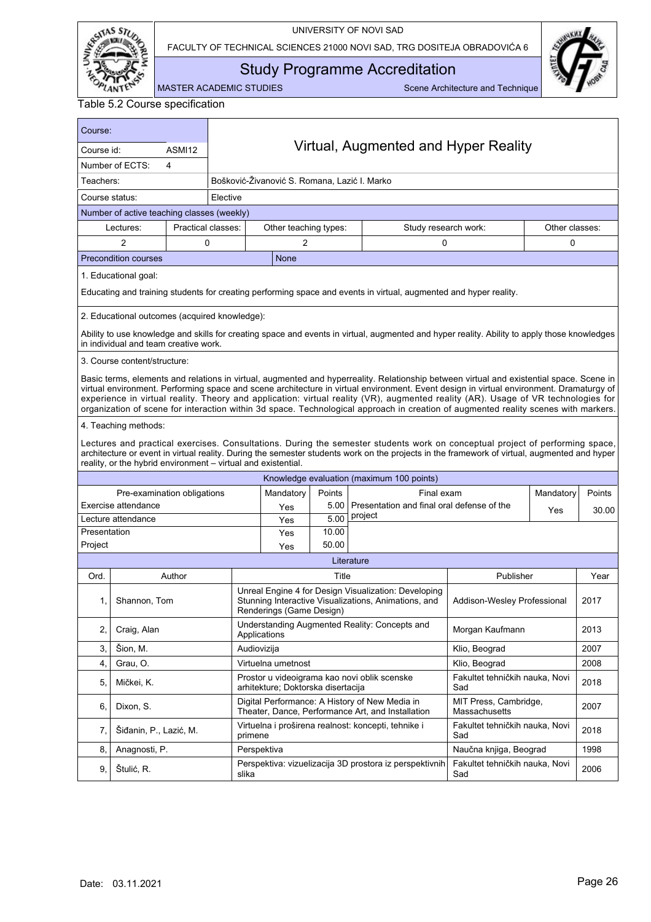Table 5.2 Course specification

| Course: | | Virtual, Augmented and Hyper Reality | | | |
|---|---|---|---|---|---|
| Course id: | ASMI12 | | | | |
| Number of ECTS: | 4 | | | | |
| Teachers: | | Bošković-Živanović S. Romana, Lazić I. Marko | | | |
| Course status: | | Elective | | | |

**Number of active teaching classes (weekly)**

| Lectures: | Practical classes: | Other teaching types: | Study research work: | Other classes: |
|---|---|---|---|---|
| 2 | 0 | 2 | 0 | 0 |

**Precondition courses:** None

1. Educational goal:

Educating and training students for creating performing space and events in virtual, augmented and hyper reality.

2. Educational outcomes (acquired knowledge):

Ability to use knowledge and skills for creating space and events in virtual, augmented and hyper reality. Ability to apply those knowledges in individual and team creative work.

3. Course content/structure:

Basic terms, elements and relations in virtual, augmented and hyperreality. Relationship between virtual and existential space. Scene in virtual environment. Performing space and scene architecture in virtual environment. Event design in virtual environment. Dramaturgy of experience in virtual reality. Theory and application: virtual reality (VR), augmented reality (AR). Usage of VR technologies for organization of scene for interaction within 3d space. Technological approach in creation of augmented reality scenes with markers.

4. Teaching methods:

Lectures and practical exercises. Consultations. During the semester students work on conceptual project of performing space, architecture or event in virtual reality. During the semester students work on the projects in the framework of virtual, augmented and hyper reality, or the hybrid environment – virtual and existential.

**Knowledge evaluation (maximum 100 points)**

| Pre-examination obligations | Mandatory | Points | Final exam | Mandatory | Points |
|---|---|---|---|---|---|
| Exercise attendance | Yes | 5.00 | Presentation and final oral defense of the project | Yes | 30.00 |
| Lecture attendance | Yes | 5.00 | | | |
| Presentation | Yes | 10.00 | | | |
| Project | Yes | 50.00 | | | |

**Literature**

| Ord. | Author | Title | Publisher | Year |
|---|---|---|---|---|
| 1, | Shannon, Tom | Unreal Engine 4 for Design Visualization: Developing Stunning Interactive Visualizations, Animations, and Renderings (Game Design) | Addison-Wesley Professional | 2017 |
| 2, | Craig, Alan | Understanding Augmented Reality: Concepts and Applications | Morgan Kaufmann | 2013 |
| 3, | Šion, M. | Audiovizija | Klio, Beograd | 2007 |
| 4, | Grau, O. | Virtuelna umetnost | Klio, Beograd | 2008 |
| 5, | Mičkei, K. | Prostor u videoigrama kao novi oblik scenske arhitekture; Doktorska disertacija | Fakultet tehničkih nauka, Novi Sad | 2018 |
| 6, | Dixon, S. | Digital Performance: A History of New Media in Theater, Dance, Performance Art, and Installation | MIT Press, Cambridge, Massachusetts | 2007 |
| 7, | Šiđanin, P., Lazić, M. | Virtuelna i proširena realnost: koncepti, tehnike i primene | Fakultet tehničkih nauka, Novi Sad | 2018 |
| 8, | Anagnosti, P. | Perspektiva | Naučna knjiga, Beograd | 1998 |
| 9, | Štulić, R. | Perspektiva: vizuelizacija 3D prostora iz perspektivnih slika | Fakultet tehničkih nauka, Novi Sad | 2006 |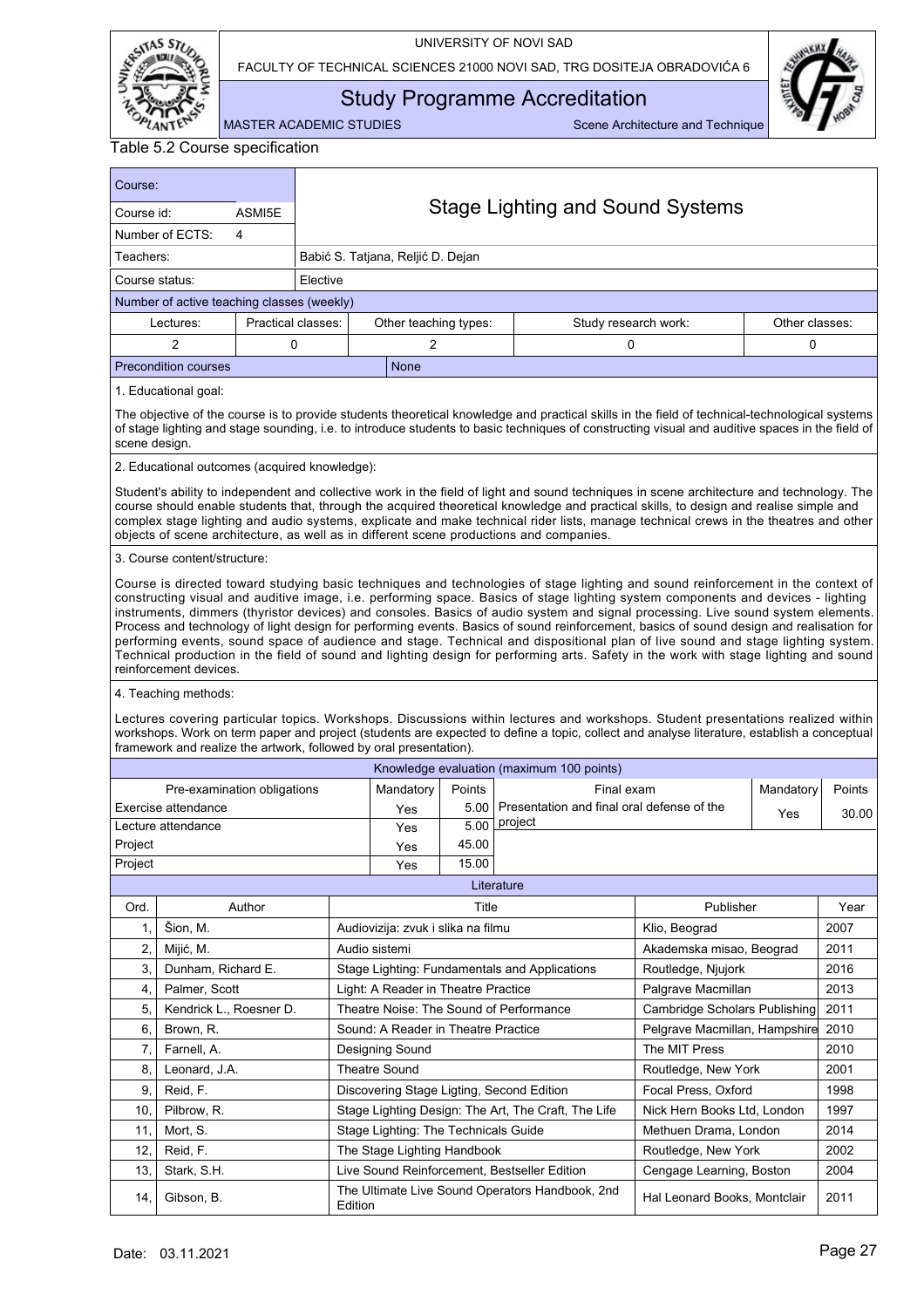Table 5.2 Course specification

| Course: | | |
|---|---|---|
| Course id: | ASMI5E | **Stage Lighting and Sound Systems** |
| Number of ECTS: | 4 | |
| Teachers: | | Babić S. Tatjana, Reljić D. Dejan |
| Course status: | | Elective |

**Number of active teaching classes (weekly)**

| Lectures: | Practical classes: | Other teaching types: | Study research work: | Other classes: |
|---|---|---|---|---|
| 2 | 0 | 2 | 0 | 0 |

| Precondition courses | None |
|---|---|

1. Educational goal:

The objective of the course is to provide students theoretical knowledge and practical skills in the field of technical-technological systems of stage lighting and stage sounding, i.e. to introduce students to basic techniques of constructing visual and auditive spaces in the field of scene design.

2. Educational outcomes (acquired knowledge):

Student's ability to independent and collective work in the field of light and sound techniques in scene architecture and technology. The course should enable students that, through the acquired theoretical knowledge and practical skills, to design and realise simple and complex stage lighting and audio systems, explicate and make technical rider lists, manage technical crews in the theatres and other objects of scene architecture, as well as in different scene productions and companies.

3. Course content/structure:

Course is directed toward studying basic techniques and technologies of stage lighting and sound reinforcement in the context of constructing visual and auditive image, i.e. performing space. Basics of stage lighting system components and devices - lighting instruments, dimmers (thyristor devices) and consoles. Basics of audio system and signal processing. Live sound system elements. Process and technology of light design for performing events. Basics of sound reinforcement, basics of sound design and realisation for performing events, sound space of audience and stage. Technical and dispositional plan of live sound and stage lighting system. Technical production in the field of sound and lighting design for performing arts. Safety in the work with stage lighting and sound reinforcement devices.

4. Teaching methods:

Lectures covering particular topics. Workshops. Discussions within lectures and workshops. Student presentations realized within workshops. Work on term paper and project (students are expected to define a topic, collect and analyse literature, establish a conceptual framework and realize the artwork, followed by oral presentation).

**Knowledge evaluation (maximum 100 points)**

| Pre-examination obligations | Mandatory | Points | Final exam | Mandatory | Points |
|---|---|---|---|---|---|
| Exercise attendance | Yes | 5.00 | Presentation and final oral defense of the project | Yes | 30.00 |
| Lecture attendance | Yes | 5.00 | | | |
| Project | Yes | 45.00 | | | |
| Project | Yes | 15.00 | | | |

**Literature**

| Ord. | Author | Title | Publisher | Year |
|---|---|---|---|---|
| 1, | Šion, M. | Audiovizija: zvuk i slika na filmu | Klio, Beograd | 2007 |
| 2, | Mijić, M. | Audio sistemi | Akademska misao, Beograd | 2011 |
| 3, | Dunham, Richard E. | Stage Lighting: Fundamentals and Applications | Routledge, Njujork | 2016 |
| 4, | Palmer, Scott | Light: A Reader in Theatre Practice | Palgrave Macmillan | 2013 |
| 5, | Kendrick L., Roesner D. | Theatre Noise: The Sound of Performance | Cambridge Scholars Publishing | 2011 |
| 6, | Brown, R. | Sound: A Reader in Theatre Practice | Pelgrave Macmillan, Hampshire | 2010 |
| 7, | Farnell, A. | Designing Sound | The MIT Press | 2010 |
| 8, | Leonard, J.A. | Theatre Sound | Routledge, New York | 2001 |
| 9, | Reid, F. | Discovering Stage Ligting, Second Edition | Focal Press, Oxford | 1998 |
| 10, | Pilbrow, R. | Stage Lighting Design: The Art, The Craft, The Life | Nick Hern Books Ltd, London | 1997 |
| 11, | Mort, S. | Stage Lighting: The Technicals Guide | Methuen Drama, London | 2014 |
| 12, | Reid, F. | The Stage Lighting Handbook | Routledge, New York | 2002 |
| 13, | Stark, S.H. | Live Sound Reinforcement, Bestseller Edition | Cengage Learning, Boston | 2004 |
| 14, | Gibson, B. | The Ultimate Live Sound Operators Handbook, 2nd Edition | Hal Leonard Books, Montclair | 2011 |

Date: 03.11.2021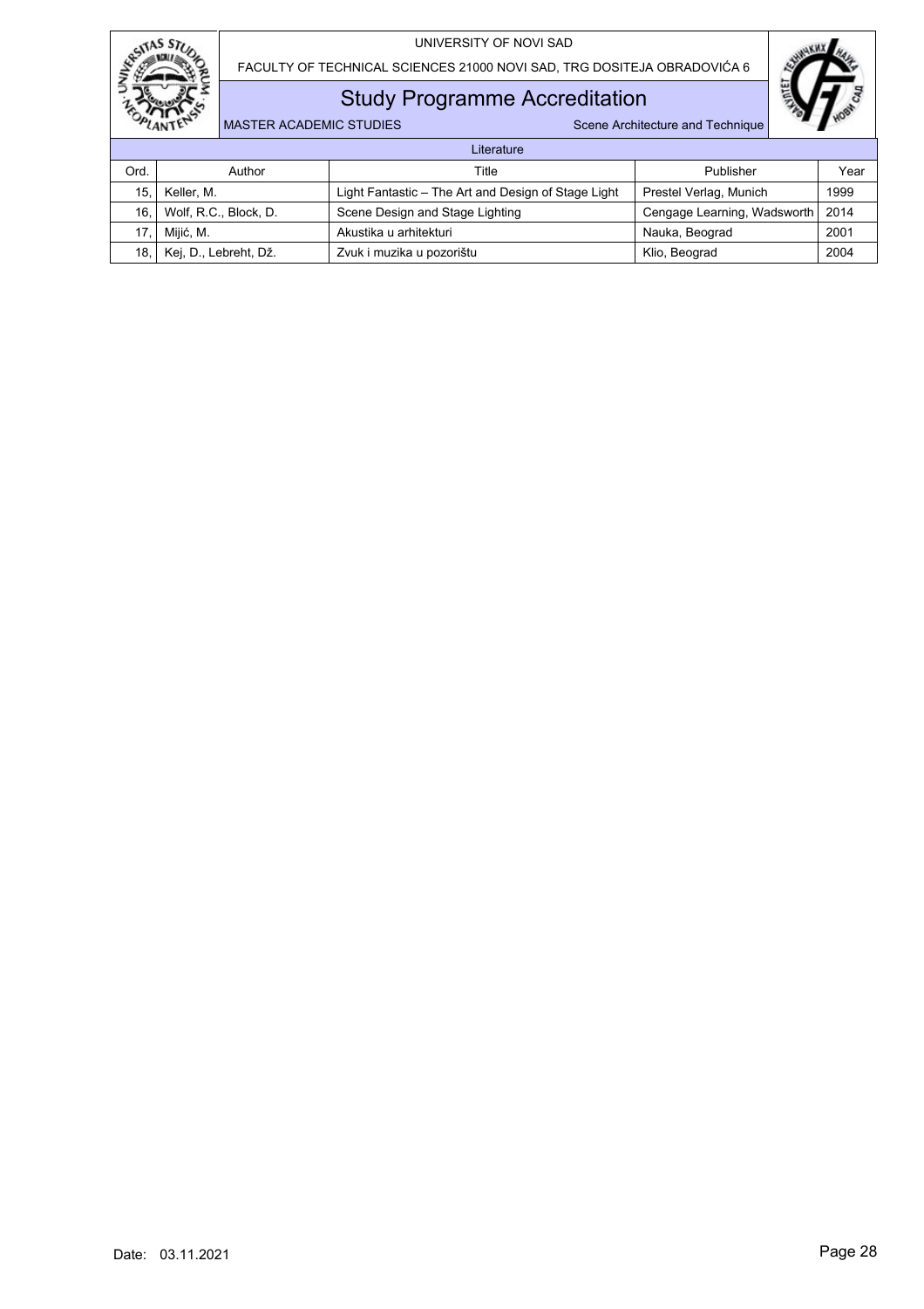| Literature | | | | |
|---|---|---|---|---|
| Ord. | Author | Title | Publisher | Year |
| 15, | Keller, M. | Light Fantastic – The Art and Design of Stage Light | Prestel Verlag, Munich | 1999 |
| 16, | Wolf, R.C., Block, D. | Scene Design and Stage Lighting | Cengage Learning, Wadsworth | 2014 |
| 17, | Mijić, M. | Akustika u arhitekturi | Nauka, Beograd | 2001 |
| 18, | Kej, D., Lebreht, Dž. | Zvuk i muzika u pozorištu | Klio, Beograd | 2004 |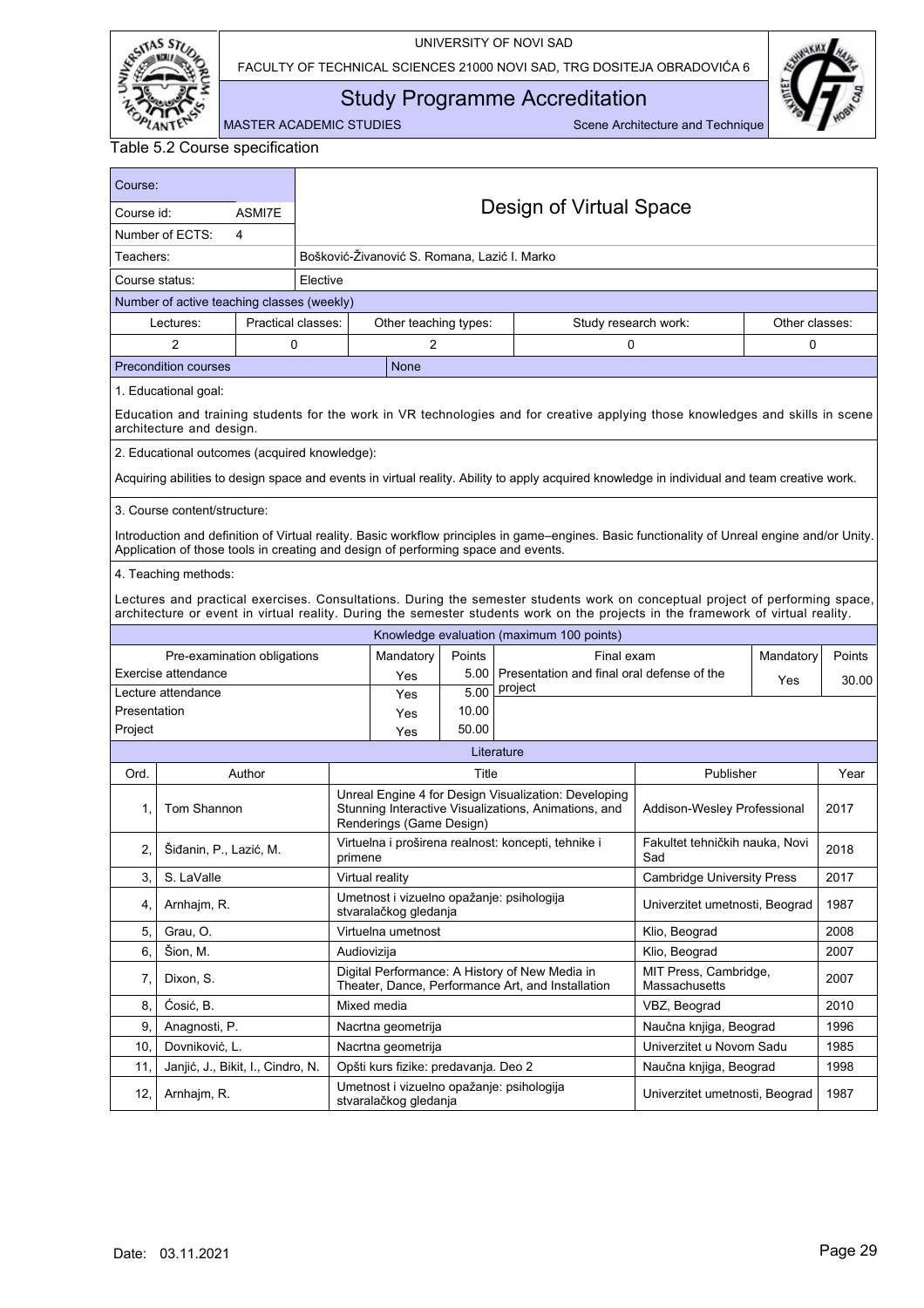Table 5.2 Course specification

| Course: | Design of Virtual Space |
|---|---|
| Course id: ASMI7E | |
| Number of ECTS: 4 | |
| Teachers: | Bošković-Živanović S. Romana, Lazić I. Marko |
| Course status: | Elective |

Number of active teaching classes (weekly)

| Lectures: | Practical classes: | Other teaching types: | Study research work: | Other classes: |
|---|---|---|---|---|
| 2 | 0 | 2 | 0 | 0 |

Precondition courses: None

1. Educational goal:

Education and training students for the work in VR technologies and for creative applying those knowledges and skills in scene architecture and design.

2. Educational outcomes (acquired knowledge):

Acquiring abilities to design space and events in virtual reality. Ability to apply acquired knowledge in individual and team creative work.

3. Course content/structure:

Introduction and definition of Virtual reality. Basic workflow principles in game–engines. Basic functionality of Unreal engine and/or Unity. Application of those tools in creating and design of performing space and events.

4. Teaching methods:

Lectures and practical exercises. Consultations. During the semester students work on conceptual project of performing space, architecture or event in virtual reality. During the semester students work on the projects in the framework of virtual reality.

Knowledge evaluation (maximum 100 points)

| Pre-examination obligations | Mandatory | Points | Final exam | Mandatory | Points |
|---|---|---|---|---|---|
| Exercise attendance | Yes | 5.00 | Presentation and final oral defense of the project | Yes | 30.00 |
| Lecture attendance | Yes | 5.00 | | | |
| Presentation | Yes | 10.00 | | | |
| Project | Yes | 50.00 | | | |

Literature

| Ord. | Author | Title | Publisher | Year |
|---|---|---|---|---|
| 1, | Tom Shannon | Unreal Engine 4 for Design Visualization: Developing Stunning Interactive Visualizations, Animations, and Renderings (Game Design) | Addison-Wesley Professional | 2017 |
| 2, | Šiđanin, P., Lazić, M. | Virtuelna i proširena realnost: koncepti, tehnike i primene | Fakultet tehničkih nauka, Novi Sad | 2018 |
| 3, | S. LaValle | Virtual reality | Cambridge University Press | 2017 |
| 4, | Arnhajm, R. | Umetnost i vizuelno opažanje: psihologija stvaralačkog gledanja | Univerzitet umetnosti, Beograd | 1987 |
| 5, | Grau, O. | Virtuelna umetnost | Klio, Beograd | 2008 |
| 6, | Šion, M. | Audiovizija | Klio, Beograd | 2007 |
| 7, | Dixon, S. | Digital Performance: A History of New Media in Theater, Dance, Performance Art, and Installation | MIT Press, Cambridge, Massachusetts | 2007 |
| 8, | Ćosić, B. | Mixed media | VBZ, Beograd | 2010 |
| 9, | Anagnosti, P. | Nacrtna geometrija | Naučna knjiga, Beograd | 1996 |
| 10, | Dovniković, L. | Nacrtna geometrija | Univerzitet u Novom Sadu | 1985 |
| 11, | Janjić, J., Bikit, I., Cindro, N. | Opšti kurs fizike: predavanja. Deo 2 | Naučna knjiga, Beograd | 1998 |
| 12, | Arnhajm, R. | Umetnost i vizuelno opažanje: psihologija stvaralačkog gledanja | Univerzitet umetnosti, Beograd | 1987 |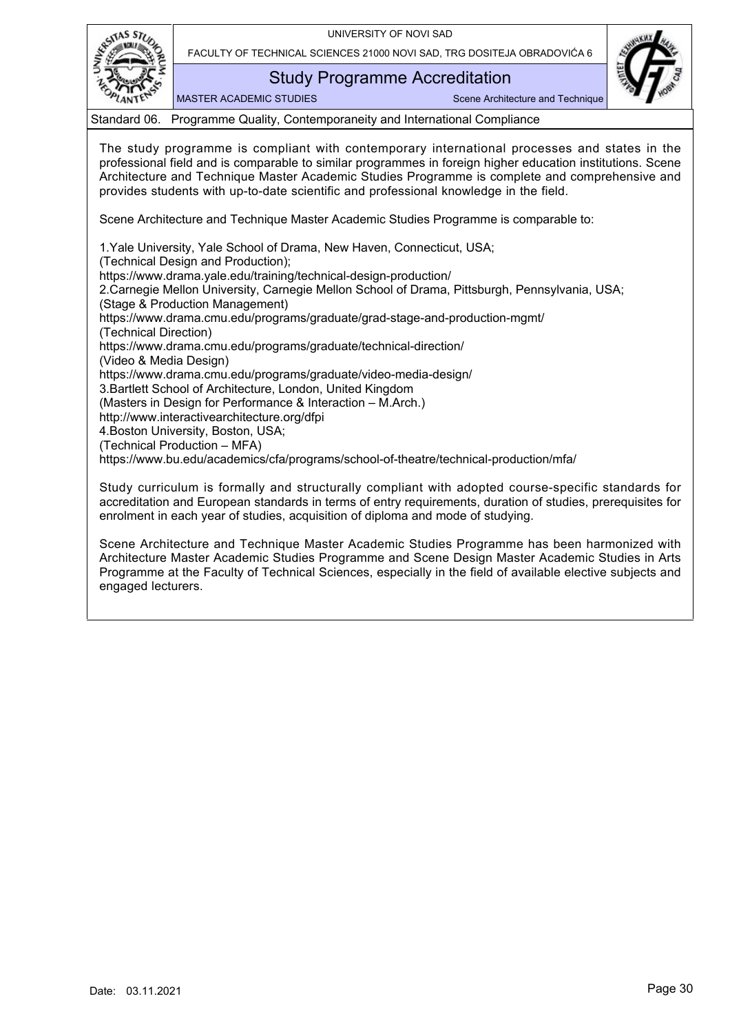## Standard 06. Programme Quality, Contemporaneity and International Compliance

The study programme is compliant with contemporary international processes and states in the professional field and is comparable to similar programmes in foreign higher education institutions. Scene Architecture and Technique Master Academic Studies Programme is complete and comprehensive and provides students with up-to-date scientific and professional knowledge in the field.

Scene Architecture and Technique Master Academic Studies Programme is comparable to:

1.Yale University, Yale School of Drama, New Haven, Connecticut, USA;
(Technical Design and Production);
https://www.drama.yale.edu/training/technical-design-production/
2.Carnegie Mellon University, Carnegie Mellon School of Drama, Pittsburgh, Pennsylvania, USA;
(Stage & Production Management)
https://www.drama.cmu.edu/programs/graduate/grad-stage-and-production-mgmt/
(Technical Direction)
https://www.drama.cmu.edu/programs/graduate/technical-direction/
(Video & Media Design)
https://www.drama.cmu.edu/programs/graduate/video-media-design/
3.Bartlett School of Architecture, London, United Kingdom
(Masters in Design for Performance & Interaction – M.Arch.)
http://www.interactivearchitecture.org/dfpi
4.Boston University, Boston, USA;
(Technical Production – MFA)
https://www.bu.edu/academics/cfa/programs/school-of-theatre/technical-production/mfa/

Study curriculum is formally and structurally compliant with adopted course-specific standards for accreditation and European standards in terms of entry requirements, duration of studies, prerequisites for enrolment in each year of studies, acquisition of diploma and mode of studying.

Scene Architecture and Technique Master Academic Studies Programme has been harmonized with Architecture Master Academic Studies Programme and Scene Design Master Academic Studies in Arts Programme at the Faculty of Technical Sciences, especially in the field of available elective subjects and engaged lecturers.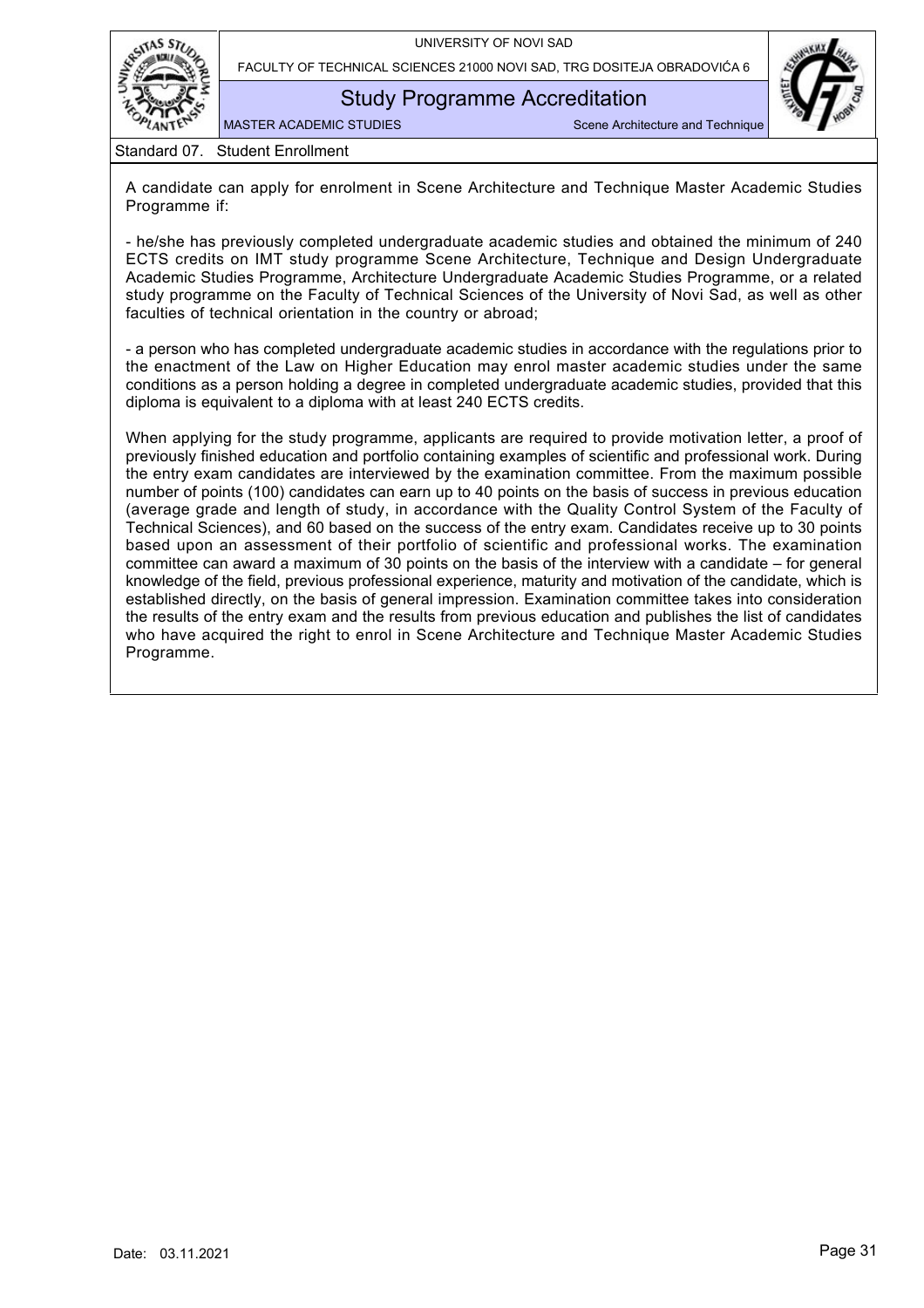## Standard 07. Student Enrollment

A candidate can apply for enrolment in Scene Architecture and Technique Master Academic Studies Programme if:

- he/she has previously completed undergraduate academic studies and obtained the minimum of 240 ECTS credits on IMT study programme Scene Architecture, Technique and Design Undergraduate Academic Studies Programme, Architecture Undergraduate Academic Studies Programme, or a related study programme on the Faculty of Technical Sciences of the University of Novi Sad, as well as other faculties of technical orientation in the country or abroad;

- a person who has completed undergraduate academic studies in accordance with the regulations prior to the enactment of the Law on Higher Education may enrol master academic studies under the same conditions as a person holding a degree in completed undergraduate academic studies, provided that this diploma is equivalent to a diploma with at least 240 ECTS credits.

When applying for the study programme, applicants are required to provide motivation letter, a proof of previously finished education and portfolio containing examples of scientific and professional work. During the entry exam candidates are interviewed by the examination committee. From the maximum possible number of points (100) candidates can earn up to 40 points on the basis of success in previous education (average grade and length of study, in accordance with the Quality Control System of the Faculty of Technical Sciences), and 60 based on the success of the entry exam. Candidates receive up to 30 points based upon an assessment of their portfolio of scientific and professional works. The examination committee can award a maximum of 30 points on the basis of the interview with a candidate – for general knowledge of the field, previous professional experience, maturity and motivation of the candidate, which is established directly, on the basis of general impression. Examination committee takes into consideration the results of the entry exam and the results from previous education and publishes the list of candidates who have acquired the right to enrol in Scene Architecture and Technique Master Academic Studies Programme.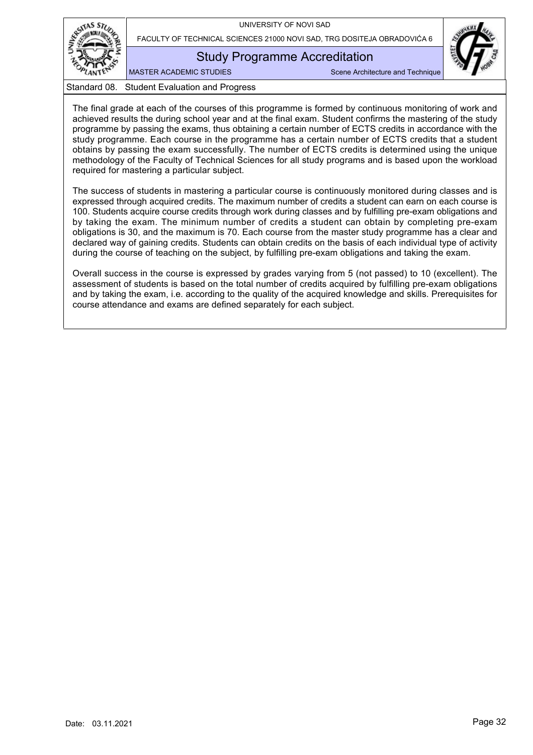## Standard 08. Student Evaluation and Progress

The final grade at each of the courses of this programme is formed by continuous monitoring of work and achieved results the during school year and at the final exam. Student confirms the mastering of the study programme by passing the exams, thus obtaining a certain number of ECTS credits in accordance with the study programme. Each course in the programme has a certain number of ECTS credits that a student obtains by passing the exam successfully. The number of ECTS credits is determined using the unique methodology of the Faculty of Technical Sciences for all study programs and is based upon the workload required for mastering a particular subject.

The success of students in mastering a particular course is continuously monitored during classes and is expressed through acquired credits. The maximum number of credits a student can earn on each course is 100. Students acquire course credits through work during classes and by fulfilling pre-exam obligations and by taking the exam. The minimum number of credits a student can obtain by completing pre-exam obligations is 30, and the maximum is 70. Each course from the master study programme has a clear and declared way of gaining credits. Students can obtain credits on the basis of each individual type of activity during the course of teaching on the subject, by fulfilling pre-exam obligations and taking the exam.

Overall success in the course is expressed by grades varying from 5 (not passed) to 10 (excellent). The assessment of students is based on the total number of credits acquired by fulfilling pre-exam obligations and by taking the exam, i.e. according to the quality of the acquired knowledge and skills. Prerequisites for course attendance and exams are defined separately for each subject.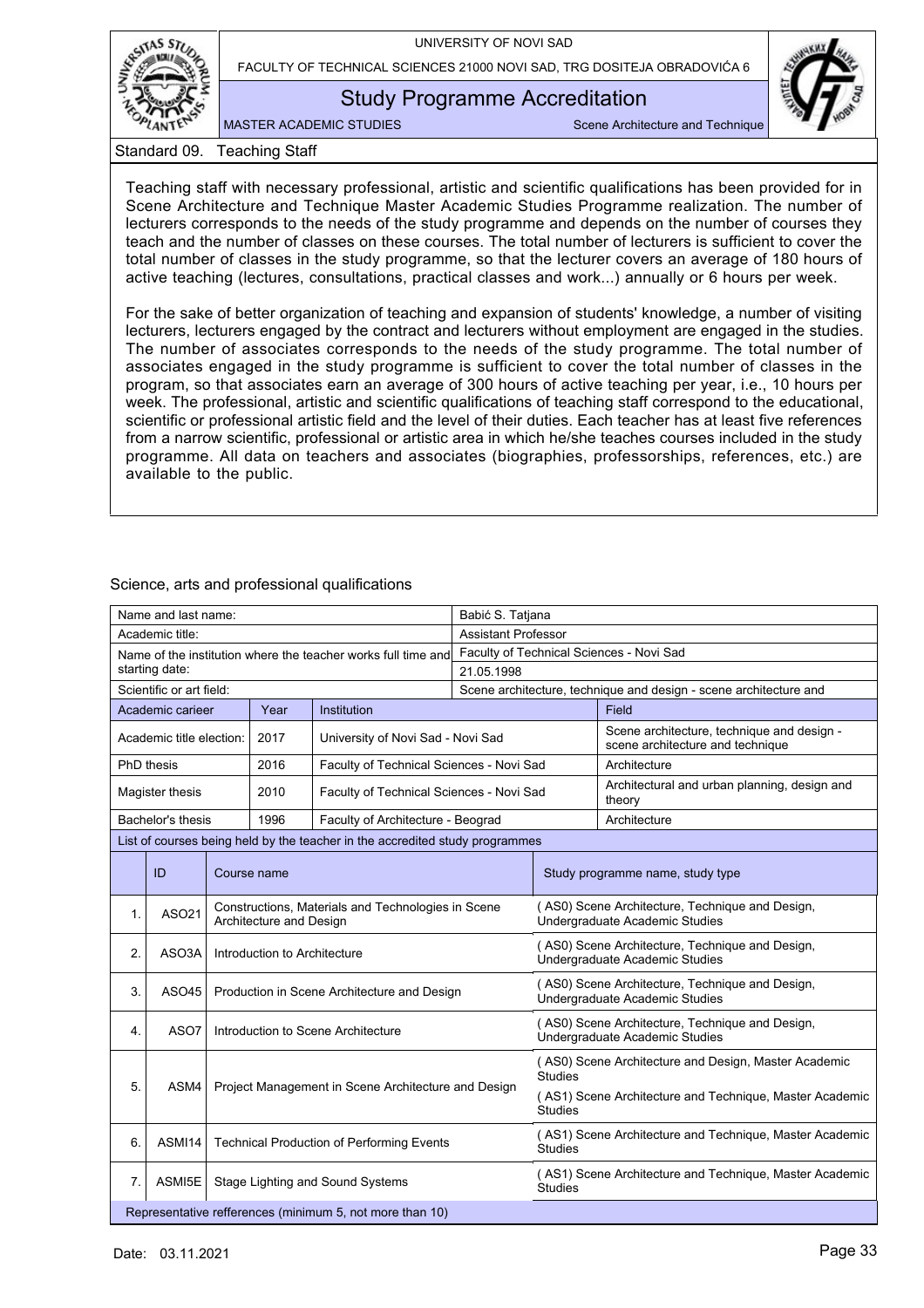## Standard 09. Teaching Staff

Teaching staff with necessary professional, artistic and scientific qualifications has been provided for in Scene Architecture and Technique Master Academic Studies Programme realization. The number of lecturers corresponds to the needs of the study programme and depends on the number of courses they teach and the number of classes on these courses. The total number of lecturers is sufficient to cover the total number of classes in the study programme, so that the lecturer covers an average of 180 hours of active teaching (lectures, consultations, practical classes and work...) annually or 6 hours per week.

For the sake of better organization of teaching and expansion of students' knowledge, a number of visiting lecturers, lecturers engaged by the contract and lecturers without employment are engaged in the studies. The number of associates corresponds to the needs of the study programme. The total number of associates engaged in the study programme is sufficient to cover the total number of classes in the program, so that associates earn an average of 300 hours of active teaching per year, i.e., 10 hours per week. The professional, artistic and scientific qualifications of teaching staff correspond to the educational, scientific or professional artistic field and the level of their duties. Each teacher has at least five references from a narrow scientific, professional or artistic area in which he/she teaches courses included in the study programme. All data on teachers and associates (biographies, professorships, references, etc.) are available to the public.

### Science, arts and professional qualifications

| Name and last name: | | | Babić S. Tatjana |
|---|---|---|---|
| Academic title: | | | Assistant Professor |
| Name of the institution where the teacher works full time and starting date: | | | Faculty of Technical Sciences - Novi Sad; 21.05.1998 |
| Scientific or art field: | | | Scene architecture, technique and design - scene architecture and |

| Academic carieer | Year | Institution | Field |
|---|---|---|---|
| Academic title election: | 2017 | University of Novi Sad - Novi Sad | Scene architecture, technique and design - scene architecture and technique |
| PhD thesis | 2016 | Faculty of Technical Sciences - Novi Sad | Architecture |
| Magister thesis | 2010 | Faculty of Technical Sciences - Novi Sad | Architectural and urban planning, design and theory |
| Bachelor's thesis | 1996 | Faculty of Architecture - Beograd | Architecture |

List of courses being held by the teacher in the accredited study programmes

| | ID | Course name | Study programme name, study type |
|---|---|---|---|
| 1. | ASO21 | Constructions, Materials and Technologies in Scene Architecture and Design | ( AS0) Scene Architecture, Technique and Design, Undergraduate Academic Studies |
| 2. | ASO3A | Introduction to Architecture | ( AS0) Scene Architecture, Technique and Design, Undergraduate Academic Studies |
| 3. | ASO45 | Production in Scene Architecture and Design | ( AS0) Scene Architecture, Technique and Design, Undergraduate Academic Studies |
| 4. | ASO7 | Introduction to Scene Architecture | ( AS0) Scene Architecture, Technique and Design, Undergraduate Academic Studies |
| 5. | ASM4 | Project Management in Scene Architecture and Design | ( AS0) Scene Architecture and Design, Master Academic Studies<br>( AS1) Scene Architecture and Technique, Master Academic Studies |
| 6. | ASMI14 | Technical Production of Performing Events | ( AS1) Scene Architecture and Technique, Master Academic Studies |
| 7. | ASMI5E | Stage Lighting and Sound Systems | ( AS1) Scene Architecture and Technique, Master Academic Studies |

Representative refferences (minimum 5, not more than 10)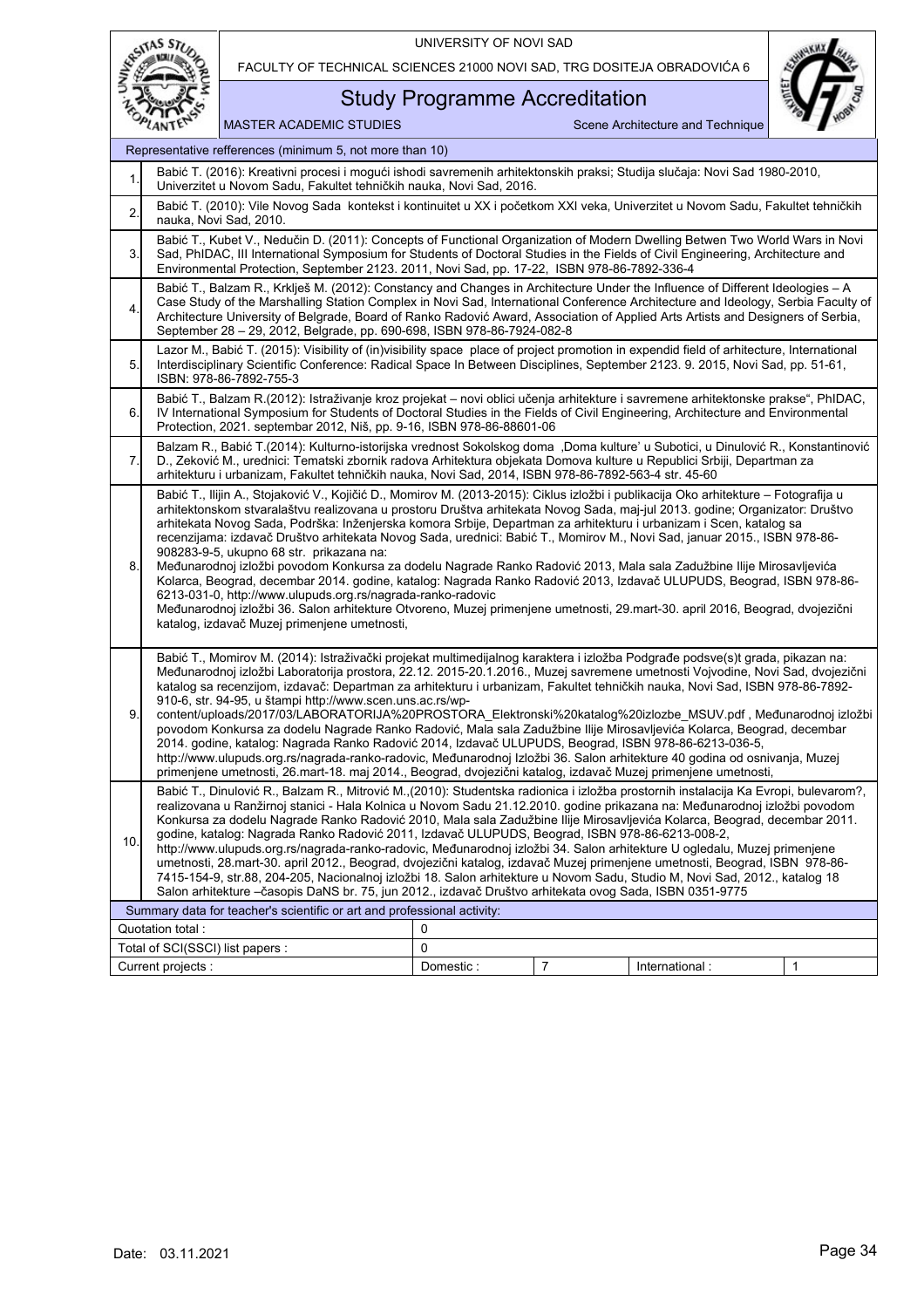Representative refferences (minimum 5, not more than 10)

| | |
|---|---|
| 1. | Babić T. (2016): Kreativni procesi i mogući ishodi savremenih arhitektonskih praksi; Studija slučaja: Novi Sad 1980-2010, Univerzitet u Novom Sadu, Fakultet tehničkih nauka, Novi Sad, 2016. |
| 2. | Babić T. (2010): Vile Novog Sada kontekst i kontinuitet u XX i početkom XXI veka, Univerzitet u Novom Sadu, Fakultet tehničkih nauka, Novi Sad, 2010. |
| 3. | Babić T., Kubet V., Nedučin D. (2011): Concepts of Functional Organization of Modern Dwelling Betwen Two World Wars in Novi Sad, PhIDAC, III International Symposium for Students of Doctoral Studies in the Fields of Civil Engineering, Architecture and Environmental Protection, September 2123. 2011, Novi Sad, pp. 17-22, ISBN 978-86-7892-336-4 |
| 4. | Babić T., Balzam R., Krklješ M. (2012): Constancy and Changes in Architecture Under the Influence of Different Ideologies – A Case Study of the Marshalling Station Complex in Novi Sad, International Conference Architecture and Ideology, Serbia Faculty of Architecture University of Belgrade, Board of Ranko Radović Award, Association of Applied Arts Artists and Designers of Serbia, September 28 – 29, 2012, Belgrade, pp. 690-698, ISBN 978-86-7924-082-8 |
| 5. | Lazor M., Babić T. (2015): Visibility of (in)visibility space place of project promotion in expendid field of arhitecture, International Interdisciplinary Scientific Conference: Radical Space In Between Disciplines, September 2123. 9. 2015, Novi Sad, pp. 51-61, ISBN: 978-86-7892-755-3 |
| 6. | Babić T., Balzam R.(2012): Istraživanje kroz projekat – novi oblici učenja arhitekture i savremene arhitektonske prakse", PhIDAC, IV International Symposium for Students of Doctoral Studies in the Fields of Civil Engineering, Architecture and Environmental Protection, 2021. septembar 2012, Niš, pp. 9-16, ISBN 978-86-88601-06 |
| 7. | Balzam R., Babić T.(2014): Kulturno-istorijska vrednost Sokolskog doma ,Doma kulture' u Subotici, u Dinulović R., Konstantinović D., Zeković M., urednici: Tematski zbornik radova Arhitektura objekata Domova kulture u Republici Srbiji, Departman za arhitekturu i urbanizam, Fakultet tehničkih nauka, Novi Sad, 2014, ISBN 978-86-7892-563-4 str. 45-60 |
| 8. | Babić T., Ilijin A., Stojaković V., Kojičić D., Momirov M. (2013-2015): Ciklus izložbi i publikacija Oko arhitekture – Fotografija u arhitektonskom stvaralaštvu realizovana u prostoru Društva arhitekata Novog Sada, maj-jul 2013. godine; Organizator: Društvo arhitekata Novog Sada, Podrška: Inženjerska komora Srbije, Departman za arhitekturu i urbanizam i Scen, katalog sa recenzijama: izdavač Društvo arhitekata Novog Sada, urednici: Babić T., Momirov M., Novi Sad, januar 2015., ISBN 978-86-908283-9-5, ukupno 68 str. prikazana na: Međunarodnoj izložbi povodom Konkursa za dodelu Nagrade Ranko Radović 2013, Mala sala Zadužbine Ilije Mirosavljevića Kolarca, Beograd, decembar 2014. godine, katalog: Nagrada Ranko Radović 2013, Izdavač ULUPUDS, Beograd, ISBN 978-86-6213-031-0, http://www.ulupuds.org.rs/nagrada-ranko-radovic Međunarodnoj izložbi 36. Salon arhitekture Otvoreno, Muzej primenjene umetnosti, 29.mart-30. april 2016, Beograd, dvojezični katalog, izdavač Muzej primenjene umetnosti, |
| 9. | Babić T., Momirov M. (2014): Istraživački projekat multimedijalnog karaktera i izložba Podgrađe podsve(s)t grada, pikazan na: Međunarodnoj izložbi Laboratorija prostora, 22.12. 2015-20.1.2016., Muzej savremene umetnosti Vojvodine, Novi Sad, dvojezični katalog sa recenzijom, izdavač: Departman za arhitekturu i urbanizam, Fakultet tehničkih nauka, Novi Sad, ISBN 978-86-7892-910-6, str. 94-95, u štampi http://www.scen.uns.ac.rs/wp-content/uploads/2017/03/LABORATORIJA%20PROSTORA_Elektronski%20katalog%20izlozbe_MSUV.pdf , Međunarodnoj izložbi povodom Konkursa za dodelu Nagrade Ranko Radović, Mala sala Zadužbine Ilije Mirosavljevića Kolarca, Beograd, decembar 2014. godine, katalog: Nagrada Ranko Radović 2014, Izdavač ULUPUDS, Beograd, ISBN 978-86-6213-036-5, http://www.ulupuds.org.rs/nagrada-ranko-radovic, Međunarodnoj Izložbi 36. Salon arhitekture 40 godina od osnivanja, Muzej primenjene umetnosti, 26.mart-18. maj 2014., Beograd, dvojezični katalog, izdavač Muzej primenjene umetnosti, |
| 10. | Babić T., Dinulović R., Balzam R., Mitrović M.,(2010): Studentska radionica i izložba prostornih instalacija Ka Evropi, bulevarom?, realizovana u Ranžirnoj stanici - Hala Kolnica u Novom Sadu 21.12.2010. godine prikazana na: Međunarodnoj izložbi povodom Konkursa za dodelu Nagrade Ranko Radović 2010, Mala sala Zadužbine Ilije Mirosavljevića Kolarca, Beograd, decembar 2011. godine, katalog: Nagrada Ranko Radović 2011, Izdavač ULUPUDS, Beograd, ISBN 978-86-6213-008-2, http://www.ulupuds.org.rs/nagrada-ranko-radovic, Međunarodnoj izložbi 34. Salon arhitekture U ogledalu, Muzej primenjene umetnosti, 28.mart-30. april 2012., Beograd, dvojezični katalog, izdavač Muzej primenjene umetnosti, Beograd, ISBN 978-86-7415-154-9, str.88, 204-205, Nacionalnoj izložbi 18. Salon arhitekture u Novom Sadu, Studio M, Novi Sad, 2012., katalog 18 Salon arhitekture –časopis DaNS br. 75, jun 2012., izdavač Društvo arhitekata ovog Sada, ISBN 0351-9775 |

Summary data for teacher's scientific or art and professional activity:

| | | | | |
|---|---|---|---|---|
| Quotation total : | 0 | | | |
| Total of SCI(SSCI) list papers : | 0 | | | |
| Current projects : | Domestic : | 7 | International : | 1 |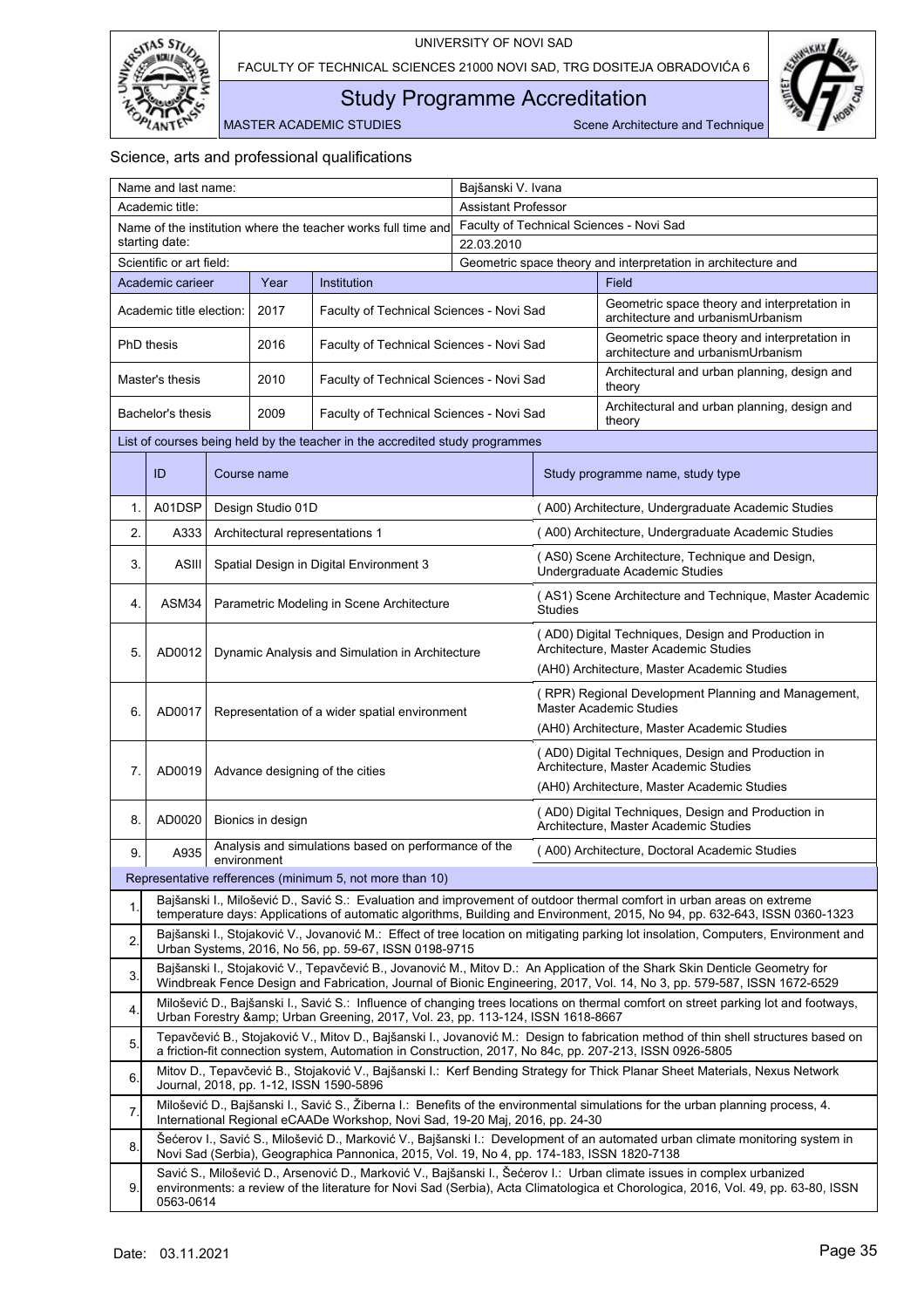Science, arts and professional qualifications

| Name and last name: | | | Bajšanski V. Ivana | |
|---|---|---|---|---|
| Academic title: | | | Assistant Professor | |
| Name of the institution where the teacher works full time and starting date: | | | Faculty of Technical Sciences - Novi Sad<br>22.03.2010 | |
| Scientific or art field: | | | Geometric space theory and interpretation in architecture and | |
| Academic carieer | Year | Institution | | Field |
| Academic title election: | 2017 | Faculty of Technical Sciences - Novi Sad | | Geometric space theory and interpretation in architecture and urbanismUrbanism |
| PhD thesis | 2016 | Faculty of Technical Sciences - Novi Sad | | Geometric space theory and interpretation in architecture and urbanismUrbanism |
| Master's thesis | 2010 | Faculty of Technical Sciences - Novi Sad | | Architectural and urban planning, design and theory |
| Bachelor's thesis | 2009 | Faculty of Technical Sciences - Novi Sad | | Architectural and urban planning, design and theory |

List of courses being held by the teacher in the accredited study programmes

| | ID | Course name | Study programme name, study type |
|---|---|---|---|
| 1. | A01DSP | Design Studio 01D | ( A00) Architecture, Undergraduate Academic Studies |
| 2. | A333 | Architectural representations 1 | ( A00) Architecture, Undergraduate Academic Studies |
| 3. | ASIII | Spatial Design in Digital Environment 3 | ( AS0) Scene Architecture, Technique and Design, Undergraduate Academic Studies |
| 4. | ASM34 | Parametric Modeling in Scene Architecture | ( AS1) Scene Architecture and Technique, Master Academic Studies |
| 5. | AD0012 | Dynamic Analysis and Simulation in Architecture | ( AD0) Digital Techniques, Design and Production in Architecture, Master Academic Studies<br>(AH0) Architecture, Master Academic Studies |
| 6. | AD0017 | Representation of a wider spatial environment | ( RPR) Regional Development Planning and Management, Master Academic Studies<br>(AH0) Architecture, Master Academic Studies |
| 7. | AD0019 | Advance designing of the cities | ( AD0) Digital Techniques, Design and Production in Architecture, Master Academic Studies<br>(AH0) Architecture, Master Academic Studies |
| 8. | AD0020 | Bionics in design | ( AD0) Digital Techniques, Design and Production in Architecture, Master Academic Studies |
| 9. | A935 | Analysis and simulations based on performance of the environment | ( A00) Architecture, Doctoral Academic Studies |

Representative refferences (minimum 5, not more than 10)

| | |
|---|---|
| 1. | Bajšanski I., Milošević D., Savić S.: Evaluation and improvement of outdoor thermal comfort in urban areas on extreme temperature days: Applications of automatic algorithms, Building and Environment, 2015, No 94, pp. 632-643, ISSN 0360-1323 |
| 2. | Bajšanski I., Stojaković V., Jovanović M.: Effect of tree location on mitigating parking lot insolation, Computers, Environment and Urban Systems, 2016, No 56, pp. 59-67, ISSN 0198-9715 |
| 3. | Bajšanski I., Stojaković V., Tepavčević B., Jovanović M., Mitov D.: An Application of the Shark Skin Denticle Geometry for Windbreak Fence Design and Fabrication, Journal of Bionic Engineering, 2017, Vol. 14, No 3, pp. 579-587, ISSN 1672-6529 |
| 4. | Milošević D., Bajšanski I., Savić S.: Influence of changing trees locations on thermal comfort on street parking lot and footways, Urban Forestry &amp; Urban Greening, 2017, Vol. 23, pp. 113-124, ISSN 1618-8667 |
| 5. | Tepavčević B., Stojaković V., Mitov D., Bajšanski I., Jovanović M.: Design to fabrication method of thin shell structures based on a friction-fit connection system, Automation in Construction, 2017, No 84c, pp. 207-213, ISSN 0926-5805 |
| 6. | Mitov D., Tepavčević B., Stojaković V., Bajšanski I.: Kerf Bending Strategy for Thick Planar Sheet Materials, Nexus Network Journal, 2018, pp. 1-12, ISSN 1590-5896 |
| 7. | Milošević D., Bajšanski I., Savić S., Žiberna I.: Benefits of the environmental simulations for the urban planning process, 4. International Regional eCAADe Workshop, Novi Sad, 19-20 Maj, 2016, pp. 24-30 |
| 8. | Šećerov I., Savić S., Milošević D., Marković V., Bajšanski I.: Development of an automated urban climate monitoring system in Novi Sad (Serbia), Geographica Pannonica, 2015, Vol. 19, No 4, pp. 174-183, ISSN 1820-7138 |
| 9. | Savić S., Milošević D., Arsenović D., Marković V., Bajšanski I., Šećerov I.: Urban climate issues in complex urbanized environments: a review of the literature for Novi Sad (Serbia), Acta Climatologica et Chorologica, 2016, Vol. 49, pp. 63-80, ISSN 0563-0614 |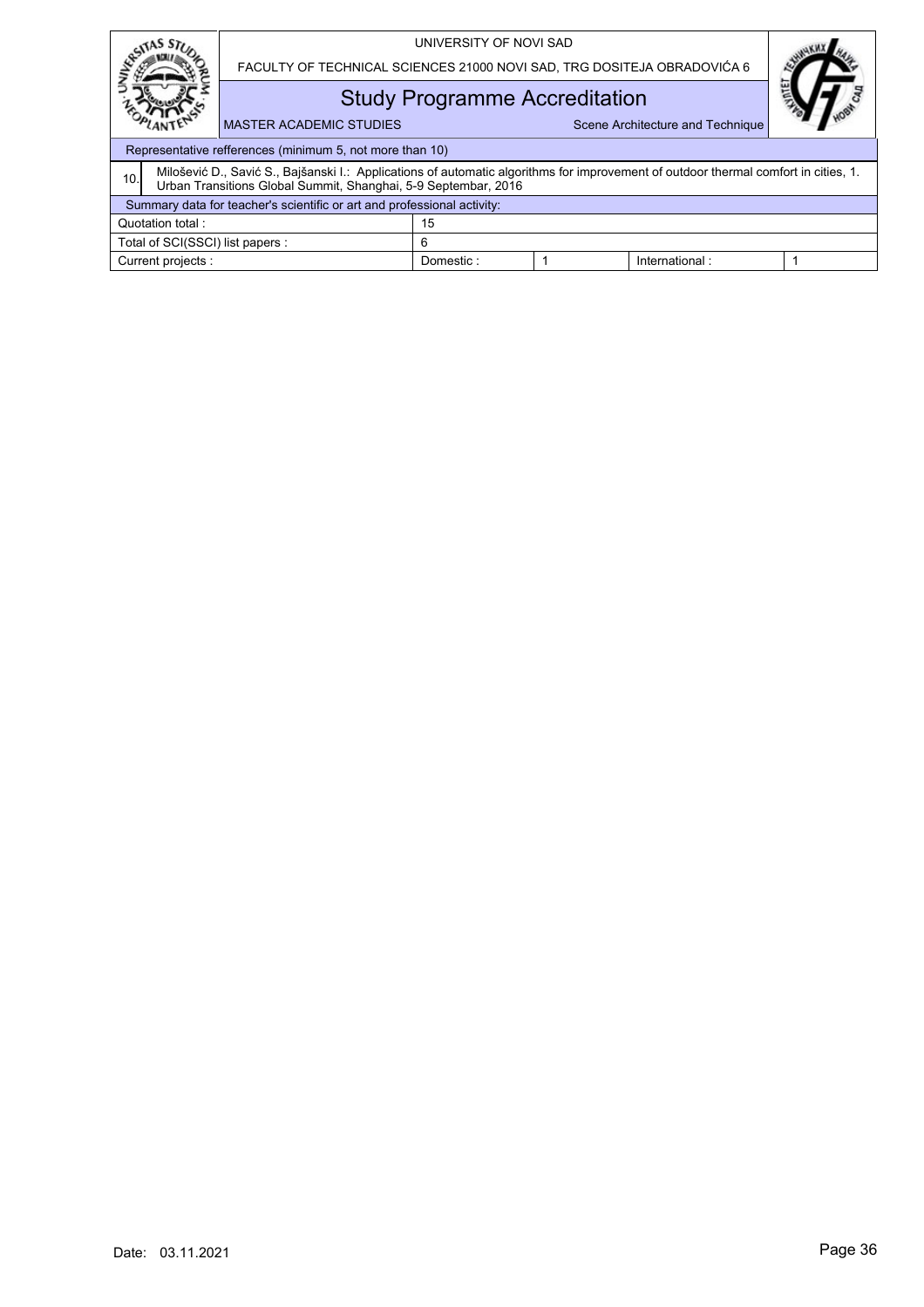Representative refferences (minimum 5, not more than 10)

| | |
|---|---|
| 10. | Milošević D., Savić S., Bajšanski I.: Applications of automatic algorithms for improvement of outdoor thermal comfort in cities, 1. Urban Transitions Global Summit, Shanghai, 5-9 Septembar, 2016 |

Summary data for teacher's scientific or art and professional activity:

| | | | | |
|---|---|---|---|---|
| Quotation total : | 15 | | | |
| Total of SCI(SSCI) list papers : | 6 | | | |
| Current projects : | Domestic : | 1 | International : | 1 |

Date: 03.11.2021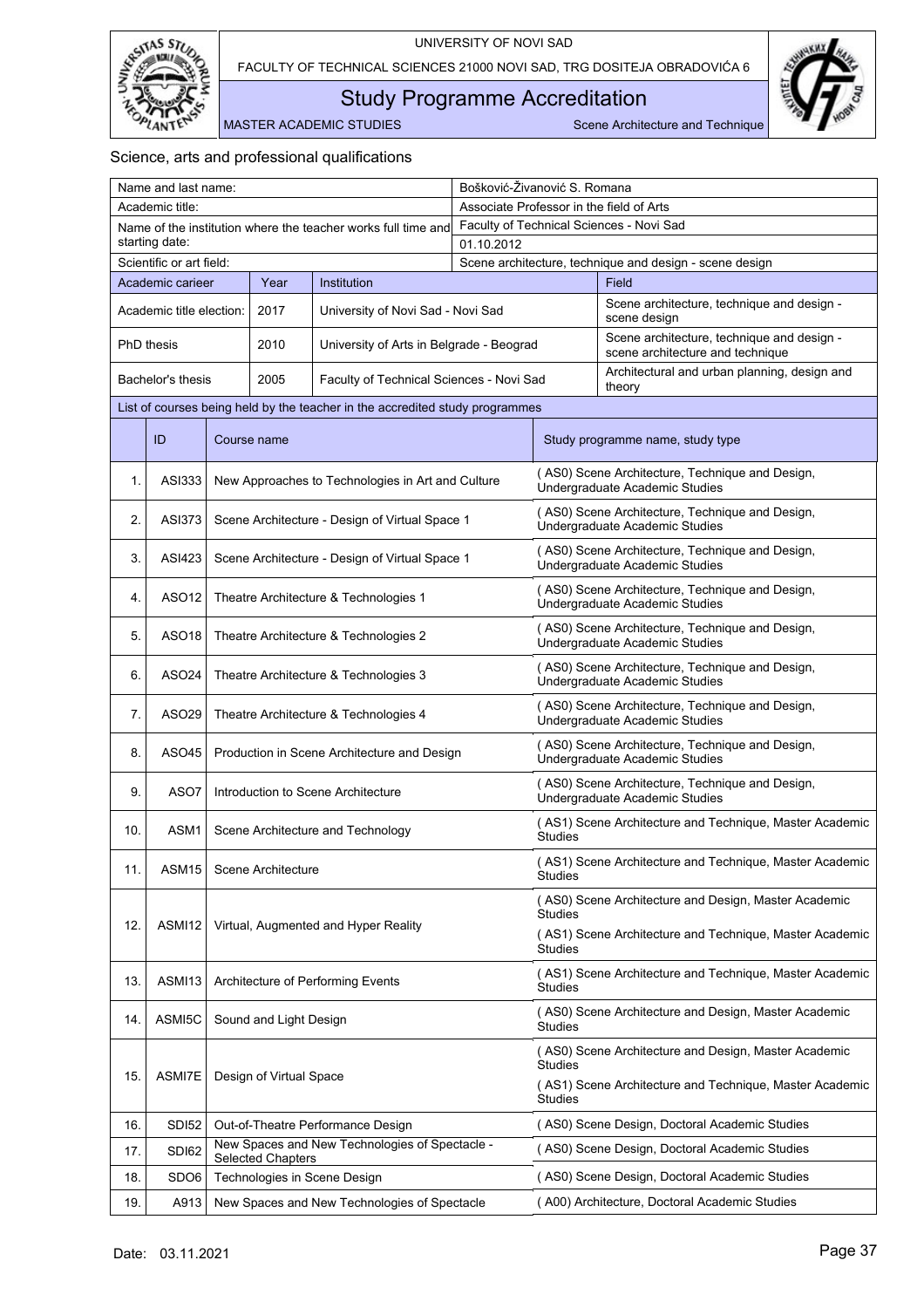## Science, arts and professional qualifications

| Name and last name: | | | Bošković-Živanović S. Romana | |
|---|---|---|---|---|
| Academic title: | | | Associate Professor in the field of Arts | |
| Name of the institution where the teacher works full time and starting date: | | | Faculty of Technical Sciences - Novi Sad<br>01.10.2012 | |
| Scientific or art field: | | | Scene architecture, technique and design - scene design | |
| **Academic carieer** | **Year** | **Institution** | | **Field** |
| Academic title election: | 2017 | University of Novi Sad - Novi Sad | | Scene architecture, technique and design - scene design |
| PhD thesis | 2010 | University of Arts in Belgrade - Beograd | | Scene architecture, technique and design - scene architecture and technique |
| Bachelor's thesis | 2005 | Faculty of Technical Sciences - Novi Sad | | Architectural and urban planning, design and theory |

List of courses being held by the teacher in the accredited study programmes

| | ID | Course name | Study programme name, study type |
|---|---|---|---|
| 1. | ASI333 | New Approaches to Technologies in Art and Culture | ( AS0) Scene Architecture, Technique and Design, Undergraduate Academic Studies |
| 2. | ASI373 | Scene Architecture - Design of Virtual Space 1 | ( AS0) Scene Architecture, Technique and Design, Undergraduate Academic Studies |
| 3. | ASI423 | Scene Architecture - Design of Virtual Space 1 | ( AS0) Scene Architecture, Technique and Design, Undergraduate Academic Studies |
| 4. | ASO12 | Theatre Architecture & Technologies 1 | ( AS0) Scene Architecture, Technique and Design, Undergraduate Academic Studies |
| 5. | ASO18 | Theatre Architecture & Technologies 2 | ( AS0) Scene Architecture, Technique and Design, Undergraduate Academic Studies |
| 6. | ASO24 | Theatre Architecture & Technologies 3 | ( AS0) Scene Architecture, Technique and Design, Undergraduate Academic Studies |
| 7. | ASO29 | Theatre Architecture & Technologies 4 | ( AS0) Scene Architecture, Technique and Design, Undergraduate Academic Studies |
| 8. | ASO45 | Production in Scene Architecture and Design | ( AS0) Scene Architecture, Technique and Design, Undergraduate Academic Studies |
| 9. | ASO7 | Introduction to Scene Architecture | ( AS0) Scene Architecture, Technique and Design, Undergraduate Academic Studies |
| 10. | ASM1 | Scene Architecture and Technology | ( AS1) Scene Architecture and Technique, Master Academic Studies |
| 11. | ASM15 | Scene Architecture | ( AS1) Scene Architecture and Technique, Master Academic Studies |
| 12. | ASMI12 | Virtual, Augmented and Hyper Reality | ( AS0) Scene Architecture and Design, Master Academic Studies<br>( AS1) Scene Architecture and Technique, Master Academic Studies |
| 13. | ASMI13 | Architecture of Performing Events | ( AS1) Scene Architecture and Technique, Master Academic Studies |
| 14. | ASMI5C | Sound and Light Design | ( AS0) Scene Architecture and Design, Master Academic Studies |
| 15. | ASMI7E | Design of Virtual Space | ( AS0) Scene Architecture and Design, Master Academic Studies<br>( AS1) Scene Architecture and Technique, Master Academic Studies |
| 16. | SDI52 | Out-of-Theatre Performance Design | ( AS0) Scene Design, Doctoral Academic Studies |
| 17. | SDI62 | New Spaces and New Technologies of Spectacle - Selected Chapters | ( AS0) Scene Design, Doctoral Academic Studies |
| 18. | SDO6 | Technologies in Scene Design | ( AS0) Scene Design, Doctoral Academic Studies |
| 19. | A913 | New Spaces and New Technologies of Spectacle | ( A00) Architecture, Doctoral Academic Studies |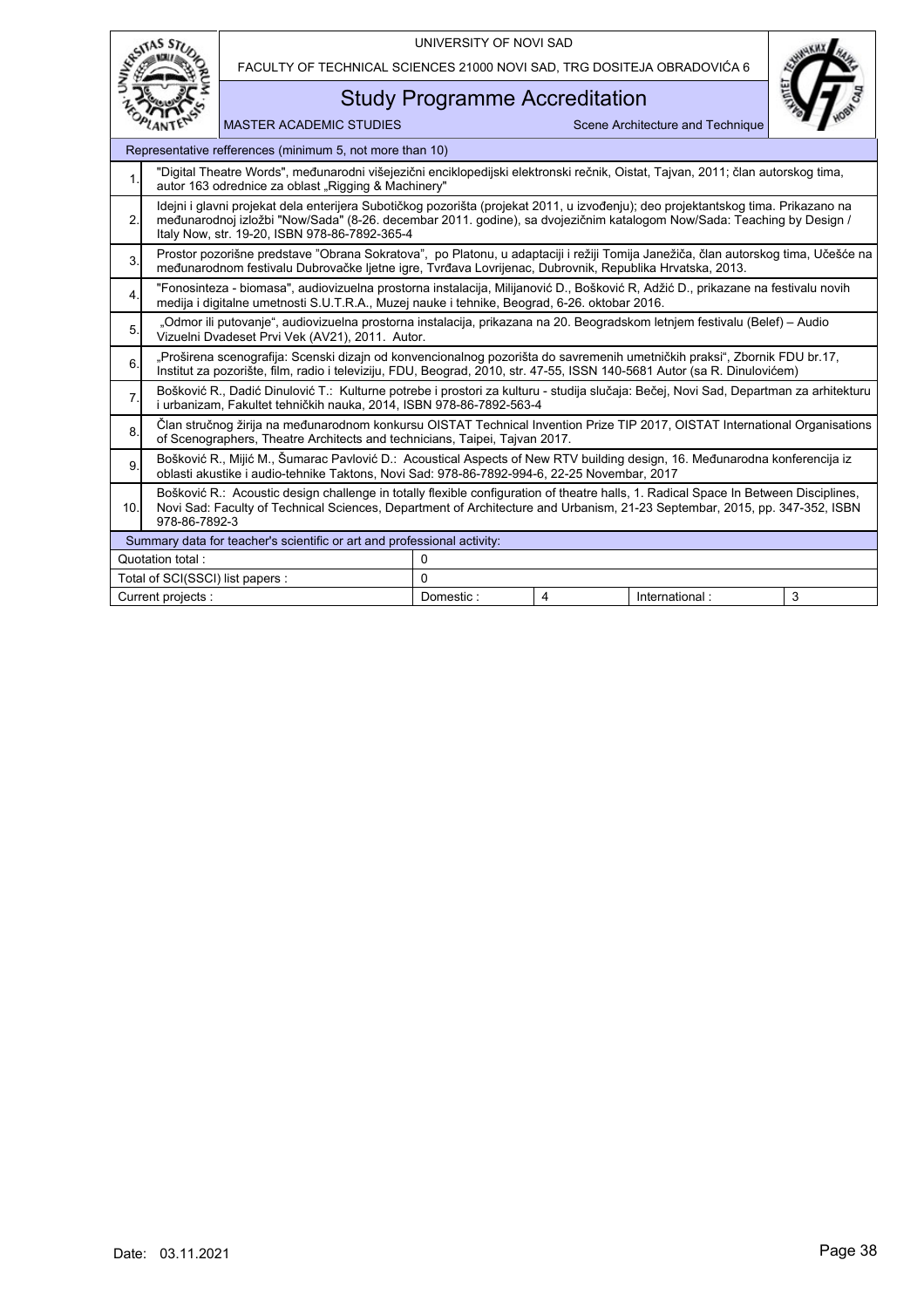Representative refferences (minimum 5, not more than 10)

| | |
|---|---|
| 1. | "Digital Theatre Words", međunarodni višejezični enciklopedijski elektronski rečnik, Oistat, Tajvan, 2011; član autorskog tima, autor 163 odrednice za oblast „Rigging & Machinery" |
| 2. | Idejni i glavni projekat dela enterijera Subotičkog pozorišta (projekat 2011, u izvođenju); deo projektantskog tima. Prikazano na međunarodnoj izložbi "Now/Sada" (8-26. decembar 2011. godine), sa dvojezičnim katalogom Now/Sada: Teaching by Design / Italy Now, str. 19-20, ISBN 978-86-7892-365-4 |
| 3. | Prostor pozorišne predstave "Obrana Sokratova", po Platonu, u adaptaciji i režiji Tomija Janežiča, član autorskog tima, Učešće na međunarodnom festivalu Dubrovačke ljetne igre, Tvrđava Lovrijenac, Dubrovnik, Republika Hrvatska, 2013. |
| 4. | "Fonosinteza - biomasa", audiovizuelna prostorna instalacija, Milijanović D., Bošković R, Adžić D., prikazane na festivalu novih medija i digitalne umetnosti S.U.T.R.A., Muzej nauke i tehnike, Beograd, 6-26. oktobar 2016. |
| 5. | „Odmor ili putovanje", audiovizuelna prostorna instalacija, prikazana na 20. Beogradskom letnjem festivalu (Belef) – Audio Vizuelni Dvadeset Prvi Vek (AV21), 2011. Autor. |
| 6. | „Proširena scenografija: Scenski dizajn od konvencionalnog pozorišta do savremenih umetničkih praksi", Zbornik FDU br.17, Institut za pozorište, film, radio i televiziju, FDU, Beograd, 2010, str. 47-55, ISSN 140-5681 Autor (sa R. Dinulovićem) |
| 7. | Bošković R., Dadić Dinulović T.: Kulturne potrebe i prostori za kulturu - studija slučaja: Bečej, Novi Sad, Departman za arhitekturu i urbanizam, Fakultet tehničkih nauka, 2014, ISBN 978-86-7892-563-4 |
| 8. | Član stručnog žirija na međunarodnom konkursu OISTAT Technical Invention Prize TIP 2017, OISTAT International Organisations of Scenographers, Theatre Architects and technicians, Taipei, Tajvan 2017. |
| 9. | Bošković R., Mijić M., Šumarac Pavlović D.: Acoustical Aspects of New RTV building design, 16. Međunarodna konferencija iz oblasti akustike i audio-tehnike Taktons, Novi Sad: 978-86-7892-994-6, 22-25 Novembar, 2017 |
| 10. | Bošković R.: Acoustic design challenge in totally flexible configuration of theatre halls, 1. Radical Space In Between Disciplines, Novi Sad: Faculty of Technical Sciences, Department of Architecture and Urbanism, 21-23 Septembar, 2015, pp. 347-352, ISBN 978-86-7892-3 |

Summary data for teacher's scientific or art and professional activity:

| | | | | |
|---|---|---|---|---|
| Quotation total : | 0 | | | |
| Total of SCI(SSCI) list papers : | 0 | | | |
| Current projects : | Domestic : | 4 | International : | 3 |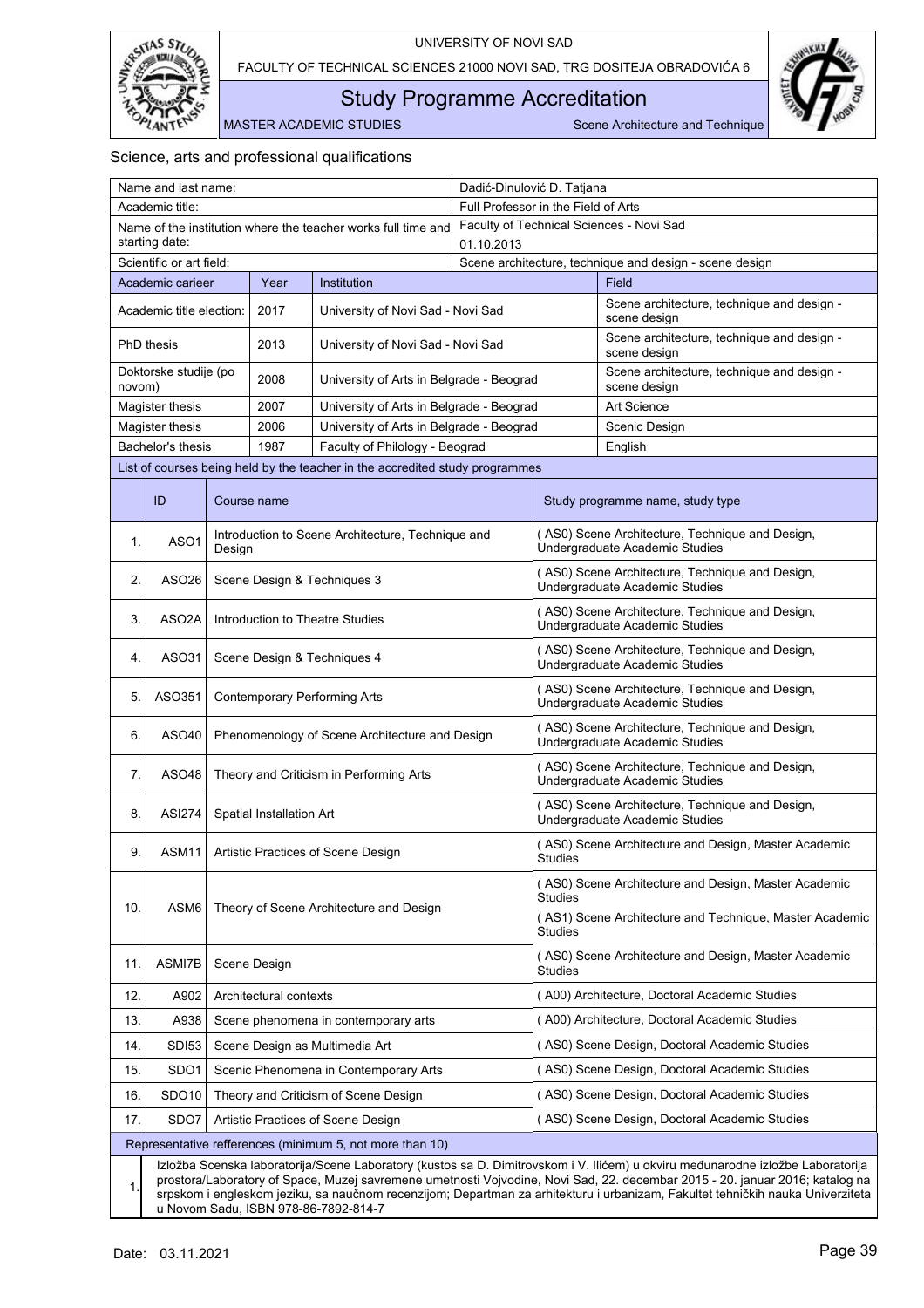## Science, arts and professional qualifications

| Name and last name: | | | Dadić-Dinulović D. Tatjana |
|---|---|---|---|
| Academic title: | | | Full Professor in the Field of Arts |
| Name of the institution where the teacher works full time and starting date: | | | Faculty of Technical Sciences - Novi Sad<br>01.10.2013 |
| Scientific or art field: | | | Scene architecture, technique and design - scene design |
| **Academic carieer** | **Year** | **Institution** | **Field** |
| Academic title election: | 2017 | University of Novi Sad - Novi Sad | Scene architecture, technique and design - scene design |
| PhD thesis | 2013 | University of Novi Sad - Novi Sad | Scene architecture, technique and design - scene design |
| Doktorske studije (po novom) | 2008 | University of Arts in Belgrade - Beograd | Scene architecture, technique and design - scene design |
| Magister thesis | 2007 | University of Arts in Belgrade - Beograd | Art Science |
| Magister thesis | 2006 | University of Arts in Belgrade - Beograd | Scenic Design |
| Bachelor's thesis | 1987 | Faculty of Philology - Beograd | English |

List of courses being held by the teacher in the accredited study programmes

| | ID | Course name | Study programme name, study type |
|---|---|---|---|
| 1. | ASO1 | Introduction to Scene Architecture, Technique and Design | ( AS0) Scene Architecture, Technique and Design, Undergraduate Academic Studies |
| 2. | ASO26 | Scene Design & Techniques 3 | ( AS0) Scene Architecture, Technique and Design, Undergraduate Academic Studies |
| 3. | ASO2A | Introduction to Theatre Studies | ( AS0) Scene Architecture, Technique and Design, Undergraduate Academic Studies |
| 4. | ASO31 | Scene Design & Techniques 4 | ( AS0) Scene Architecture, Technique and Design, Undergraduate Academic Studies |
| 5. | ASO351 | Contemporary Performing Arts | ( AS0) Scene Architecture, Technique and Design, Undergraduate Academic Studies |
| 6. | ASO40 | Phenomenology of Scene Architecture and Design | ( AS0) Scene Architecture, Technique and Design, Undergraduate Academic Studies |
| 7. | ASO48 | Theory and Criticism in Performing Arts | ( AS0) Scene Architecture, Technique and Design, Undergraduate Academic Studies |
| 8. | ASI274 | Spatial Installation Art | ( AS0) Scene Architecture, Technique and Design, Undergraduate Academic Studies |
| 9. | ASM11 | Artistic Practices of Scene Design | ( AS0) Scene Architecture and Design, Master Academic Studies |
| 10. | ASM6 | Theory of Scene Architecture and Design | ( AS0) Scene Architecture and Design, Master Academic Studies<br>( AS1) Scene Architecture and Technique, Master Academic Studies |
| 11. | ASMI7B | Scene Design | ( AS0) Scene Architecture and Design, Master Academic Studies |
| 12. | A902 | Architectural contexts | ( A00) Architecture, Doctoral Academic Studies |
| 13. | A938 | Scene phenomena in contemporary arts | ( A00) Architecture, Doctoral Academic Studies |
| 14. | SDI53 | Scene Design as Multimedia Art | ( AS0) Scene Design, Doctoral Academic Studies |
| 15. | SDO1 | Scenic Phenomena in Contemporary Arts | ( AS0) Scene Design, Doctoral Academic Studies |
| 16. | SDO10 | Theory and Criticism of Scene Design | ( AS0) Scene Design, Doctoral Academic Studies |
| 17. | SDO7 | Artistic Practices of Scene Design | ( AS0) Scene Design, Doctoral Academic Studies |

Representative refferences (minimum 5, not more than 10)

| | |
|---|---|
| 1. | Izložba Scenska laboratorija/Scene Laboratory (kustos sa D. Dimitrovskom i V. Ilićem) u okviru međunarodne izložbe Laboratorija prostora/Laboratory of Space, Muzej savremene umetnosti Vojvodine, Novi Sad, 22. decembar 2015 - 20. januar 2016; katalog na srpskom i engleskom jeziku, sa naučnom recenzijom; Departman za arhitekturu i urbanizam, Fakultet tehničkih nauka Univerziteta u Novom Sadu, ISBN 978-86-7892-814-7 |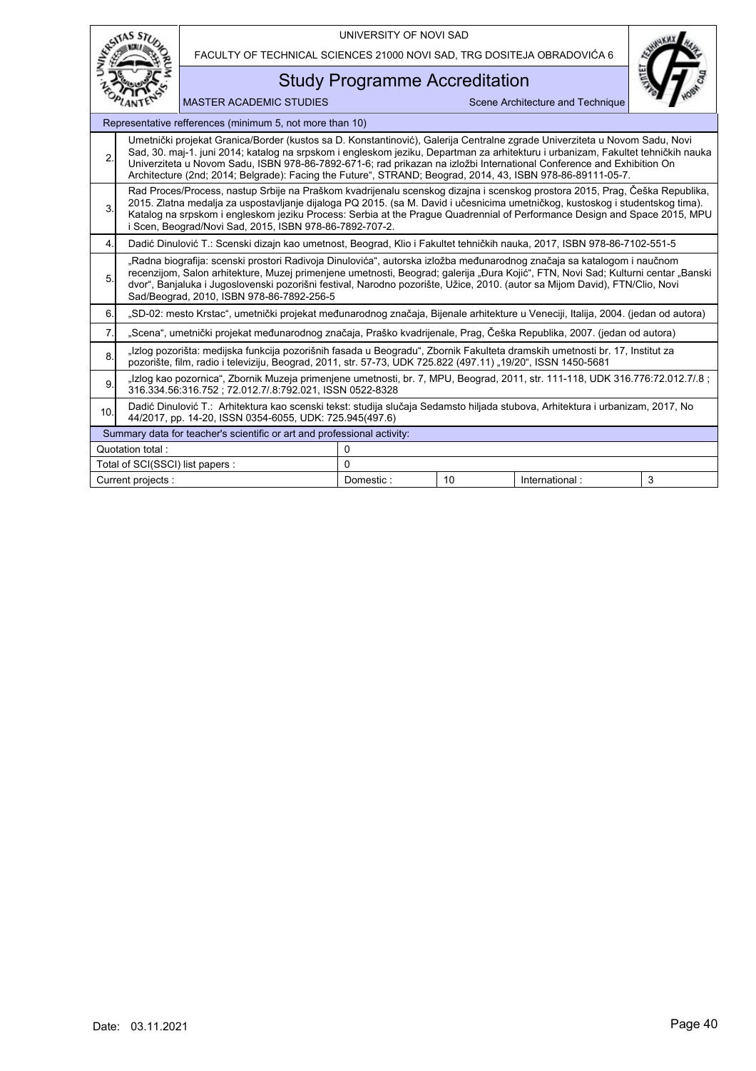| Representative refferences (minimum 5, not more than 10) | | | | |
|---|---|---|---|---|
| 2. | Umetnički projekat Granica/Border (kustos sa D. Konstantinović), Galerija Centralne zgrade Univerziteta u Novom Sadu, Novi Sad, 30. maj-1. juni 2014; katalog na srpskom i engleskom jeziku, Departman za arhitekturu i urbanizam, Fakultet tehničkih nauka Univerziteta u Novom Sadu, ISBN 978-86-7892-671-6; rad prikazan na izložbi International Conference and Exhibition On Architecture (2nd; 2014; Belgrade): Facing the Future", STRAND; Beograd, 2014, 43, ISBN 978-86-89111-05-7. | | | |
| 3. | Rad Proces/Process, nastup Srbije na Praškom kvadrijenalu scenskog dizajna i scenskog prostora 2015, Prag, Češka Republika, 2015. Zlatna medalja za uspostavljanje dijaloga PQ 2015. (sa M. David i učesnicima umetničkog, kustoskog i studentskog tima). Katalog na srpskom i engleskom jeziku Process: Serbia at the Prague Quadrennial of Performance Design and Space 2015, MPU i Scen, Beograd/Novi Sad, 2015, ISBN 978-86-7892-707-2. | | | |
| 4. | Dadić Dinulović T.: Scenski dizajn kao umetnost, Beograd, Klio i Fakultet tehničkih nauka, 2017, ISBN 978-86-7102-551-5 | | | |
| 5. | „Radna biografija: scenski prostori Radivoja Dinulovića", autorska izložba međunarodnog značaja sa katalogom i naučnom recenzijom, Salon arhitekture, Muzej primenjene umetnosti, Beograd; galerija „Đura Kojić", FTN, Novi Sad; Kulturni centar „Banski dvor", Banjaluka i Jugoslovenski pozorišni festival, Narodno pozorište, Užice, 2010. (autor sa Mijom David), FTN/Clio, Novi Sad/Beograd, 2010, ISBN 978-86-7892-256-5 | | | |
| 6. | „SD-02: mesto Krstac", umetnički projekat međunarodnog značaja, Bijenale arhitekture u Veneciji, Italija, 2004. (jedan od autora) | | | |
| 7. | „Scena", umetnički projekat međunarodnog značaja, Praško kvadrijenale, Prag, Češka Republika, 2007. (jedan od autora) | | | |
| 8. | „Izlog pozorišta: medijska funkcija pozorišnih fasada u Beogradu", Zbornik Fakulteta dramskih umetnosti br. 17, Institut za pozorište, film, radio i televiziju, Beograd, 2011, str. 57-73, UDK 725.822 (497.11) „19/20", ISSN 1450-5681 | | | |
| 9. | „Izlog kao pozornica", Zbornik Muzeja primenjene umetnosti, br. 7, MPU, Beograd, 2011, str. 111-118, UDK 316.776:72.012.7/.8 ; 316.334.56:316.752 ; 72.012.7/.8:792.021, ISSN 0522-8328 | | | |
| 10. | Dadić Dinulović T.: Arhitektura kao scenski tekst: studija slučaja Sedamsto hiljada stubova, Arhitektura i urbanizam, 2017, No 44/2017, pp. 14-20, ISSN 0354-6055, UDK: 725.945(497.6) | | | |
| Summary data for teacher's scientific or art and professional activity: | | | | |
| Quotation total : | 0 | | | |
| Total of SCI(SSCI) list papers : | 0 | | | |
| Current projects : | Domestic : | 10 | International : | 3 |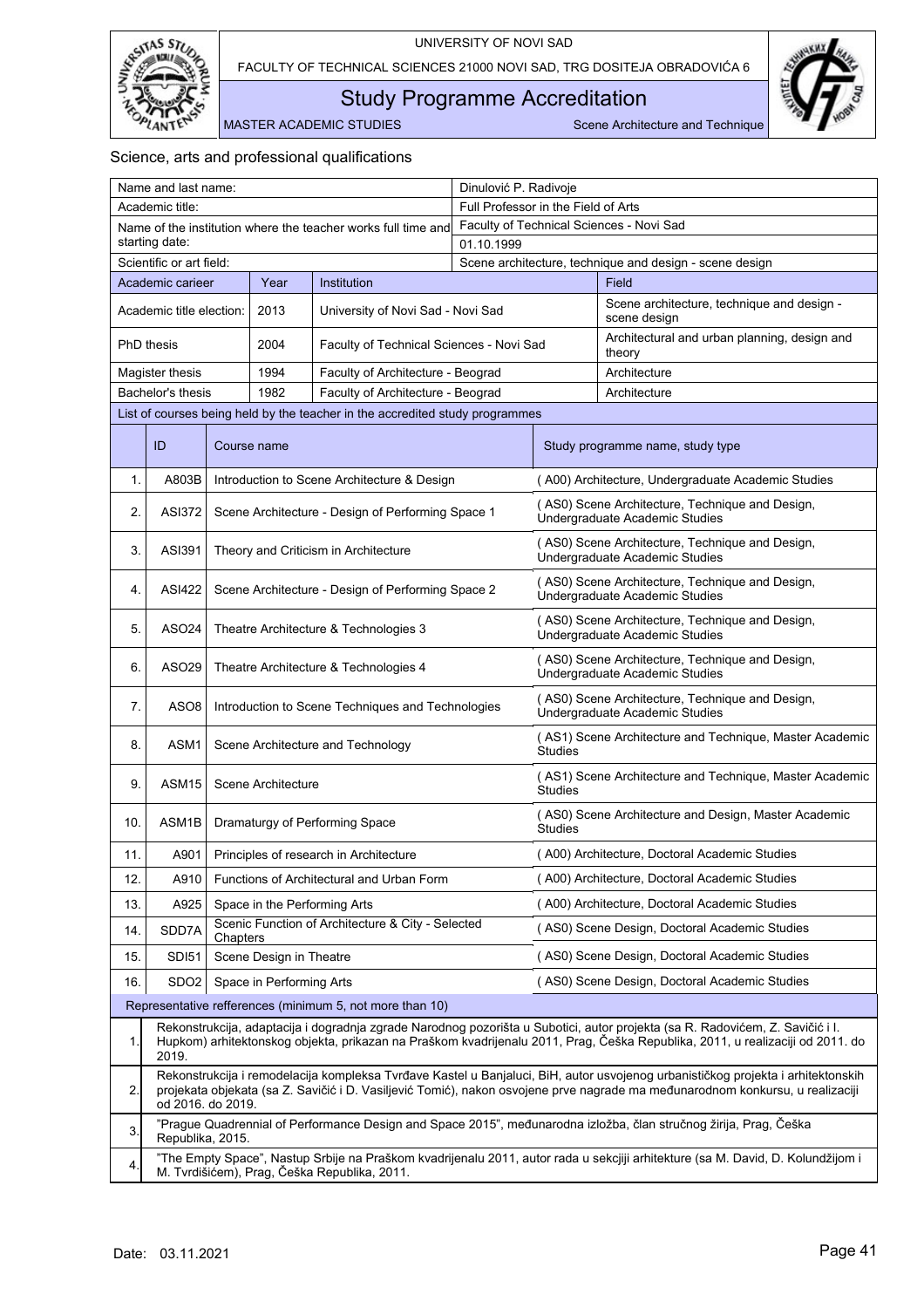## Science, arts and professional qualifications

| Name and last name: | | | Dinulović P. Radivoje | |
|---|---|---|---|---|
| Academic title: | | | Full Professor in the Field of Arts | |
| Name of the institution where the teacher works full time and starting date: | | | Faculty of Technical Sciences - Novi Sad<br>01.10.1999 | |
| Scientific or art field: | | | Scene architecture, technique and design - scene design | |
| **Academic carieer** | **Year** | **Institution** | | **Field** |
| Academic title election: | 2013 | University of Novi Sad - Novi Sad | | Scene architecture, technique and design - scene design |
| PhD thesis | 2004 | Faculty of Technical Sciences - Novi Sad | | Architectural and urban planning, design and theory |
| Magister thesis | 1994 | Faculty of Architecture - Beograd | | Architecture |
| Bachelor's thesis | 1982 | Faculty of Architecture - Beograd | | Architecture |

List of courses being held by the teacher in the accredited study programmes

| | ID | Course name | Study programme name, study type |
|---|---|---|---|
| 1. | A803B | Introduction to Scene Architecture & Design | ( A00) Architecture, Undergraduate Academic Studies |
| 2. | ASI372 | Scene Architecture - Design of Performing Space 1 | ( AS0) Scene Architecture, Technique and Design, Undergraduate Academic Studies |
| 3. | ASI391 | Theory and Criticism in Architecture | ( AS0) Scene Architecture, Technique and Design, Undergraduate Academic Studies |
| 4. | ASI422 | Scene Architecture - Design of Performing Space 2 | ( AS0) Scene Architecture, Technique and Design, Undergraduate Academic Studies |
| 5. | ASO24 | Theatre Architecture & Technologies 3 | ( AS0) Scene Architecture, Technique and Design, Undergraduate Academic Studies |
| 6. | ASO29 | Theatre Architecture & Technologies 4 | ( AS0) Scene Architecture, Technique and Design, Undergraduate Academic Studies |
| 7. | ASO8 | Introduction to Scene Techniques and Technologies | ( AS0) Scene Architecture, Technique and Design, Undergraduate Academic Studies |
| 8. | ASM1 | Scene Architecture and Technology | ( AS1) Scene Architecture and Technique, Master Academic Studies |
| 9. | ASM15 | Scene Architecture | ( AS1) Scene Architecture and Technique, Master Academic Studies |
| 10. | ASM1B | Dramaturgy of Performing Space | ( AS0) Scene Architecture and Design, Master Academic Studies |
| 11. | A901 | Principles of research in Architecture | ( A00) Architecture, Doctoral Academic Studies |
| 12. | A910 | Functions of Architectural and Urban Form | ( A00) Architecture, Doctoral Academic Studies |
| 13. | A925 | Space in the Performing Arts | ( A00) Architecture, Doctoral Academic Studies |
| 14. | SDD7A | Scenic Function of Architecture & City - Selected Chapters | ( AS0) Scene Design, Doctoral Academic Studies |
| 15. | SDI51 | Scene Design in Theatre | ( AS0) Scene Design, Doctoral Academic Studies |
| 16. | SDO2 | Space in Performing Arts | ( AS0) Scene Design, Doctoral Academic Studies |

Representative refferences (minimum 5, not more than 10)

| | |
|---|---|
| 1. | Rekonstrukcija, adaptacija i dogradnja zgrade Narodnog pozorišta u Subotici, autor projekta (sa R. Radovićem, Z. Savičić i I. Hupkom) arhitektonskog objekta, prikazan na Praškom kvadrijenalu 2011, Prag, Češka Republika, 2011, u realizaciji od 2011. do 2019. |
| 2. | Rekonstrukcija i remodelacija kompleksa Tvrđave Kastel u Banjaluci, BiH, autor usvojenog urbanističkog projekta i arhitektonskih projekata objekata (sa Z. Savičić i D. Vasiljević Tomić), nakon osvojene prve nagrade ma međunarodnom konkursu, u realizaciji od 2016. do 2019. |
| 3. | "Prague Quadrennial of Performance Design and Space 2015", međunarodna izložba, član stručnog žirija, Prag, Češka Republika, 2015. |
| 4. | "The Empty Space", Nastup Srbije na Praškom kvadrijenalu 2011, autor rada u sekcjiji arhitekture (sa M. David, D. Kolundžijom i M. Tvrdišićem), Prag, Češka Republika, 2011. |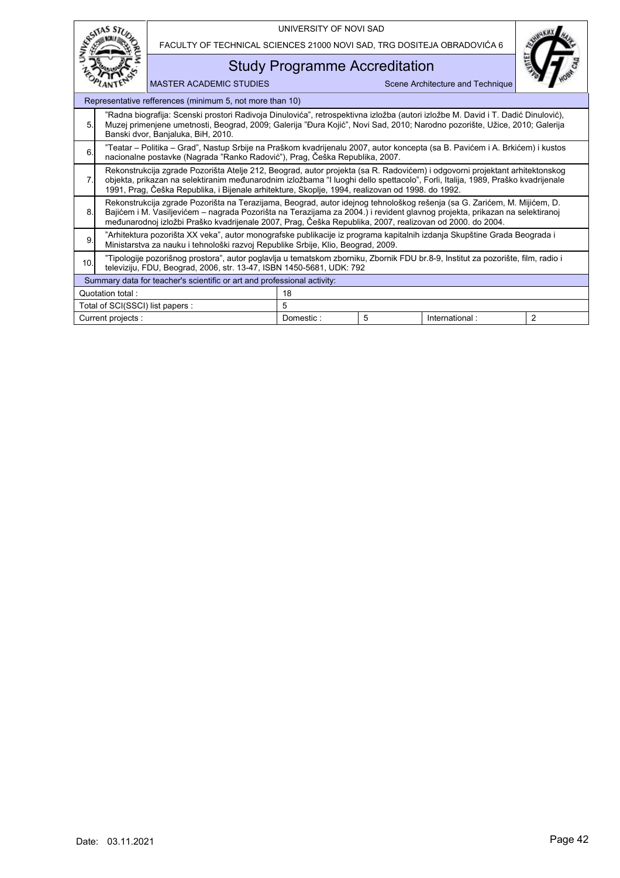| | Representative refferences (minimum 5, not more than 10) | | | | |
|---|---|---|---|---|---|
| 5. | "Radna biografija: Scenski prostori Radivoja Dinulovića", retrospektivna izložba (autori izložbe M. David i T. Dadić Dinulović), Muzej primenjene umetnosti, Beograd, 2009; Galerija "Đura Kojić", Novi Sad, 2010; Narodno pozorište, Užice, 2010; Galerija Banski dvor, Banjaluka, BiH, 2010. | | | | |
| 6. | "Teatar – Politika – Grad", Nastup Srbije na Praškom kvadrijenalu 2007, autor koncepta (sa B. Pavićem i A. Brkićem) i kustos nacionalne postavke (Nagrada "Ranko Radović"), Prag, Češka Republika, 2007. | | | | |
| 7. | Rekonstrukcija zgrade Pozorišta Atelje 212, Beograd, autor projekta (sa R. Radovićem) i odgovorni projektant arhitektonskog objekta, prikazan na selektiranim međunarodnim izložbama "I luoghi dello spettacolo", Forli, Italija, 1989, Praško kvadrijenale 1991, Prag, Češka Republika, i Bijenale arhitekture, Skoplje, 1994, realizovan od 1998. do 1992. | | | | |
| 8. | Rekonstrukcija zgrade Pozorišta na Terazijama, Beograd, autor idejnog tehnološkog rešenja (sa G. Zarićem, M. Mijićem, D. Bajićem i M. Vasiljevićem – nagrada Pozorišta na Terazijama za 2004.) i revident glavnog projekta, prikazan na selektiranoj međunarodnoj izložbi Praško kvadrijenale 2007, Prag, Češka Republika, 2007, realizovan od 2000. do 2004. | | | | |
| 9. | "Arhitektura pozorišta XX veka", autor monografske publikacije iz programa kapitalnih izdanja Skupštine Grada Beograda i Ministarstva za nauku i tehnološki razvoj Republike Srbije, Klio, Beograd, 2009. | | | | |
| 10. | "Tipologije pozorišnog prostora", autor poglavlja u tematskom zborniku, Zbornik FDU br.8-9, Institut za pozorište, film, radio i televiziju, FDU, Beograd, 2006, str. 13-47, ISBN 1450-5681, UDK: 792 | | | | |
| Summary data for teacher's scientific or art and professional activity: | | | | | |
| Quotation total : | | 18 | | | |
| Total of SCI(SSCI) list papers : | | 5 | | | |
| Current projects : | | Domestic : | 5 | International : | 2 |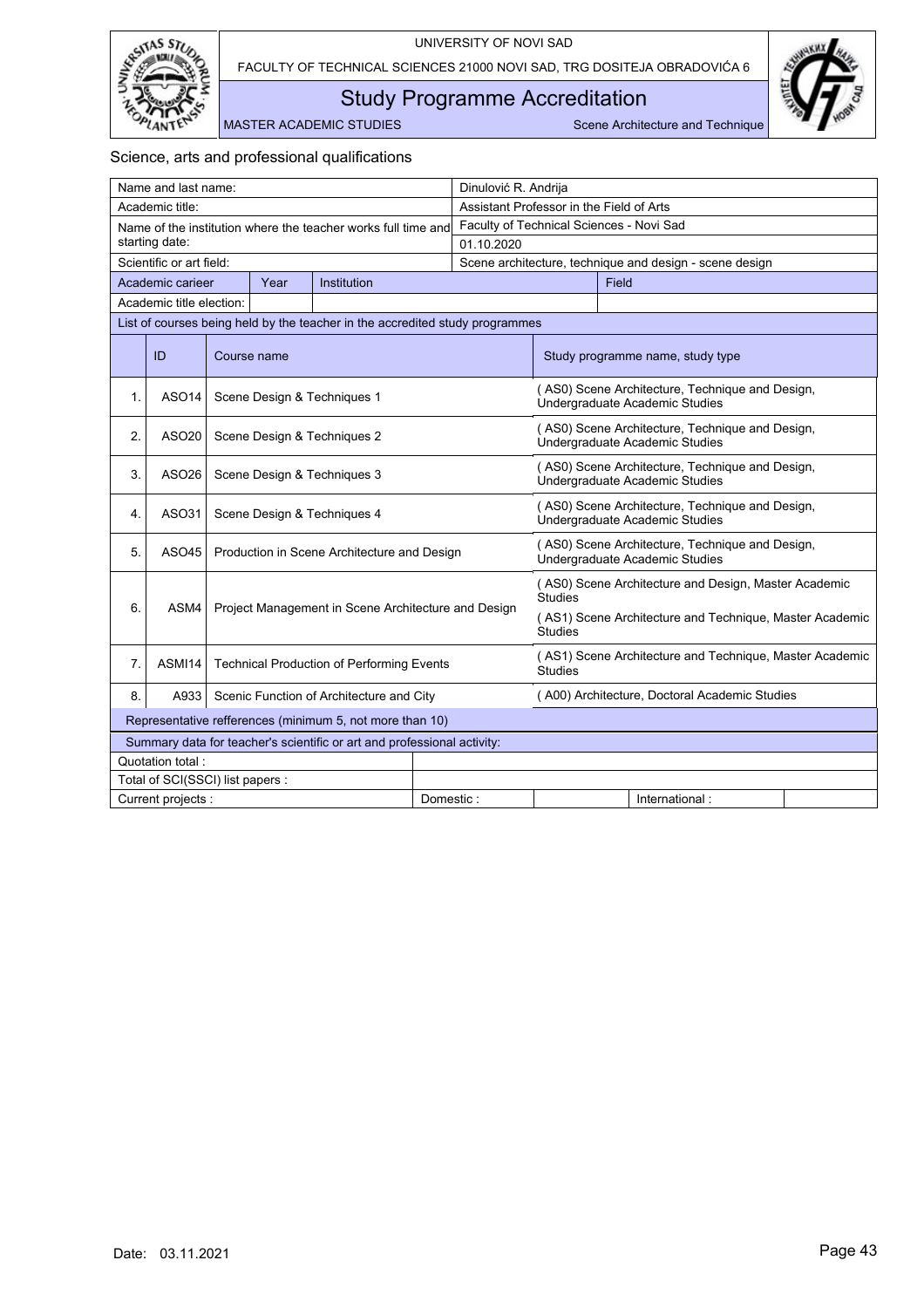## Science, arts and professional qualifications

| Name and last name: | Dinulović R. Andrija |
|---|---|
| Academic title: | Assistant Professor in the Field of Arts |
| Name of the institution where the teacher works full time and starting date: | Faculty of Technical Sciences - Novi Sad<br>01.10.2020 |
| Scientific or art field: | Scene architecture, technique and design - scene design |

| Academic carieer | Year | Institution | Field |
|---|---|---|---|
| Academic title election: | | | |

List of courses being held by the teacher in the accredited study programmes

| | ID | Course name | Study programme name, study type |
|---|---|---|---|
| 1. | ASO14 | Scene Design & Techniques 1 | ( AS0) Scene Architecture, Technique and Design, Undergraduate Academic Studies |
| 2. | ASO20 | Scene Design & Techniques 2 | ( AS0) Scene Architecture, Technique and Design, Undergraduate Academic Studies |
| 3. | ASO26 | Scene Design & Techniques 3 | ( AS0) Scene Architecture, Technique and Design, Undergraduate Academic Studies |
| 4. | ASO31 | Scene Design & Techniques 4 | ( AS0) Scene Architecture, Technique and Design, Undergraduate Academic Studies |
| 5. | ASO45 | Production in Scene Architecture and Design | ( AS0) Scene Architecture, Technique and Design, Undergraduate Academic Studies |
| 6. | ASM4 | Project Management in Scene Architecture and Design | ( AS0) Scene Architecture and Design, Master Academic Studies<br>( AS1) Scene Architecture and Technique, Master Academic Studies |
| 7. | ASMI14 | Technical Production of Performing Events | ( AS1) Scene Architecture and Technique, Master Academic Studies |
| 8. | A933 | Scenic Function of Architecture and City | ( A00) Architecture, Doctoral Academic Studies |

Representative refferences (minimum 5, not more than 10)

Summary data for teacher's scientific or art and professional activity:

| Quotation total : | | | |
|---|---|---|---|
| Total of SCI(SSCI) list papers : | | | |
| Current projects : | Domestic : | | International : |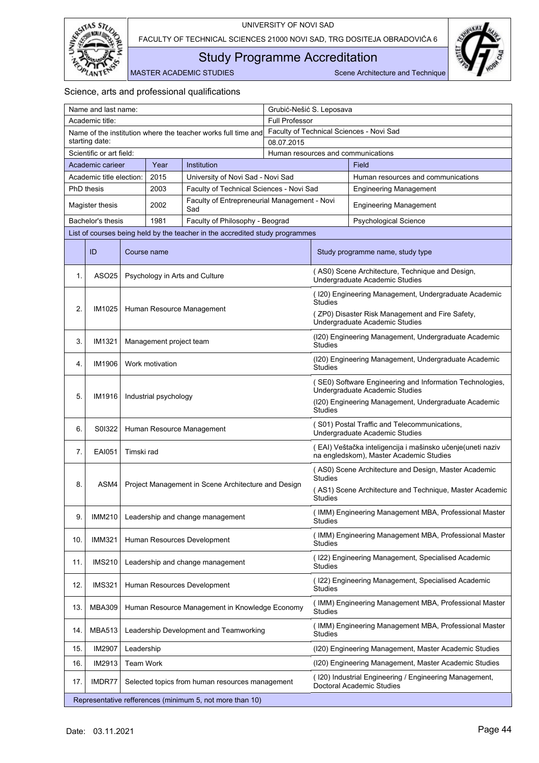## Science, arts and professional qualifications

| Name and last name: | | | Grubić-Nešić S. Leposava | |
|---|---|---|---|---|
| Academic title: | | | Full Professor | |
| Name of the institution where the teacher works full time and starting date: | | | Faculty of Technical Sciences - Novi Sad | |
| | | | 08.07.2015 | |
| Scientific or art field: | | | Human resources and communications | |
| Academic carieer | Year | Institution | | Field |
| Academic title election: | 2015 | University of Novi Sad - Novi Sad | | Human resources and communications |
| PhD thesis | 2003 | Faculty of Technical Sciences - Novi Sad | | Engineering Management |
| Magister thesis | 2002 | Faculty of Entrepreneurial Management - Novi Sad | | Engineering Management |
| Bachelor's thesis | 1981 | Faculty of Philosophy - Beograd | | Psychological Science |

List of courses being held by the teacher in the accredited study programmes

| | ID | Course name | Study programme name, study type |
|---|---|---|---|
| 1. | ASO25 | Psychology in Arts and Culture | ( AS0) Scene Architecture, Technique and Design, Undergraduate Academic Studies |
| 2. | IM1025 | Human Resource Management | ( I20) Engineering Management, Undergraduate Academic Studies<br>( ZP0) Disaster Risk Management and Fire Safety, Undergraduate Academic Studies |
| 3. | IM1321 | Management project team | (I20) Engineering Management, Undergraduate Academic Studies |
| 4. | IM1906 | Work motivation | (I20) Engineering Management, Undergraduate Academic Studies |
| 5. | IM1916 | Industrial psychology | ( SE0) Software Engineering and Information Technologies, Undergraduate Academic Studies<br>(I20) Engineering Management, Undergraduate Academic Studies |
| 6. | S0I322 | Human Resource Management | ( S01) Postal Traffic and Telecommunications, Undergraduate Academic Studies |
| 7. | EAI051 | Timski rad | ( EAI) Veštačka inteligencija i mašinsko učenje(uneti naziv na engledskom), Master Academic Studies |
| 8. | ASM4 | Project Management in Scene Architecture and Design | ( AS0) Scene Architecture and Design, Master Academic Studies<br>( AS1) Scene Architecture and Technique, Master Academic Studies |
| 9. | IMM210 | Leadership and change management | ( IMM) Engineering Management MBA, Professional Master Studies |
| 10. | IMM321 | Human Resources Development | ( IMM) Engineering Management MBA, Professional Master Studies |
| 11. | IMS210 | Leadership and change management | ( I22) Engineering Management, Specialised Academic Studies |
| 12. | IMS321 | Human Resources Development | ( I22) Engineering Management, Specialised Academic Studies |
| 13. | MBA309 | Human Resource Management in Knowledge Economy | ( IMM) Engineering Management MBA, Professional Master Studies |
| 14. | MBA513 | Leadership Development and Teamworking | ( IMM) Engineering Management MBA, Professional Master Studies |
| 15. | IM2907 | Leadership | (I20) Engineering Management, Master Academic Studies |
| 16. | IM2913 | Team Work | (I20) Engineering Management, Master Academic Studies |
| 17. | IMDR77 | Selected topics from human resources management | ( I20) Industrial Engineering / Engineering Management, Doctoral Academic Studies |

Representative refferences (minimum 5, not more than 10)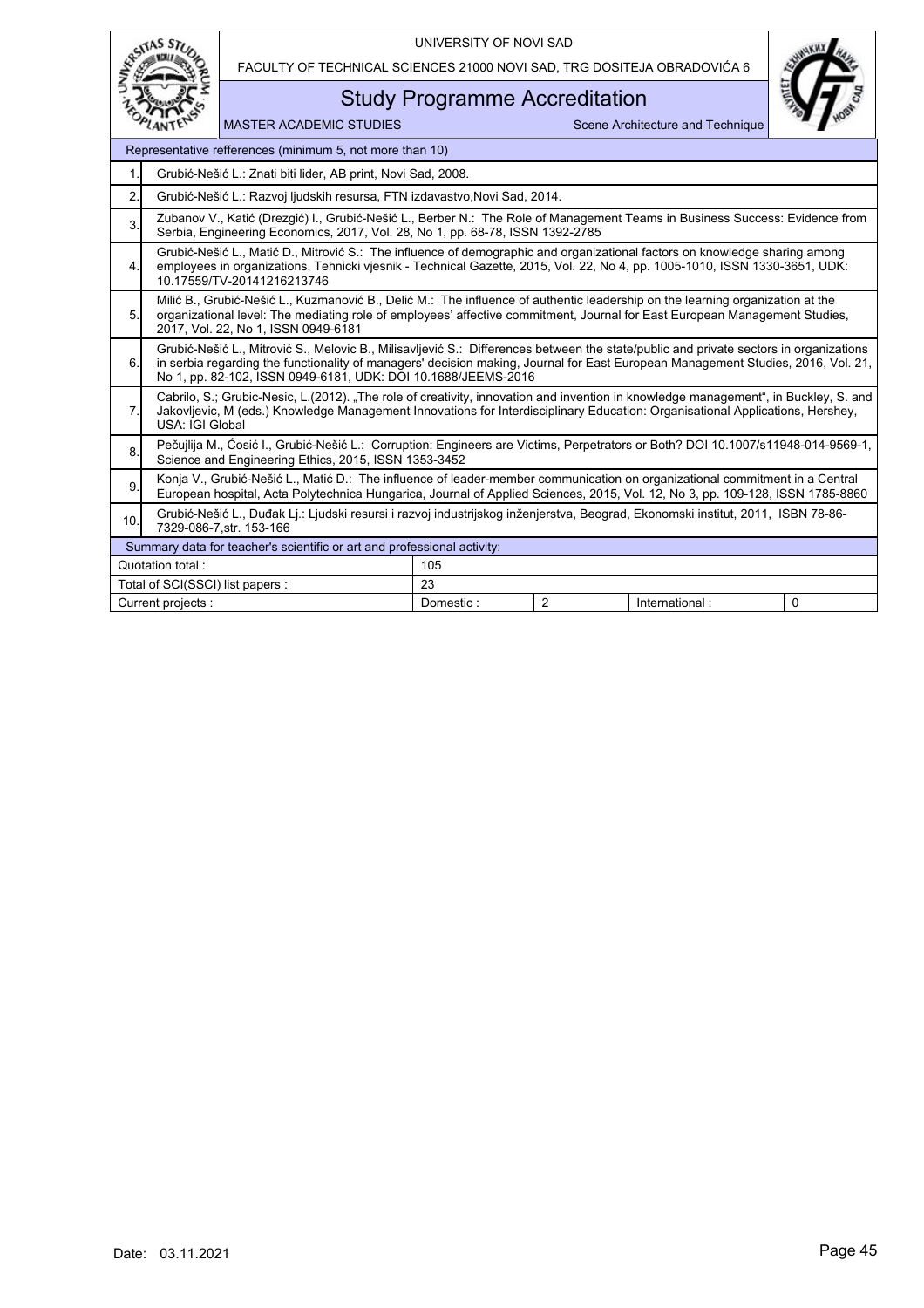| Representative refferences (minimum 5, not more than 10) | |
|---|---|
| 1. | Grubić-Nešić L.: Znati biti lider, AB print, Novi Sad, 2008. |
| 2. | Grubić-Nešić L.: Razvoj ljudskih resursa, FTN izdavastvo,Novi Sad, 2014. |
| 3. | Zubanov V., Katić (Drezgić) I., Grubić-Nešić L., Berber N.: The Role of Management Teams in Business Success: Evidence from Serbia, Engineering Economics, 2017, Vol. 28, No 1, pp. 68-78, ISSN 1392-2785 |
| 4. | Grubić-Nešić L., Matić D., Mitrović S.: The influence of demographic and organizational factors on knowledge sharing among employees in organizations, Tehnicki vjesnik - Technical Gazette, 2015, Vol. 22, No 4, pp. 1005-1010, ISSN 1330-3651, UDK: 10.17559/TV-20141216213746 |
| 5. | Milić B., Grubić-Nešić L., Kuzmanović B., Delić M.: The influence of authentic leadership on the learning organization at the organizational level: The mediating role of employees' affective commitment, Journal for East European Management Studies, 2017, Vol. 22, No 1, ISSN 0949-6181 |
| 6. | Grubić-Nešić L., Mitrović S., Melovic B., Milisavljević S.: Differences between the state/public and private sectors in organizations in serbia regarding the functionality of managers' decision making, Journal for East European Management Studies, 2016, Vol. 21, No 1, pp. 82-102, ISSN 0949-6181, UDK: DOI 10.1688/JEEMS-2016 |
| 7. | Cabrilo, S.; Grubic-Nesic, L.(2012). „The role of creativity, innovation and invention in knowledge management", in Buckley, S. and Jakovljevic, M (eds.) Knowledge Management Innovations for Interdisciplinary Education: Organisational Applications, Hershey, USA: IGI Global |
| 8. | Pečujlija M., Ćosić I., Grubić-Nešić L.: Corruption: Engineers are Victims, Perpetrators or Both? DOI 10.1007/s11948-014-9569-1, Science and Engineering Ethics, 2015, ISSN 1353-3452 |
| 9. | Konja V., Grubić-Nešić L., Matić D.: The influence of leader-member communication on organizational commitment in a Central European hospital, Acta Polytechnica Hungarica, Journal of Applied Sciences, 2015, Vol. 12, No 3, pp. 109-128, ISSN 1785-8860 |
| 10. | Grubić-Nešić L., Duđak Lj.: Ljudski resursi i razvoj industrijskog inženjerstva, Beograd, Ekonomski institut, 2011, ISBN 78-86-7329-086-7,str. 153-166 |

| Summary data for teacher's scientific or art and professional activity: | | | | |
|---|---|---|---|---|
| Quotation total : | 105 | | | |
| Total of SCI(SSCI) list papers : | 23 | | | |
| Current projects : | Domestic : | 2 | International : | 0 |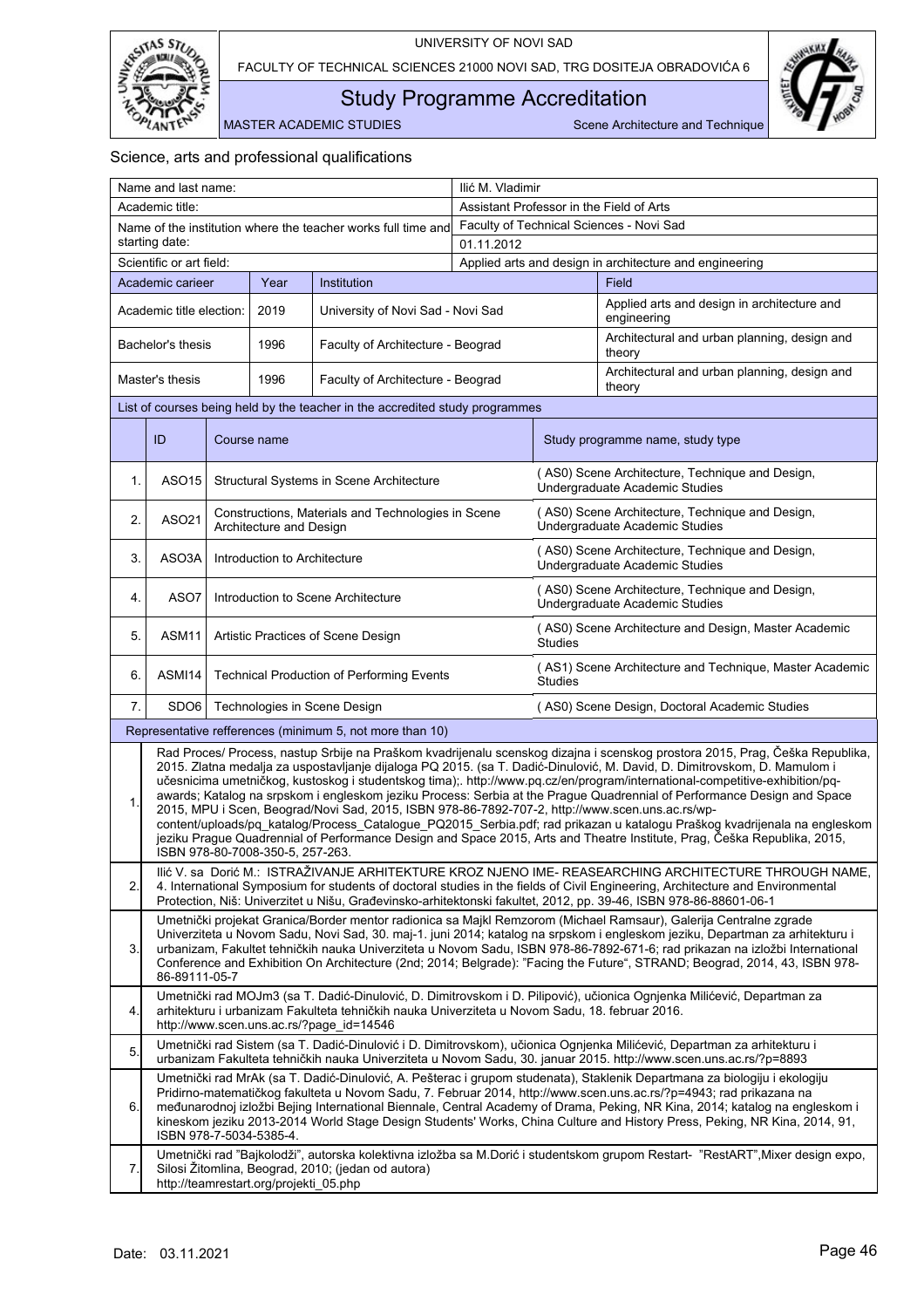## Science, arts and professional qualifications

| Name and last name: | | | | Ilić M. Vladimir |
|---|---|---|---|---|
| Academic title: | | | | Assistant Professor in the Field of Arts |
| Name of the institution where the teacher works full time and starting date: | | | | Faculty of Technical Sciences - Novi Sad<br>01.11.2012 |
| Scientific or art field: | | | | Applied arts and design in architecture and engineering |
| Academic carieer | Year | Institution | | Field |
| Academic title election: | 2019 | University of Novi Sad - Novi Sad | | Applied arts and design in architecture and engineering |
| Bachelor's thesis | 1996 | Faculty of Architecture - Beograd | | Architectural and urban planning, design and theory |
| Master's thesis | 1996 | Faculty of Architecture - Beograd | | Architectural and urban planning, design and theory |

List of courses being held by the teacher in the accredited study programmes

| | ID | Course name | Study programme name, study type |
|---|---|---|---|
| 1. | ASO15 | Structural Systems in Scene Architecture | ( AS0) Scene Architecture, Technique and Design, Undergraduate Academic Studies |
| 2. | ASO21 | Constructions, Materials and Technologies in Scene Architecture and Design | ( AS0) Scene Architecture, Technique and Design, Undergraduate Academic Studies |
| 3. | ASO3A | Introduction to Architecture | ( AS0) Scene Architecture, Technique and Design, Undergraduate Academic Studies |
| 4. | ASO7 | Introduction to Scene Architecture | ( AS0) Scene Architecture, Technique and Design, Undergraduate Academic Studies |
| 5. | ASM11 | Artistic Practices of Scene Design | ( AS0) Scene Architecture and Design, Master Academic Studies |
| 6. | ASMI14 | Technical Production of Performing Events | ( AS1) Scene Architecture and Technique, Master Academic Studies |
| 7. | SDO6 | Technologies in Scene Design | ( AS0) Scene Design, Doctoral Academic Studies |

Representative refferences (minimum 5, not more than 10)

| | |
|---|---|
| 1. | Rad Proces/ Process, nastup Srbije na Praškom kvadrijenalu scenskog dizajna i scenskog prostora 2015, Prag, Češka Republika, 2015. Zlatna medalja za uspostavljanje dijaloga PQ 2015. (sa T. Dadić-Dinulović, M. David, D. Dimitrovskom, D. Mamulom i učesnicima umetničkog, kustoskog i studentskog tima);. http://www.pq.cz/en/program/international-competitive-exhibition/pq-awards; Katalog na srpskom i engleskom jeziku Process: Serbia at the Prague Quadrennial of Performance Design and Space 2015, MPU i Scen, Beograd/Novi Sad, 2015, ISBN 978-86-7892-707-2, http://www.scen.uns.ac.rs/wp-content/uploads/pq_katalog/Process_Catalogue_PQ2015_Serbia.pdf; rad prikazan u katalogu Praškog kvadrijenala na engleskom jeziku Prague Quadrennial of Performance Design and Space 2015, Arts and Theatre Institute, Prag, Češka Republika, 2015, ISBN 978-80-7008-350-5, 257-263. |
| 2. | Ilić V. sa Dorić M.: ISTRAŽIVANJE ARHITEKTURE KROZ NJENO IME- REASEARCHING ARCHITECTURE THROUGH NAME, 4. International Symposium for students of doctoral studies in the fields of Civil Engineering, Architecture and Environmental Protection, Niš: Univerzitet u Nišu, Građevinsko-arhitektonski fakultet, 2012, pp. 39-46, ISBN 978-86-88601-06-1 |
| 3. | Umetnički projekat Granica/Border mentor radionica sa Majkl Remzorom (Michael Ramsaur), Galerija Centralne zgrade Univerziteta u Novom Sadu, Novi Sad, 30. maj-1. juni 2014; katalog na srpskom i engleskom jeziku, Departman za arhitekturu i urbanizam, Fakultet tehničkih nauka Univerziteta u Novom Sadu, ISBN 978-86-7892-671-6; rad prikazan na izložbi International Conference and Exhibition On Architecture (2nd; 2014; Belgrade): "Facing the Future", STRAND; Beograd, 2014, 43, ISBN 978-86-89111-05-7 |
| 4. | Umetnički rad MOJm3 (sa T. Dadić-Dinulović, D. Dimitrovskom i D. Pilipović), učionica Ognjenka Milićević, Departman za arhitekturu i urbanizam Fakulteta tehničkih nauka Univerziteta u Novom Sadu, 18. februar 2016. http://www.scen.uns.ac.rs/?page_id=14546 |
| 5. | Umetnički rad Sistem (sa T. Dadić-Dinulović i D. Dimitrovskom), učionica Ognjenka Milićević, Departman za arhitekturu i urbanizam Fakulteta tehničkih nauka Univerziteta u Novom Sadu, 30. januar 2015. http://www.scen.uns.ac.rs/?p=8893 |
| 6. | Umetnički rad MrAk (sa T. Dadić-Dinulović, A. Pešterac i grupom studenata), Staklenik Departmana za biologiju i ekologiju Pridirno-matematičkog fakulteta u Novom Sadu, 7. Februar 2014, http://www.scen.uns.ac.rs/?p=4943; rad prikazana na međunarodnoj izložbi Bejing International Biennale, Central Academy of Drama, Peking, NR Kina, 2014; katalog na engleskom i kineskom jeziku 2013-2014 World Stage Design Students' Works, China Culture and History Press, Peking, NR Kina, 2014, 91, ISBN 978-7-5034-5385-4. |
| 7. | Umetnički rad "Bajkolodži", autorska kolektivna izložba sa M.Dorić i studentskom grupom Restart- "RestART",Mixer design expo, Silosi Žitomlina, Beograd, 2010; (jedan od autora) http://teamrestart.org/projekti_05.php |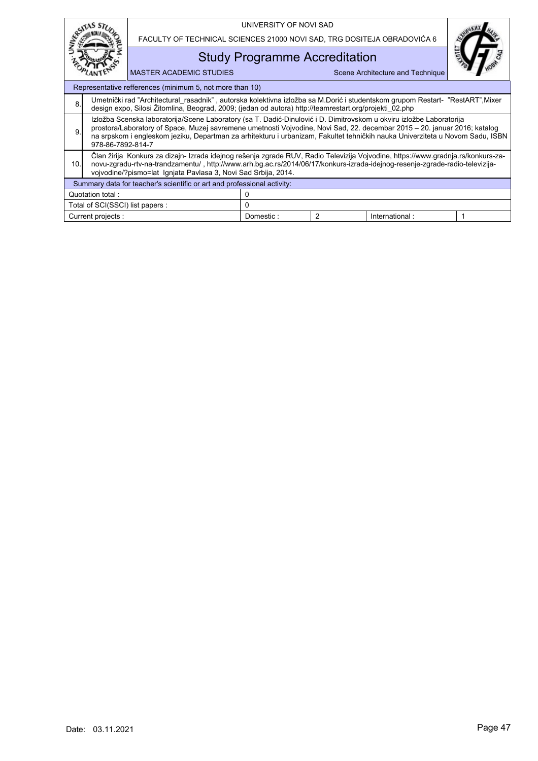| Representative refferences (minimum 5, not more than 10) | | | | | |
|---|---|---|---|---|---|
| 8. | Umetnički rad "Architectural_rasadnik" , autorska kolektivna izložba sa M.Dorić i studentskom grupom Restart- "RestART",Mixer design expo, Silosi Žitomlina, Beograd, 2009; (jedan od autora) http://teamrestart.org/projekti_02.php | | | | |
| 9. | Izložba Scenska laboratorija/Scene Laboratory (sa T. Dadić-Dinulović i D. Dimitrovskom u okviru izložbe Laboratorija prostora/Laboratory of Space, Muzej savremene umetnosti Vojvodine, Novi Sad, 22. decembar 2015 – 20. januar 2016; katalog na srpskom i engleskom jeziku, Departman za arhitekturu i urbanizam, Fakultet tehničkih nauka Univerziteta u Novom Sadu, ISBN 978-86-7892-814-7 | | | | |
| 10. | Član žirija Konkurs za dizajn- Izrada idejnog rešenja zgrade RUV, Radio Televizija Vojvodine, https://www.gradnja.rs/konkurs-za-novu-zgradu-rtv-na-trandzamentu/ , http://www.arh.bg.ac.rs/2014/06/17/konkurs-izrada-idejnog-resenje-zgrade-radio-televizija-vojvodine/?pismo=lat Ignjata Pavlasa 3, Novi Sad Srbija, 2014. | | | | |
| Summary data for teacher's scientific or art and professional activity: | | | | | |
| Quotation total : | | 0 | | | |
| Total of SCI(SSCI) list papers : | | 0 | | | |
| Current projects : | | Domestic : | 2 | International : | 1 |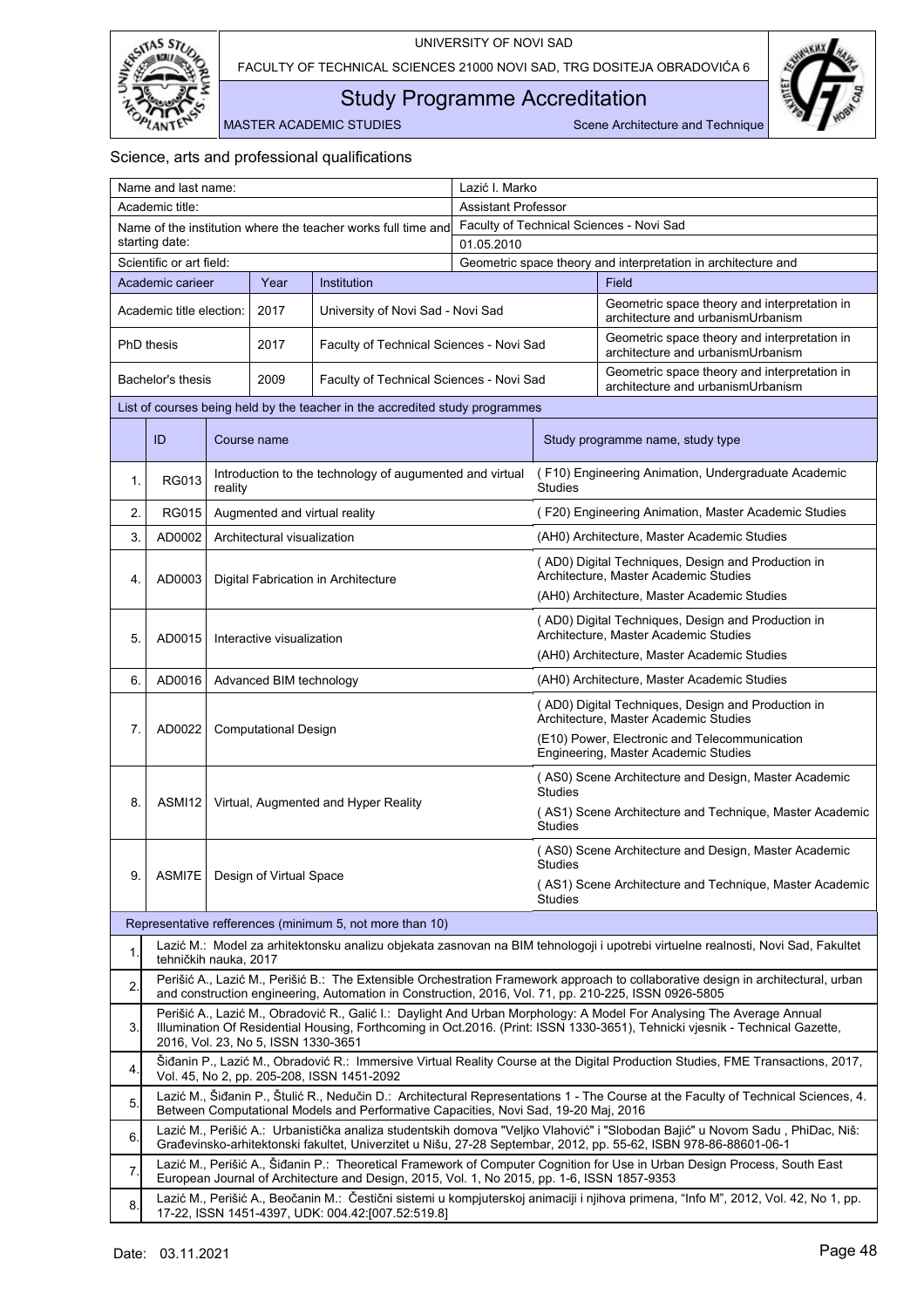Science, arts and professional qualifications

| Name and last name: | | | Lazić I. Marko |
|---|---|---|---|
| Academic title: | | | Assistant Professor |
| Name of the institution where the teacher works full time and starting date: | | | Faculty of Technical Sciences - Novi Sad<br>01.05.2010 |
| Scientific or art field: | | | Geometric space theory and interpretation in architecture and |
| Academic carieer | Year | Institution | Field |
| Academic title election: | 2017 | University of Novi Sad - Novi Sad | Geometric space theory and interpretation in architecture and urbanismUrbanism |
| PhD thesis | 2017 | Faculty of Technical Sciences - Novi Sad | Geometric space theory and interpretation in architecture and urbanismUrbanism |
| Bachelor's thesis | 2009 | Faculty of Technical Sciences - Novi Sad | Geometric space theory and interpretation in architecture and urbanismUrbanism |

List of courses being held by the teacher in the accredited study programmes

| | ID | Course name | Study programme name, study type |
|---|---|---|---|
| 1. | RG013 | Introduction to the technology of augumented and virtual reality | ( F10) Engineering Animation, Undergraduate Academic Studies |
| 2. | RG015 | Augmented and virtual reality | ( F20) Engineering Animation, Master Academic Studies |
| 3. | AD0002 | Architectural visualization | (AH0) Architecture, Master Academic Studies |
| 4. | AD0003 | Digital Fabrication in Architecture | ( AD0) Digital Techniques, Design and Production in Architecture, Master Academic Studies<br>(AH0) Architecture, Master Academic Studies |
| 5. | AD0015 | Interactive visualization | ( AD0) Digital Techniques, Design and Production in Architecture, Master Academic Studies<br>(AH0) Architecture, Master Academic Studies |
| 6. | AD0016 | Advanced BIM technology | (AH0) Architecture, Master Academic Studies |
| 7. | AD0022 | Computational Design | ( AD0) Digital Techniques, Design and Production in Architecture, Master Academic Studies<br>(E10) Power, Electronic and Telecommunication Engineering, Master Academic Studies |
| 8. | ASMI12 | Virtual, Augmented and Hyper Reality | ( AS0) Scene Architecture and Design, Master Academic Studies<br>( AS1) Scene Architecture and Technique, Master Academic Studies |
| 9. | ASMI7E | Design of Virtual Space | ( AS0) Scene Architecture and Design, Master Academic Studies<br>( AS1) Scene Architecture and Technique, Master Academic Studies |

Representative refferences (minimum 5, not more than 10)

| | |
|---|---|
| 1. | Lazić M.: Model za arhitektonsku analizu objekata zasnovan na BIM tehnologoji i upotrebi virtuelne realnosti, Novi Sad, Fakultet tehničkih nauka, 2017 |
| 2. | Perišić A., Lazić M., Perišić B.: The Extensible Orchestration Framework approach to collaborative design in architectural, urban and construction engineering, Automation in Construction, 2016, Vol. 71, pp. 210-225, ISSN 0926-5805 |
| 3. | Perišić A., Lazić M., Obradović R., Galić I.: Daylight And Urban Morphology: A Model For Analysing The Average Annual Illumination Of Residential Housing, Forthcoming in Oct.2016. (Print: ISSN 1330-3651), Tehnicki vjesnik - Technical Gazette, 2016, Vol. 23, No 5, ISSN 1330-3651 |
| 4. | Šiđanin P., Lazić M., Obradović R.: Immersive Virtual Reality Course at the Digital Production Studies, FME Transactions, 2017, Vol. 45, No 2, pp. 205-208, ISSN 1451-2092 |
| 5. | Lazić M., Šiđanin P., Štulić R., Nedučin D.: Architectural Representations 1 - The Course at the Faculty of Technical Sciences, 4. Between Computational Models and Performative Capacities, Novi Sad, 19-20 Maj, 2016 |
| 6. | Lazić M., Perišić A.: Urbanistička analiza studentskih domova "Veljko Vlahović" i "Slobodan Bajić" u Novom Sadu , PhiDac, Niš: Građevinsko-arhitektonski fakultet, Univerzitet u Nišu, 27-28 Septembar, 2012, pp. 55-62, ISBN 978-86-88601-06-1 |
| 7. | Lazić M., Perišić A., Šiđanin P.: Theoretical Framework of Computer Cognition for Use in Urban Design Process, South East European Journal of Architecture and Design, 2015, Vol. 1, No 2015, pp. 1-6, ISSN 1857-9353 |
| 8. | Lazić M., Perišić A., Beočanin M.: Čestični sistemi u kompjuterskoj animaciji i njihova primena, "Info M", 2012, Vol. 42, No 1, pp. 17-22, ISSN 1451-4397, UDK: 004.42:[007.52:519.8] |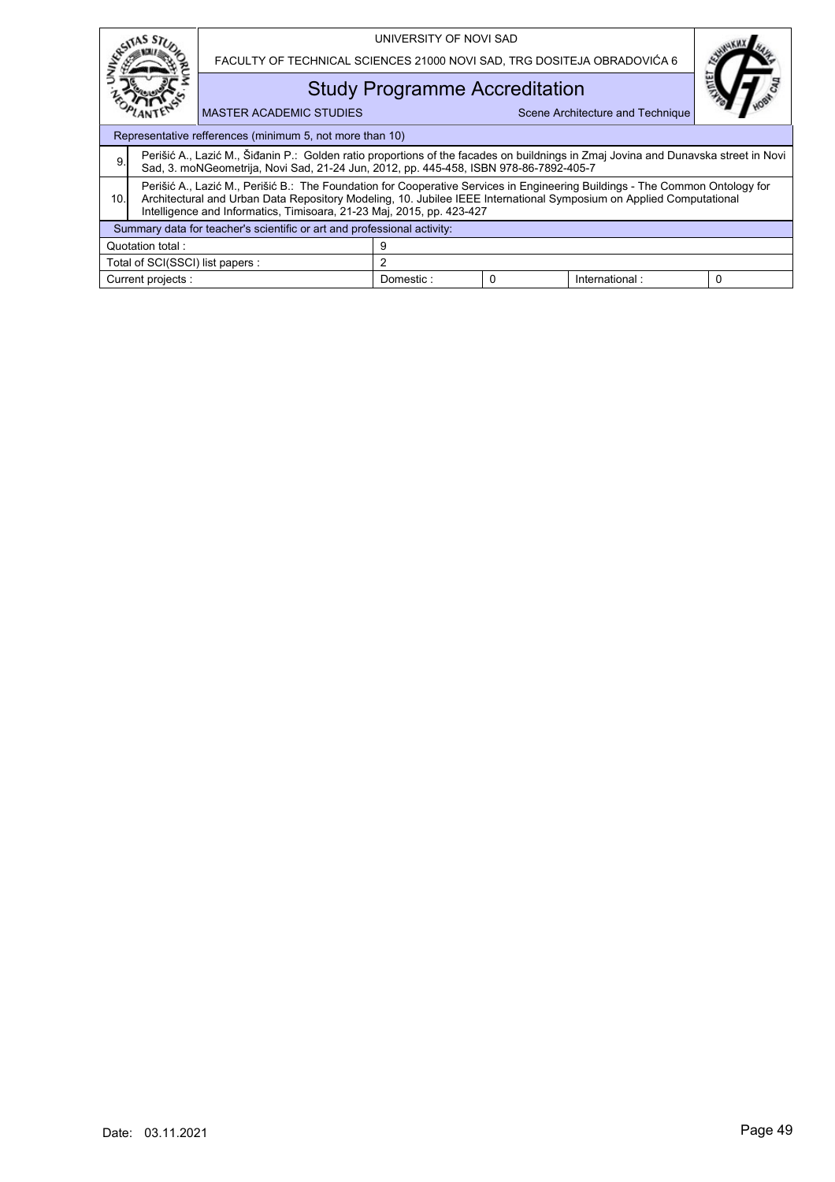| Representative refferences (minimum 5, not more than 10) | | | | |
|---|---|---|---|---|
| 9. | Perišić A., Lazić M., Šiđanin P.: Golden ratio proportions of the facades on buildnings in Zmaj Jovina and Dunavska street in Novi Sad, 3. moNGeometrija, Novi Sad, 21-24 Jun, 2012, pp. 445-458, ISBN 978-86-7892-405-7 | | | |
| 10. | Perišić A., Lazić M., Perišić B.: The Foundation for Cooperative Services in Engineering Buildings - The Common Ontology for Architectural and Urban Data Repository Modeling, 10. Jubilee IEEE International Symposium on Applied Computational Intelligence and Informatics, Timisoara, 21-23 Maj, 2015, pp. 423-427 | | | |

| Summary data for teacher's scientific or art and professional activity: | | | | |
|---|---|---|---|---|
| Quotation total : | 9 | | | |
| Total of SCI(SSCI) list papers : | 2 | | | |
| Current projects : | Domestic : | 0 | International : | 0 |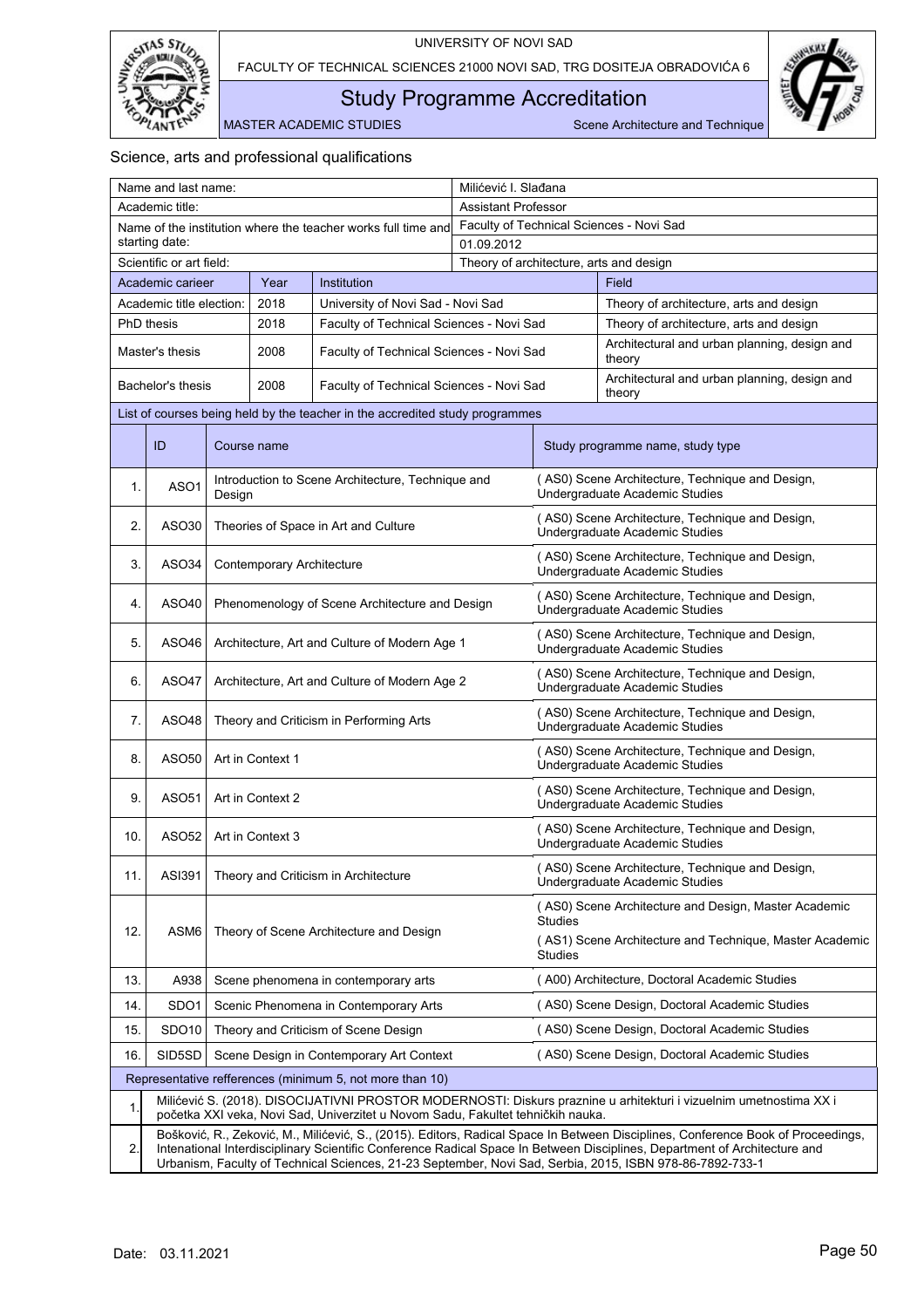## Science, arts and professional qualifications

| Name and last name: | | | Milićević I. Slađana | |
|---|---|---|---|---|
| Academic title: | | | Assistant Professor | |
| Name of the institution where the teacher works full time and starting date: | | | Faculty of Technical Sciences - Novi Sad<br>01.09.2012 | |
| Scientific or art field: | | | Theory of architecture, arts and design | |
| Academic carieer | Year | Institution | | Field |
| Academic title election: | 2018 | University of Novi Sad - Novi Sad | | Theory of architecture, arts and design |
| PhD thesis | 2018 | Faculty of Technical Sciences - Novi Sad | | Theory of architecture, arts and design |
| Master's thesis | 2008 | Faculty of Technical Sciences - Novi Sad | | Architectural and urban planning, design and theory |
| Bachelor's thesis | 2008 | Faculty of Technical Sciences - Novi Sad | | Architectural and urban planning, design and theory |

**List of courses being held by the teacher in the accredited study programmes**

| | ID | Course name | Study programme name, study type |
|---|---|---|---|
| 1. | ASO1 | Introduction to Scene Architecture, Technique and Design | ( AS0) Scene Architecture, Technique and Design, Undergraduate Academic Studies |
| 2. | ASO30 | Theories of Space in Art and Culture | ( AS0) Scene Architecture, Technique and Design, Undergraduate Academic Studies |
| 3. | ASO34 | Contemporary Architecture | ( AS0) Scene Architecture, Technique and Design, Undergraduate Academic Studies |
| 4. | ASO40 | Phenomenology of Scene Architecture and Design | ( AS0) Scene Architecture, Technique and Design, Undergraduate Academic Studies |
| 5. | ASO46 | Architecture, Art and Culture of Modern Age 1 | ( AS0) Scene Architecture, Technique and Design, Undergraduate Academic Studies |
| 6. | ASO47 | Architecture, Art and Culture of Modern Age 2 | ( AS0) Scene Architecture, Technique and Design, Undergraduate Academic Studies |
| 7. | ASO48 | Theory and Criticism in Performing Arts | ( AS0) Scene Architecture, Technique and Design, Undergraduate Academic Studies |
| 8. | ASO50 | Art in Context 1 | ( AS0) Scene Architecture, Technique and Design, Undergraduate Academic Studies |
| 9. | ASO51 | Art in Context 2 | ( AS0) Scene Architecture, Technique and Design, Undergraduate Academic Studies |
| 10. | ASO52 | Art in Context 3 | ( AS0) Scene Architecture, Technique and Design, Undergraduate Academic Studies |
| 11. | ASI391 | Theory and Criticism in Architecture | ( AS0) Scene Architecture, Technique and Design, Undergraduate Academic Studies |
| 12. | ASM6 | Theory of Scene Architecture and Design | ( AS0) Scene Architecture and Design, Master Academic Studies<br>( AS1) Scene Architecture and Technique, Master Academic Studies |
| 13. | A938 | Scene phenomena in contemporary arts | ( A00) Architecture, Doctoral Academic Studies |
| 14. | SDO1 | Scenic Phenomena in Contemporary Arts | ( AS0) Scene Design, Doctoral Academic Studies |
| 15. | SDO10 | Theory and Criticism of Scene Design | ( AS0) Scene Design, Doctoral Academic Studies |
| 16. | SID5SD | Scene Design in Contemporary Art Context | ( AS0) Scene Design, Doctoral Academic Studies |

**Representative refferences (minimum 5, not more than 10)**

| | |
|---|---|
| 1. | Milićević S. (2018). DISOCIJATIVNI PROSTOR MODERNOSTI: Diskurs praznine u arhitekturi i vizuelnim umetnostima XX i početka XXI veka, Novi Sad, Univerzitet u Novom Sadu, Fakultet tehničkih nauka. |
| 2. | Bošković, R., Zeković, M., Milićević, S., (2015). Editors, Radical Space In Between Disciplines, Conference Book of Proceedings, Intenational Interdisciplinary Scientific Conference Radical Space In Between Disciplines, Department of Architecture and Urbanism, Faculty of Technical Sciences, 21-23 September, Novi Sad, Serbia, 2015, ISBN 978-86-7892-733-1 |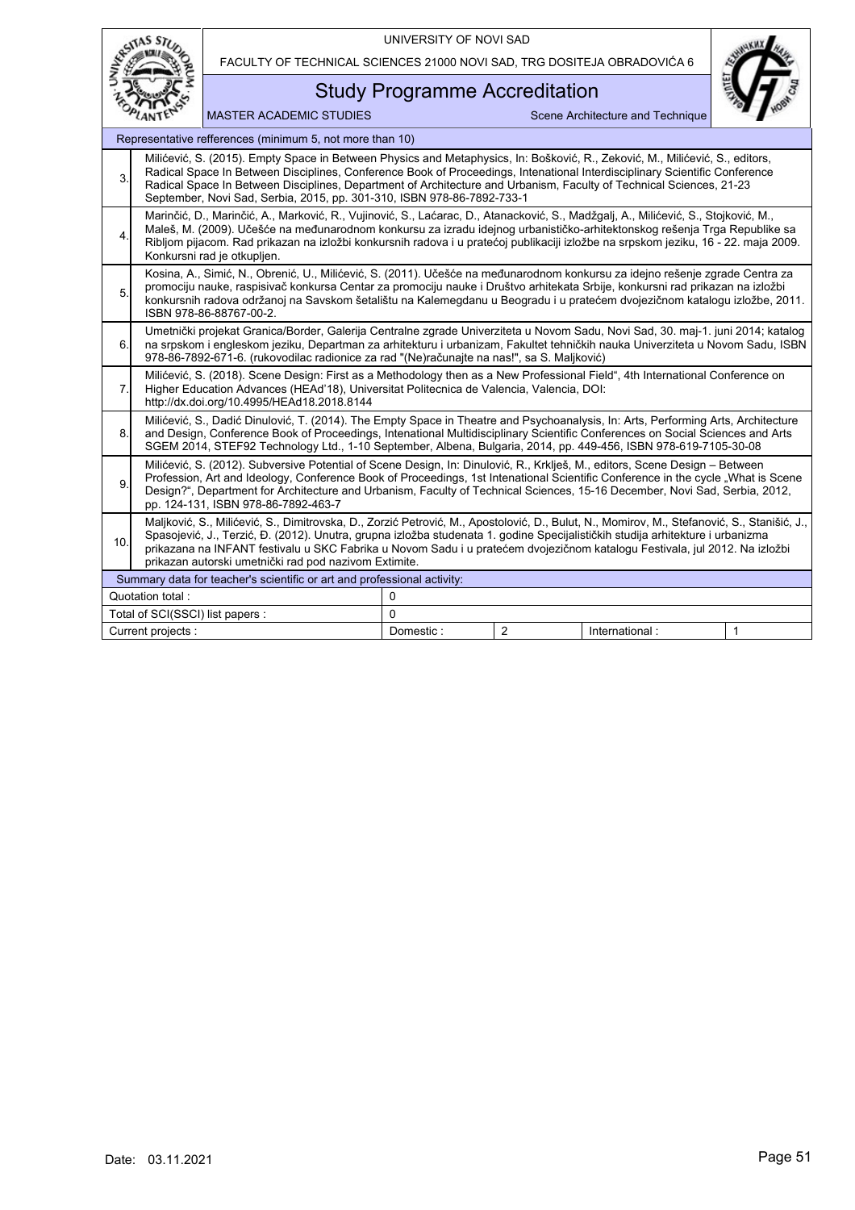| | Representative refferences (minimum 5, not more than 10) |
|---|---|
| 3. | Milićević, S. (2015). Empty Space in Between Physics and Metaphysics, In: Bošković, R., Zeković, M., Milićević, S., editors, Radical Space In Between Disciplines, Conference Book of Proceedings, Intenational Interdisciplinary Scientific Conference Radical Space In Between Disciplines, Department of Architecture and Urbanism, Faculty of Technical Sciences, 21-23 September, Novi Sad, Serbia, 2015, pp. 301-310, ISBN 978-86-7892-733-1 |
| 4. | Marinčić, D., Marinčić, A., Marković, R., Vujinović, S., Laćarac, D., Atanacković, S., Madžgalj, A., Milićević, S., Stojković, M., Maleš, M. (2009). Učešće na međunarodnom konkursu za izradu idejnog urbanističko-arhitektonskog rešenja Trga Republike sa Ribljom pijacom. Rad prikazan na izložbi konkursnih radova i u pratećoj publikaciji izložbe na srpskom jeziku, 16 - 22. maja 2009. Konkursni rad je otkupljen. |
| 5. | Kosina, A., Simić, N., Obrenić, U., Milićević, S. (2011). Učešće na međunarodnom konkursu za idejno rešenje zgrade Centra za promociju nauke, raspisivač konkursa Centar za promociju nauke i Društvo arhitekata Srbije, konkursni rad prikazan na izložbi konkursnih radova održanoj na Savskom šetalištu na Kalemegdanu u Beogradu i u pratećem dvojezičnom katalogu izložbe, 2011. ISBN 978-86-88767-00-2. |
| 6. | Umetnički projekat Granica/Border, Galerija Centralne zgrade Univerziteta u Novom Sadu, Novi Sad, 30. maj-1. juni 2014; katalog na srpskom i engleskom jeziku, Departman za arhitekturu i urbanizam, Fakultet tehničkih nauka Univerziteta u Novom Sadu, ISBN 978-86-7892-671-6. (rukovodilac radionice za rad "(Ne)računajte na nas!", sa S. Maljković) |
| 7. | Milićević, S. (2018). Scene Design: First as a Methodology then as a New Professional Field", 4th International Conference on Higher Education Advances (HEAd'18), Universitat Politecnica de Valencia, Valencia, DOI: http://dx.doi.org/10.4995/HEAd18.2018.8144 |
| 8. | Milićević, S., Dadić Dinulović, T. (2014). The Empty Space in Theatre and Psychoanalysis, In: Arts, Performing Arts, Architecture and Design, Conference Book of Proceedings, Intenational Multidisciplinary Scientific Conferences on Social Sciences and Arts SGEM 2014, STEF92 Technology Ltd., 1-10 September, Albena, Bulgaria, 2014, pp. 449-456, ISBN 978-619-7105-30-08 |
| 9. | Milićević, S. (2012). Subversive Potential of Scene Design, In: Dinulović, R., Krklješ, M., editors, Scene Design – Between Profession, Art and Ideology, Conference Book of Proceedings, 1st Intenational Scientific Conference in the cycle „What is Scene Design?", Department for Architecture and Urbanism, Faculty of Technical Sciences, 15-16 December, Novi Sad, Serbia, 2012, pp. 124-131, ISBN 978-86-7892-463-7 |
| 10. | Maljković, S., Milićević, S., Dimitrovska, D., Zorzić Petrović, M., Apostolović, D., Bulut, N., Momirov, M., Stefanović, S., Stanišić, J., Spasojević, J., Terzić, Đ. (2012). Unutra, grupna izložba studenata 1. godine Specijalističkih studija arhitekture i urbanizma prikazana na INFANT festivalu u SKC Fabrika u Novom Sadu i u pratećem dvojezičnom katalogu Festivala, jul 2012. Na izložbi prikazan autorski umetnički rad pod nazivom Extimite. |

| Summary data for teacher's scientific or art and professional activity: | | | | |
|---|---|---|---|---|
| Quotation total : | 0 | | | |
| Total of SCI(SSCI) list papers : | 0 | | | |
| Current projects : | Domestic : | 2 | International : | 1 |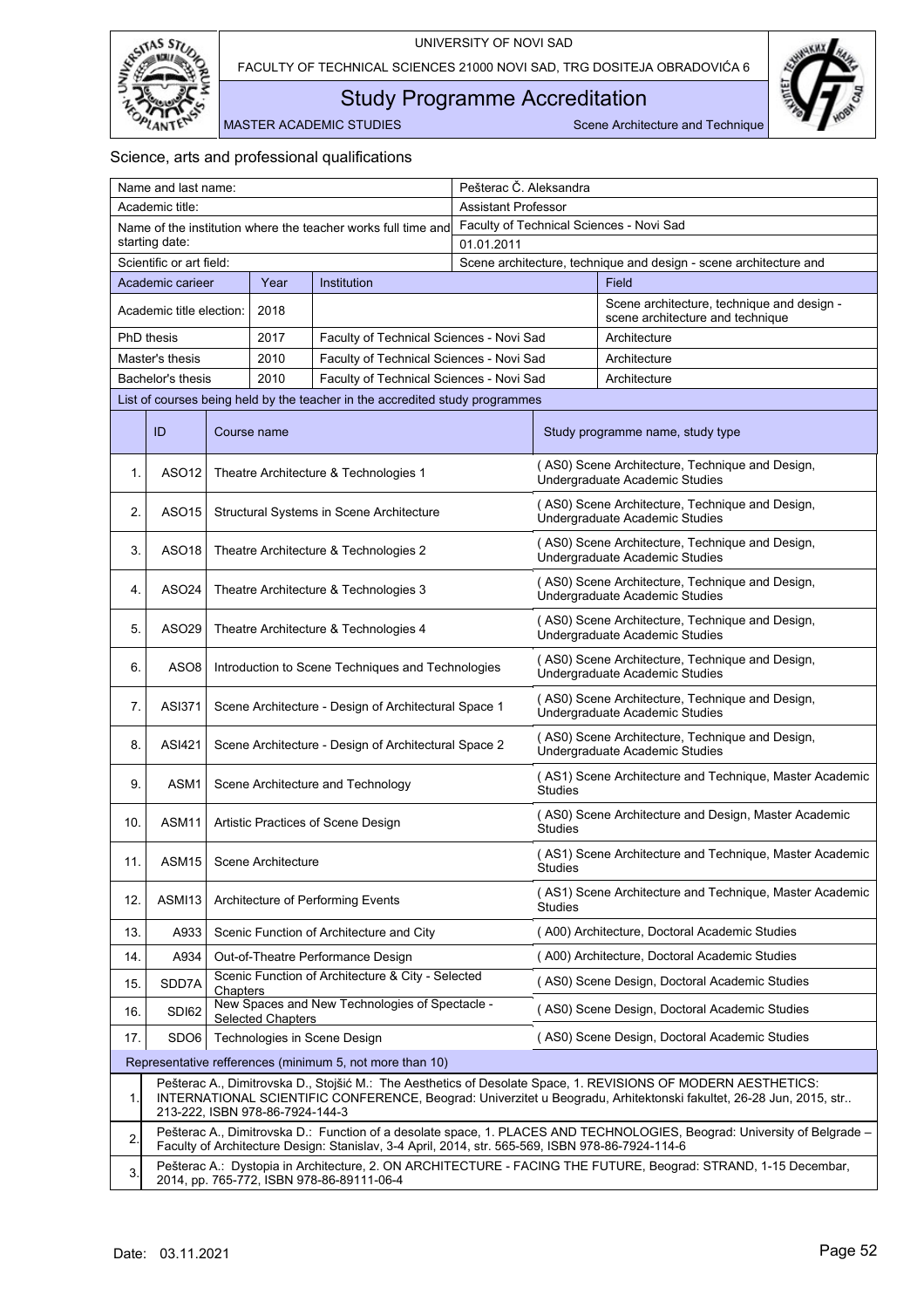## Science, arts and professional qualifications

| Name and last name: | | | Pešterac Č. Aleksandra |
|---|---|---|---|
| Academic title: | | | Assistant Professor |
| Name of the institution where the teacher works full time and starting date: | | | Faculty of Technical Sciences - Novi Sad<br>01.01.2011 |
| Scientific or art field: | | | Scene architecture, technique and design - scene architecture and |
| **Academic carieer** | **Year** | **Institution** | **Field** |
| Academic title election: | 2018 | | Scene architecture, technique and design - scene architecture and technique |
| PhD thesis | 2017 | Faculty of Technical Sciences - Novi Sad | Architecture |
| Master's thesis | 2010 | Faculty of Technical Sciences - Novi Sad | Architecture |
| Bachelor's thesis | 2010 | Faculty of Technical Sciences - Novi Sad | Architecture |

**List of courses being held by the teacher in the accredited study programmes**

| | ID | Course name | Study programme name, study type |
|---|---|---|---|
| 1. | ASO12 | Theatre Architecture & Technologies 1 | ( AS0) Scene Architecture, Technique and Design, Undergraduate Academic Studies |
| 2. | ASO15 | Structural Systems in Scene Architecture | ( AS0) Scene Architecture, Technique and Design, Undergraduate Academic Studies |
| 3. | ASO18 | Theatre Architecture & Technologies 2 | ( AS0) Scene Architecture, Technique and Design, Undergraduate Academic Studies |
| 4. | ASO24 | Theatre Architecture & Technologies 3 | ( AS0) Scene Architecture, Technique and Design, Undergraduate Academic Studies |
| 5. | ASO29 | Theatre Architecture & Technologies 4 | ( AS0) Scene Architecture, Technique and Design, Undergraduate Academic Studies |
| 6. | ASO8 | Introduction to Scene Techniques and Technologies | ( AS0) Scene Architecture, Technique and Design, Undergraduate Academic Studies |
| 7. | ASI371 | Scene Architecture - Design of Architectural Space 1 | ( AS0) Scene Architecture, Technique and Design, Undergraduate Academic Studies |
| 8. | ASI421 | Scene Architecture - Design of Architectural Space 2 | ( AS0) Scene Architecture, Technique and Design, Undergraduate Academic Studies |
| 9. | ASM1 | Scene Architecture and Technology | ( AS1) Scene Architecture and Technique, Master Academic Studies |
| 10. | ASM11 | Artistic Practices of Scene Design | ( AS0) Scene Architecture and Design, Master Academic Studies |
| 11. | ASM15 | Scene Architecture | ( AS1) Scene Architecture and Technique, Master Academic Studies |
| 12. | ASMI13 | Architecture of Performing Events | ( AS1) Scene Architecture and Technique, Master Academic Studies |
| 13. | A933 | Scenic Function of Architecture and City | ( A00) Architecture, Doctoral Academic Studies |
| 14. | A934 | Out-of-Theatre Performance Design | ( A00) Architecture, Doctoral Academic Studies |
| 15. | SDD7A | Scenic Function of Architecture & City - Selected Chapters | ( AS0) Scene Design, Doctoral Academic Studies |
| 16. | SDI62 | New Spaces and New Technologies of Spectacle - Selected Chapters | ( AS0) Scene Design, Doctoral Academic Studies |
| 17. | SDO6 | Technologies in Scene Design | ( AS0) Scene Design, Doctoral Academic Studies |

**Representative refferences (minimum 5, not more than 10)**

| | |
|---|---|
| 1. | Pešterac A., Dimitrovska D., Stojšić M.: The Aesthetics of Desolate Space, 1. REVISIONS OF MODERN AESTHETICS: INTERNATIONAL SCIENTIFIC CONFERENCE, Beograd: Univerzitet u Beogradu, Arhitektonski fakultet, 26-28 Jun, 2015, str.. 213-222, ISBN 978-86-7924-144-3 |
| 2. | Pešterac A., Dimitrovska D.: Function of a desolate space, 1. PLACES AND TECHNOLOGIES, Beograd: University of Belgrade – Faculty of Architecture Design: Stanislav, 3-4 April, 2014, str. 565-569, ISBN 978-86-7924-114-6 |
| 3. | Pešterac A.: Dystopia in Architecture, 2. ON ARCHITECTURE - FACING THE FUTURE, Beograd: STRAND, 1-15 Decembar, 2014, pp. 765-772, ISBN 978-86-89111-06-4 |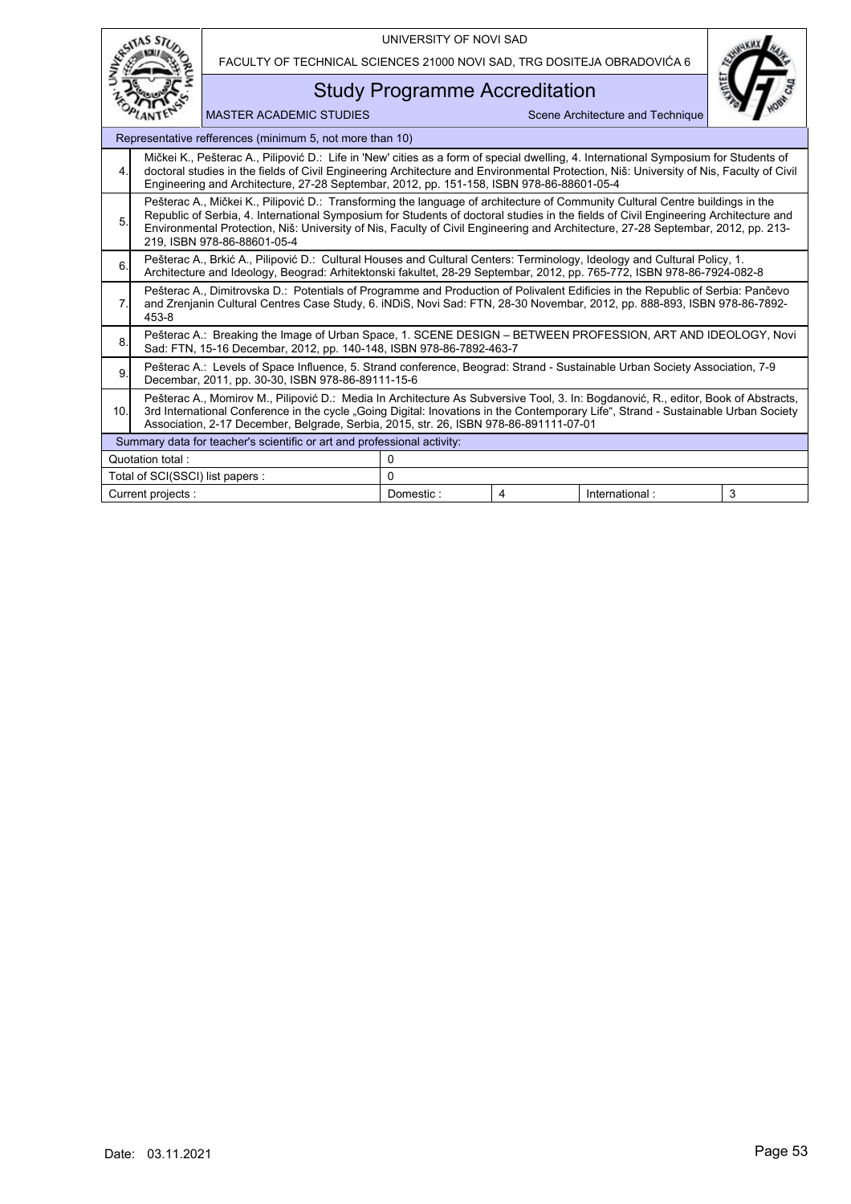| | Representative refferences (minimum 5, not more than 10) | | | | |
|---|---|---|---|---|---|
| 4. | Mičkei K., Pešterac A., Pilipović D.: Life in 'New' cities as a form of special dwelling, 4. International Symposium for Students of doctoral studies in the fields of Civil Engineering Architecture and Environmental Protection, Niš: University of Nis, Faculty of Civil Engineering and Architecture, 27-28 Septembar, 2012, pp. 151-158, ISBN 978-86-88601-05-4 | | | | |
| 5. | Pešterac A., Mičkei K., Pilipović D.: Transforming the language of architecture of Community Cultural Centre buildings in the Republic of Serbia, 4. International Symposium for Students of doctoral studies in the fields of Civil Engineering Architecture and Environmental Protection, Niš: University of Nis, Faculty of Civil Engineering and Architecture, 27-28 Septembar, 2012, pp. 213-219, ISBN 978-86-88601-05-4 | | | | |
| 6. | Pešterac A., Brkić A., Pilipović D.: Cultural Houses and Cultural Centers: Terminology, Ideology and Cultural Policy, 1. Architecture and Ideology, Beograd: Arhitektonski fakultet, 28-29 Septembar, 2012, pp. 765-772, ISBN 978-86-7924-082-8 | | | | |
| 7. | Pešterac A., Dimitrovska D.: Potentials of Programme and Production of Polivalent Edificies in the Republic of Serbia: Pančevo and Zrenjanin Cultural Centres Case Study, 6. iNDiS, Novi Sad: FTN, 28-30 Novembar, 2012, pp. 888-893, ISBN 978-86-7892-453-8 | | | | |
| 8. | Pešterac A.: Breaking the Image of Urban Space, 1. SCENE DESIGN – BETWEEN PROFESSION, ART AND IDEOLOGY, Novi Sad: FTN, 15-16 Decembar, 2012, pp. 140-148, ISBN 978-86-7892-463-7 | | | | |
| 9. | Pešterac A.: Levels of Space Influence, 5. Strand conference, Beograd: Strand - Sustainable Urban Society Association, 7-9 Decembar, 2011, pp. 30-30, ISBN 978-86-89111-15-6 | | | | |
| 10. | Pešterac A., Momirov M., Pilipović D.: Media In Architecture As Subversive Tool, 3. In: Bogdanović, R., editor, Book of Abstracts, 3rd International Conference in the cycle „Going Digital: Inovations in the Contemporary Life“, Strand - Sustainable Urban Society Association, 2-17 December, Belgrade, Serbia, 2015, str. 26, ISBN 978-86-891111-07-01 | | | | |
| | Summary data for teacher's scientific or art and professional activity: | | | | |
| | Quotation total : | 0 | | | |
| | Total of SCI(SSCI) list papers : | 0 | | | |
| | Current projects : | Domestic : | 4 | International : | 3 |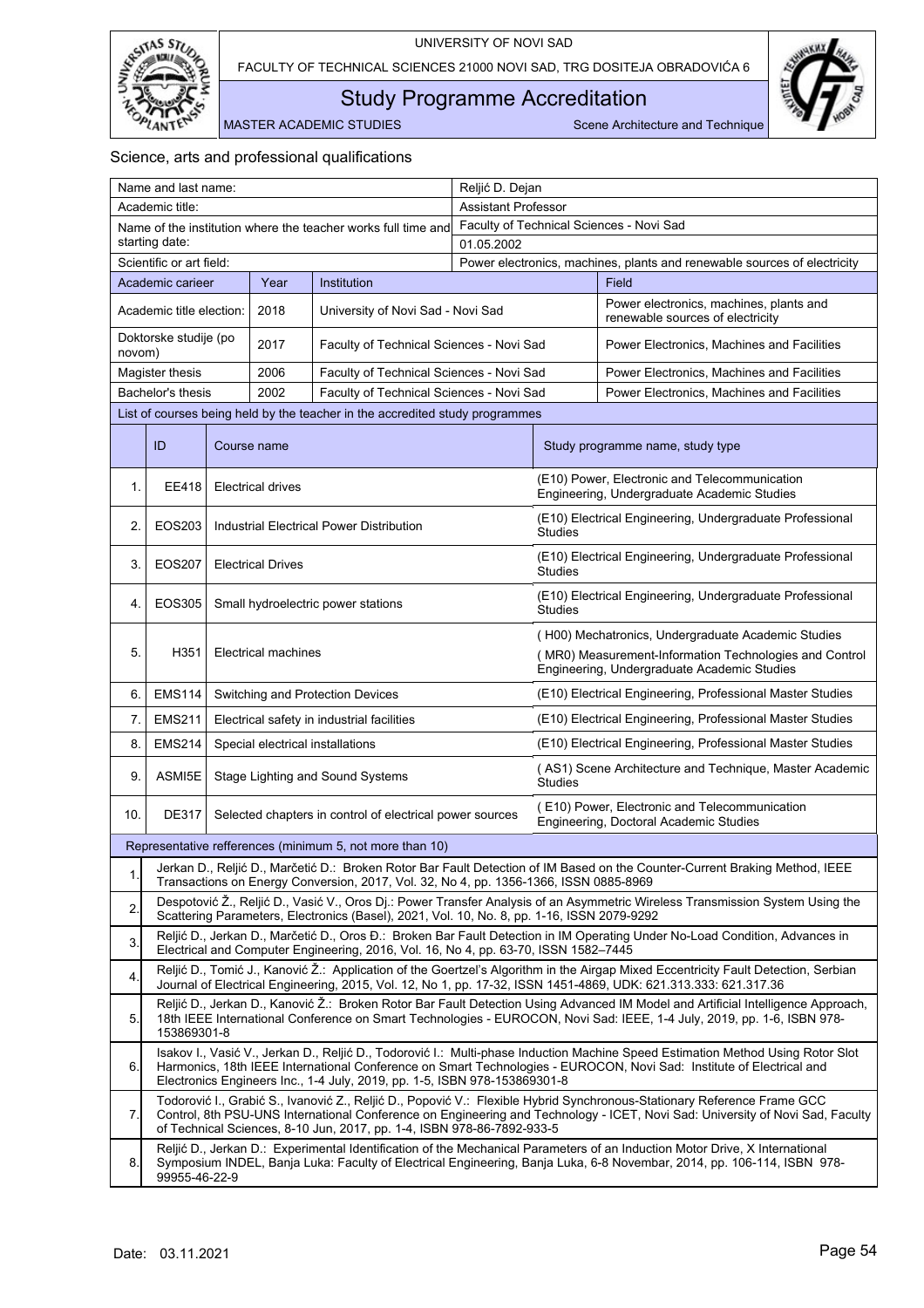## Science, arts and professional qualifications

| Name and last name: | | | Reljić D. Dejan |
|---|---|---|---|
| Academic title: | | | Assistant Professor |
| Name of the institution where the teacher works full time and starting date: | | | Faculty of Technical Sciences - Novi Sad<br>01.05.2002 |
| Scientific or art field: | | | Power electronics, machines, plants and renewable sources of electricity |
| **Academic carieer** | **Year** | **Institution** | **Field** |
| Academic title election: | 2018 | University of Novi Sad - Novi Sad | Power electronics, machines, plants and renewable sources of electricity |
| Doktorske studije (po novom) | 2017 | Faculty of Technical Sciences - Novi Sad | Power Electronics, Machines and Facilities |
| Magister thesis | 2006 | Faculty of Technical Sciences - Novi Sad | Power Electronics, Machines and Facilities |
| Bachelor's thesis | 2002 | Faculty of Technical Sciences - Novi Sad | Power Electronics, Machines and Facilities |

**List of courses being held by the teacher in the accredited study programmes**

| | ID | Course name | Study programme name, study type |
|---|---|---|---|
| 1. | EE418 | Electrical drives | (E10) Power, Electronic and Telecommunication Engineering, Undergraduate Academic Studies |
| 2. | EOS203 | Industrial Electrical Power Distribution | (E10) Electrical Engineering, Undergraduate Professional Studies |
| 3. | EOS207 | Electrical Drives | (E10) Electrical Engineering, Undergraduate Professional Studies |
| 4. | EOS305 | Small hydroelectric power stations | (E10) Electrical Engineering, Undergraduate Professional Studies |
| 5. | H351 | Electrical machines | ( H00) Mechatronics, Undergraduate Academic Studies<br>( MR0) Measurement-Information Technologies and Control Engineering, Undergraduate Academic Studies |
| 6. | EMS114 | Switching and Protection Devices | (E10) Electrical Engineering, Professional Master Studies |
| 7. | EMS211 | Electrical safety in industrial facilities | (E10) Electrical Engineering, Professional Master Studies |
| 8. | EMS214 | Special electrical installations | (E10) Electrical Engineering, Professional Master Studies |
| 9. | ASMI5E | Stage Lighting and Sound Systems | ( AS1) Scene Architecture and Technique, Master Academic Studies |
| 10. | DE317 | Selected chapters in control of electrical power sources | ( E10) Power, Electronic and Telecommunication Engineering, Doctoral Academic Studies |

**Representative refferences (minimum 5, not more than 10)**

| | |
|---|---|
| 1. | Jerkan D., Reljić D., Marčetić D.: Broken Rotor Bar Fault Detection of IM Based on the Counter-Current Braking Method, IEEE Transactions on Energy Conversion, 2017, Vol. 32, No 4, pp. 1356-1366, ISSN 0885-8969 |
| 2. | Despotović Ž., Reljić D., Vasić V., Oros Dj.: Power Transfer Analysis of an Asymmetric Wireless Transmission System Using the Scattering Parameters, Electronics (Basel), 2021, Vol. 10, No. 8, pp. 1-16, ISSN 2079-9292 |
| 3. | Reljić D., Jerkan D., Marčetić D., Oros Đ.: Broken Bar Fault Detection in IM Operating Under No-Load Condition, Advances in Electrical and Computer Engineering, 2016, Vol. 16, No 4, pp. 63-70, ISSN 1582–7445 |
| 4. | Reljić D., Tomić J., Kanović Ž.: Application of the Goertzel's Algorithm in the Airgap Mixed Eccentricity Fault Detection, Serbian Journal of Electrical Engineering, 2015, Vol. 12, No 1, pp. 17-32, ISSN 1451-4869, UDK: 621.313.333: 621.317.36 |
| 5. | Reljić D., Jerkan D., Kanović Ž.: Broken Rotor Bar Fault Detection Using Advanced IM Model and Artificial Intelligence Approach, 18th IEEE International Conference on Smart Technologies - EUROCON, Novi Sad: IEEE, 1-4 July, 2019, pp. 1-6, ISBN 978-153869301-8 |
| 6. | Isakov I., Vasić V., Jerkan D., Reljić D., Todorović I.: Multi-phase Induction Machine Speed Estimation Method Using Rotor Slot Harmonics, 18th IEEE International Conference on Smart Technologies - EUROCON, Novi Sad: Institute of Electrical and Electronics Engineers Inc., 1-4 July, 2019, pp. 1-5, ISBN 978-153869301-8 |
| 7. | Todorović I., Grabić S., Ivanović Z., Reljić D., Popović V.: Flexible Hybrid Synchronous-Stationary Reference Frame GCC Control, 8th PSU-UNS International Conference on Engineering and Technology - ICET, Novi Sad: University of Novi Sad, Faculty of Technical Sciences, 8-10 Jun, 2017, pp. 1-4, ISBN 978-86-7892-933-5 |
| 8. | Reljić D., Jerkan D.: Experimental Identification of the Mechanical Parameters of an Induction Motor Drive, X International Symposium INDEL, Banja Luka: Faculty of Electrical Engineering, Banja Luka, 6-8 Novembar, 2014, pp. 106-114, ISBN 978-99955-46-22-9 |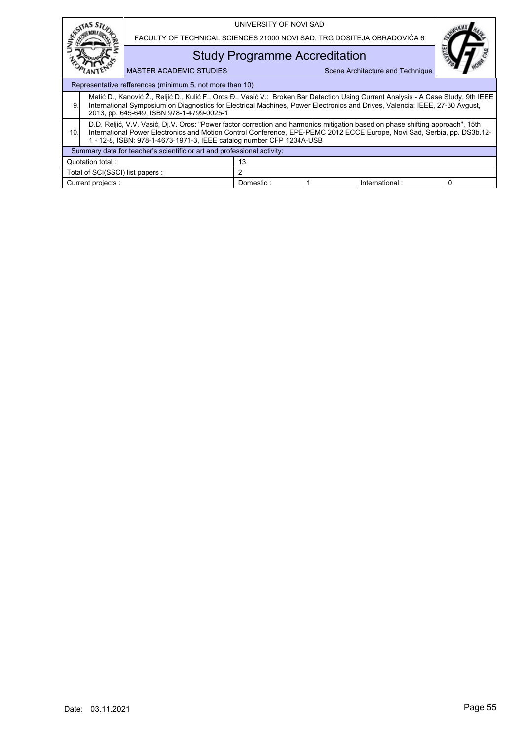| Representative refferences (minimum 5, not more than 10) | | | | |
|---|---|---|---|---|
| 9. | Matić D., Kanović Ž., Reljić D., Kulić F., Oros Đ., Vasić V.: Broken Bar Detection Using Current Analysis - A Case Study, 9th IEEE International Symposium on Diagnostics for Electrical Machines, Power Electronics and Drives, Valencia: IEEE, 27-30 Avgust, 2013, pp. 645-649, ISBN 978-1-4799-0025-1 | | | |
| 10. | D.D. Reljić, V.V. Vasić, Dj.V. Oros: "Power factor correction and harmonics mitigation based on phase shifting approach", 15th International Power Electronics and Motion Control Conference, EPE-PEMC 2012 ECCE Europe, Novi Sad, Serbia, pp. DS3b.12-1 - 12-8, ISBN: 978-1-4673-1971-3, IEEE catalog number CFP 1234A-USB | | | |

| Summary data for teacher's scientific or art and professional activity: | | | | |
|---|---|---|---|---|
| Quotation total : | 13 | | | |
| Total of SCI(SSCI) list papers : | 2 | | | |
| Current projects : | Domestic : | 1 | International : | 0 |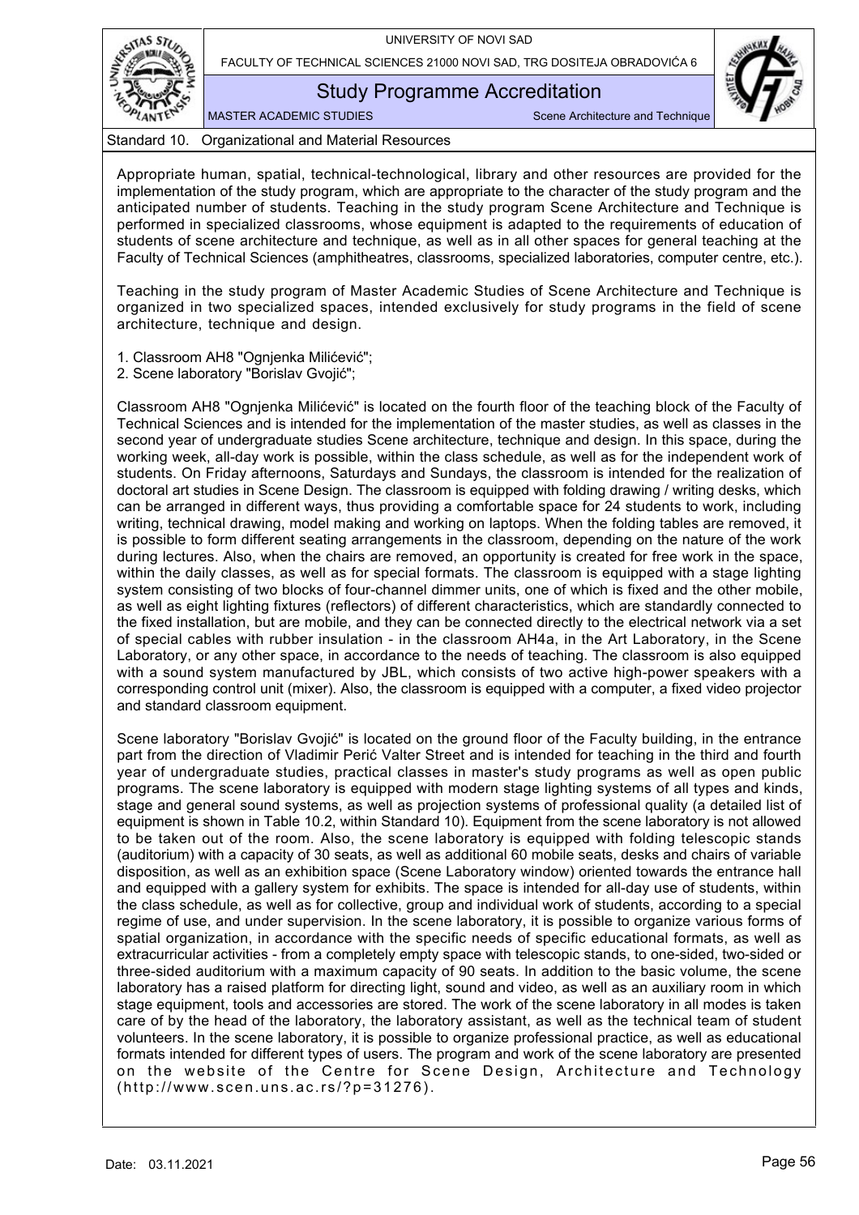## Standard 10. Organizational and Material Resources

Appropriate human, spatial, technical-technological, library and other resources are provided for the implementation of the study program, which are appropriate to the character of the study program and the anticipated number of students. Teaching in the study program Scene Architecture and Technique is performed in specialized classrooms, whose equipment is adapted to the requirements of education of students of scene architecture and technique, as well as in all other spaces for general teaching at the Faculty of Technical Sciences (amphitheatres, classrooms, specialized laboratories, computer centre, etc.).

Teaching in the study program of Master Academic Studies of Scene Architecture and Technique is organized in two specialized spaces, intended exclusively for study programs in the field of scene architecture, technique and design.

1. Classroom AH8 "Ognjenka Milićević";
2. Scene laboratory "Borislav Gvojić";

Classroom AH8 "Ognjenka Milićević" is located on the fourth floor of the teaching block of the Faculty of Technical Sciences and is intended for the implementation of the master studies, as well as classes in the second year of undergraduate studies Scene architecture, technique and design. In this space, during the working week, all-day work is possible, within the class schedule, as well as for the independent work of students. On Friday afternoons, Saturdays and Sundays, the classroom is intended for the realization of doctoral art studies in Scene Design. The classroom is equipped with folding drawing / writing desks, which can be arranged in different ways, thus providing a comfortable space for 24 students to work, including writing, technical drawing, model making and working on laptops. When the folding tables are removed, it is possible to form different seating arrangements in the classroom, depending on the nature of the work during lectures. Also, when the chairs are removed, an opportunity is created for free work in the space, within the daily classes, as well as for special formats. The classroom is equipped with a stage lighting system consisting of two blocks of four-channel dimmer units, one of which is fixed and the other mobile, as well as eight lighting fixtures (reflectors) of different characteristics, which are standardly connected to the fixed installation, but are mobile, and they can be connected directly to the electrical network via a set of special cables with rubber insulation - in the classroom AH4a, in the Art Laboratory, in the Scene Laboratory, or any other space, in accordance to the needs of teaching. The classroom is also equipped with a sound system manufactured by JBL, which consists of two active high-power speakers with a corresponding control unit (mixer). Also, the classroom is equipped with a computer, a fixed video projector and standard classroom equipment.

Scene laboratory "Borislav Gvojić" is located on the ground floor of the Faculty building, in the entrance part from the direction of Vladimir Perić Valter Street and is intended for teaching in the third and fourth year of undergraduate studies, practical classes in master's study programs as well as open public programs. The scene laboratory is equipped with modern stage lighting systems of all types and kinds, stage and general sound systems, as well as projection systems of professional quality (a detailed list of equipment is shown in Table 10.2, within Standard 10). Equipment from the scene laboratory is not allowed to be taken out of the room. Also, the scene laboratory is equipped with folding telescopic stands (auditorium) with a capacity of 30 seats, as well as additional 60 mobile seats, desks and chairs of variable disposition, as well as an exhibition space (Scene Laboratory window) oriented towards the entrance hall and equipped with a gallery system for exhibits. The space is intended for all-day use of students, within the class schedule, as well as for collective, group and individual work of students, according to a special regime of use, and under supervision. In the scene laboratory, it is possible to organize various forms of spatial organization, in accordance with the specific needs of specific educational formats, as well as extracurricular activities - from a completely empty space with telescopic stands, to one-sided, two-sided or three-sided auditorium with a maximum capacity of 90 seats. In addition to the basic volume, the scene laboratory has a raised platform for directing light, sound and video, as well as an auxiliary room in which stage equipment, tools and accessories are stored. The work of the scene laboratory in all modes is taken care of by the head of the laboratory, the laboratory assistant, as well as the technical team of student volunteers. In the scene laboratory, it is possible to organize professional practice, as well as educational formats intended for different types of users. The program and work of the scene laboratory are presented on the website of the Centre for Scene Design, Architecture and Technology (http://www.scen.uns.ac.rs/?p=31276).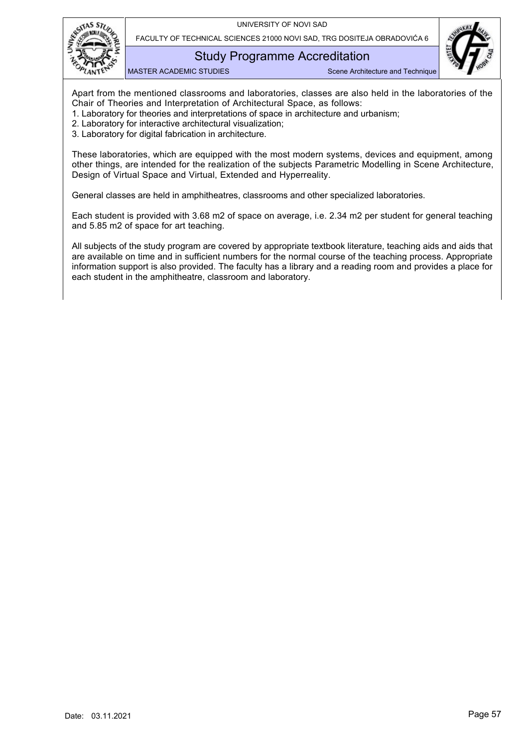Apart from the mentioned classrooms and laboratories, classes are also held in the laboratories of the Chair of Theories and Interpretation of Architectural Space, as follows:

1. Laboratory for theories and interpretations of space in architecture and urbanism;
2. Laboratory for interactive architectural visualization;
3. Laboratory for digital fabrication in architecture.

These laboratories, which are equipped with the most modern systems, devices and equipment, among other things, are intended for the realization of the subjects Parametric Modelling in Scene Architecture, Design of Virtual Space and Virtual, Extended and Hyperreality.

General classes are held in amphitheatres, classrooms and other specialized laboratories.

Each student is provided with 3.68 m2 of space on average, i.e. 2.34 m2 per student for general teaching and 5.85 m2 of space for art teaching.

All subjects of the study program are covered by appropriate textbook literature, teaching aids and aids that are available on time and in sufficient numbers for the normal course of the teaching process. Appropriate information support is also provided. The faculty has a library and a reading room and provides a place for each student in the amphitheatre, classroom and laboratory.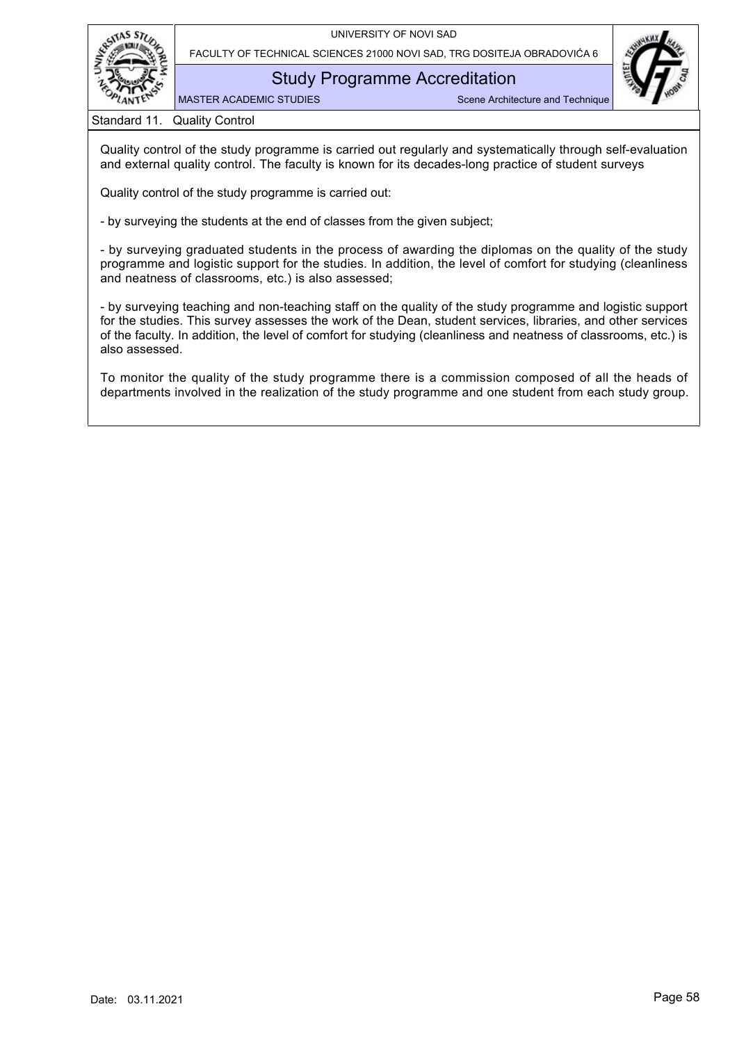## Standard 11. Quality Control

Quality control of the study programme is carried out regularly and systematically through self-evaluation and external quality control. The faculty is known for its decades-long practice of student surveys

Quality control of the study programme is carried out:

- by surveying the students at the end of classes from the given subject;

- by surveying graduated students in the process of awarding the diplomas on the quality of the study programme and logistic support for the studies. In addition, the level of comfort for studying (cleanliness and neatness of classrooms, etc.) is also assessed;

- by surveying teaching and non-teaching staff on the quality of the study programme and logistic support for the studies. This survey assesses the work of the Dean, student services, libraries, and other services of the faculty. In addition, the level of comfort for studying (cleanliness and neatness of classrooms, etc.) is also assessed.

To monitor the quality of the study programme there is a commission composed of all the heads of departments involved in the realization of the study programme and one student from each study group.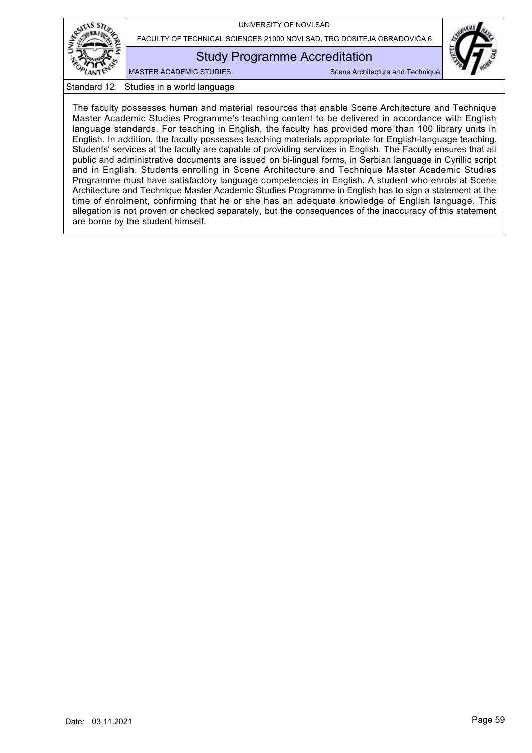## Standard 12. Studies in a world language

The faculty possesses human and material resources that enable Scene Architecture and Technique Master Academic Studies Programme's teaching content to be delivered in accordance with English language standards. For teaching in English, the faculty has provided more than 100 library units in English. In addition, the faculty possesses teaching materials appropriate for English-language teaching. Students' services at the faculty are capable of providing services in English. The Faculty ensures that all public and administrative documents are issued on bi-lingual forms, in Serbian language in Cyrillic script and in English. Students enrolling in Scene Architecture and Technique Master Academic Studies Programme must have satisfactory language competencies in English. A student who enrols at Scene Architecture and Technique Master Academic Studies Programme in English has to sign a statement at the time of enrolment, confirming that he or she has an adequate knowledge of English language. This allegation is not proven or checked separately, but the consequences of the inaccuracy of this statement are borne by the student himself.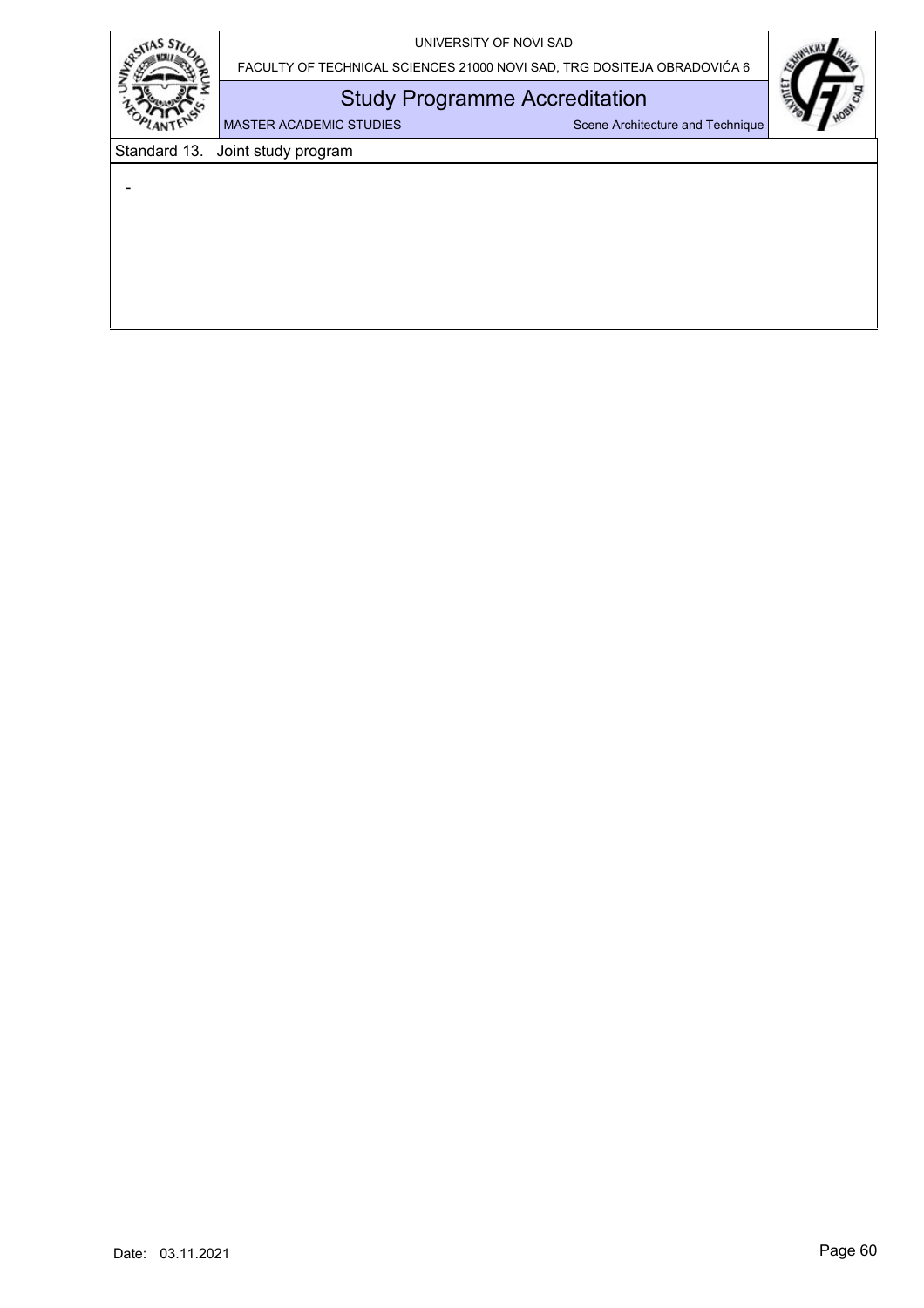Standard 13. Joint study program

-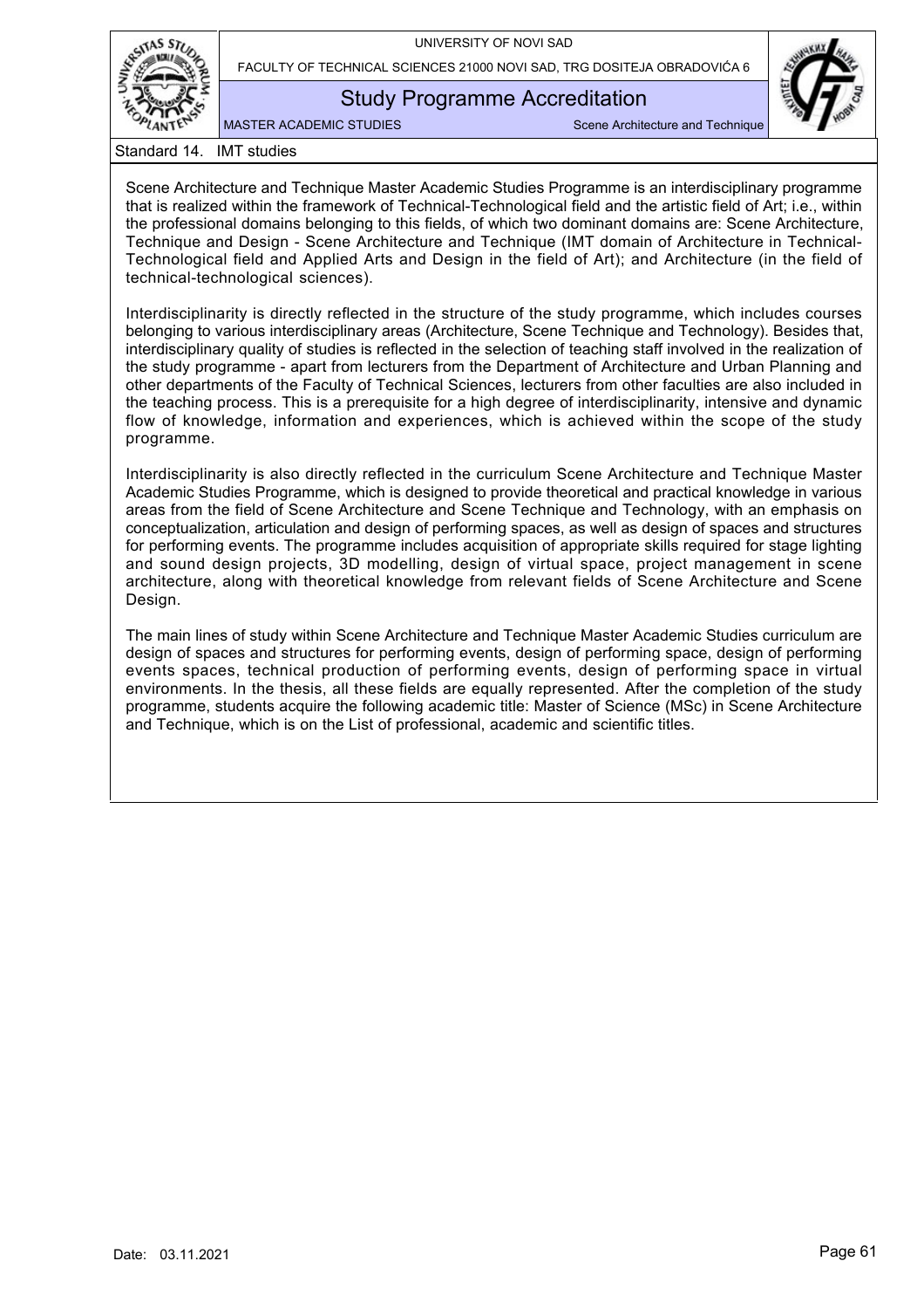## Standard 14. IMT studies

Scene Architecture and Technique Master Academic Studies Programme is an interdisciplinary programme that is realized within the framework of Technical-Technological field and the artistic field of Art; i.e., within the professional domains belonging to this fields, of which two dominant domains are: Scene Architecture, Technique and Design - Scene Architecture and Technique (IMT domain of Architecture in Technical-Technological field and Applied Arts and Design in the field of Art); and Architecture (in the field of technical-technological sciences).

Interdisciplinarity is directly reflected in the structure of the study programme, which includes courses belonging to various interdisciplinary areas (Architecture, Scene Technique and Technology). Besides that, interdisciplinary quality of studies is reflected in the selection of teaching staff involved in the realization of the study programme - apart from lecturers from the Department of Architecture and Urban Planning and other departments of the Faculty of Technical Sciences, lecturers from other faculties are also included in the teaching process. This is a prerequisite for a high degree of interdisciplinarity, intensive and dynamic flow of knowledge, information and experiences, which is achieved within the scope of the study programme.

Interdisciplinarity is also directly reflected in the curriculum Scene Architecture and Technique Master Academic Studies Programme, which is designed to provide theoretical and practical knowledge in various areas from the field of Scene Architecture and Scene Technique and Technology, with an emphasis on conceptualization, articulation and design of performing spaces, as well as design of spaces and structures for performing events. The programme includes acquisition of appropriate skills required for stage lighting and sound design projects, 3D modelling, design of virtual space, project management in scene architecture, along with theoretical knowledge from relevant fields of Scene Architecture and Scene Design.

The main lines of study within Scene Architecture and Technique Master Academic Studies curriculum are design of spaces and structures for performing events, design of performing space, design of performing events spaces, technical production of performing events, design of performing space in virtual environments. In the thesis, all these fields are equally represented. After the completion of the study programme, students acquire the following academic title: Master of Science (MSc) in Scene Architecture and Technique, which is on the List of professional, academic and scientific titles.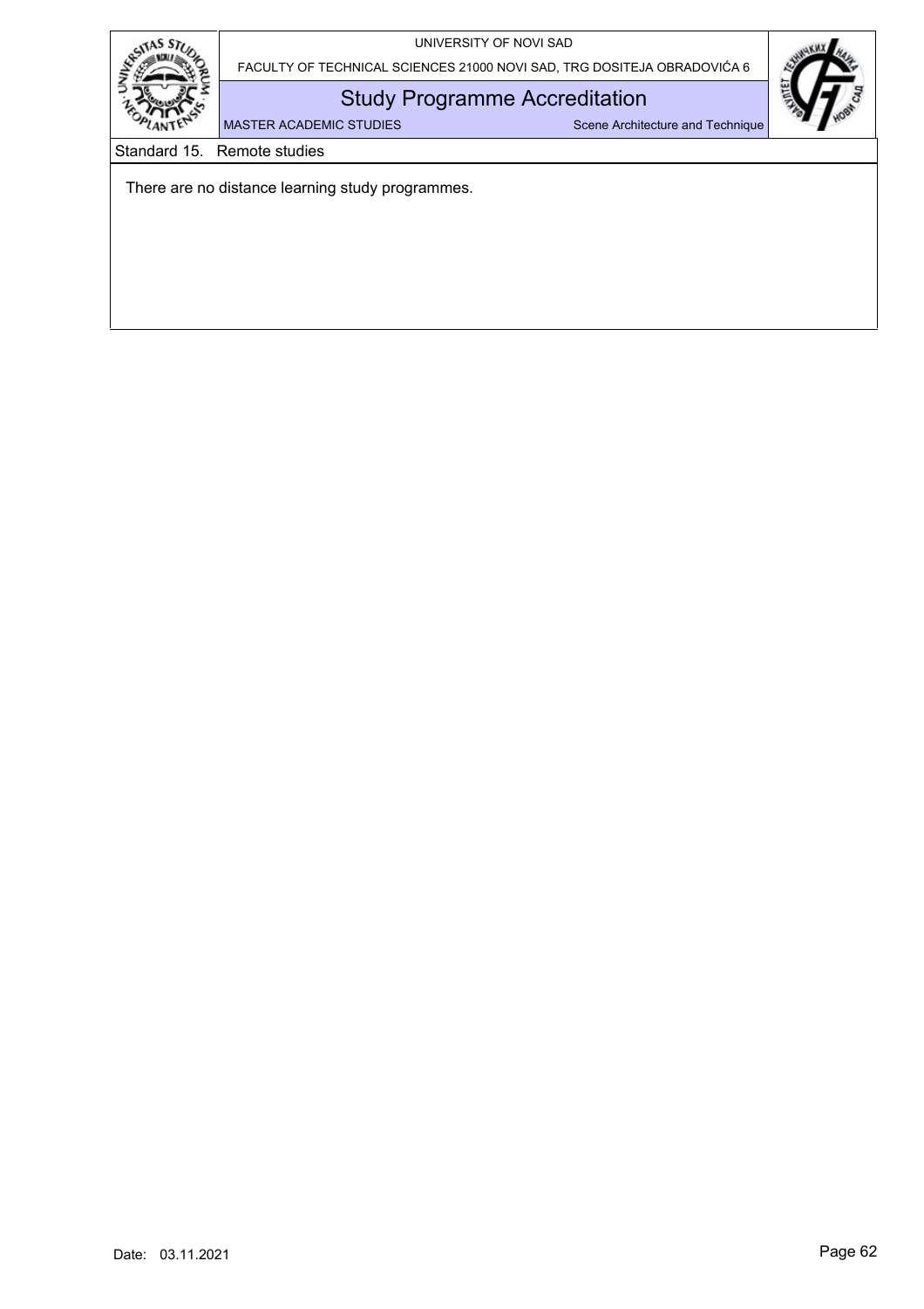## Standard 15. Remote studies

There are no distance learning study programmes.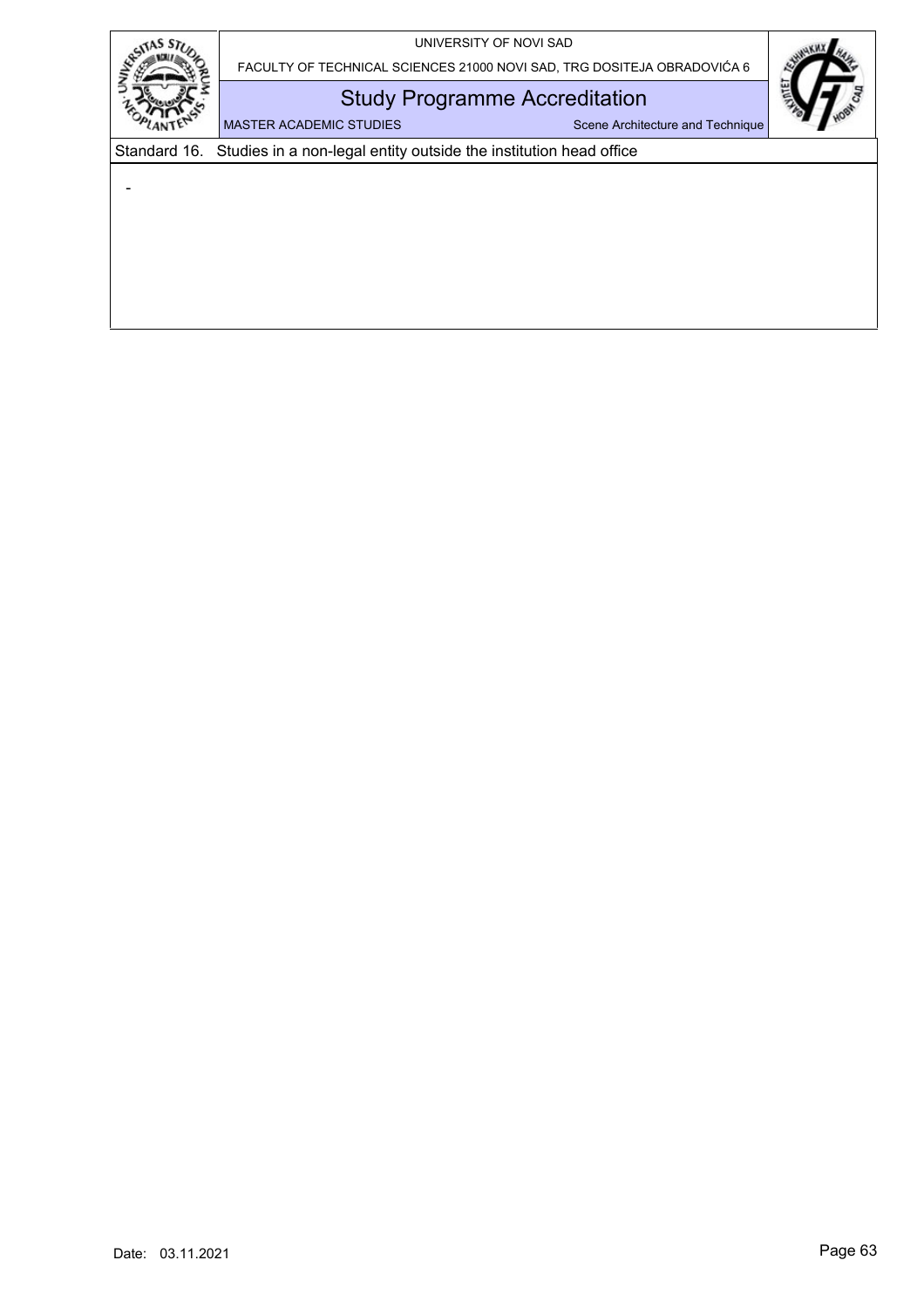Standard 16. Studies in a non-legal entity outside the institution head office

-